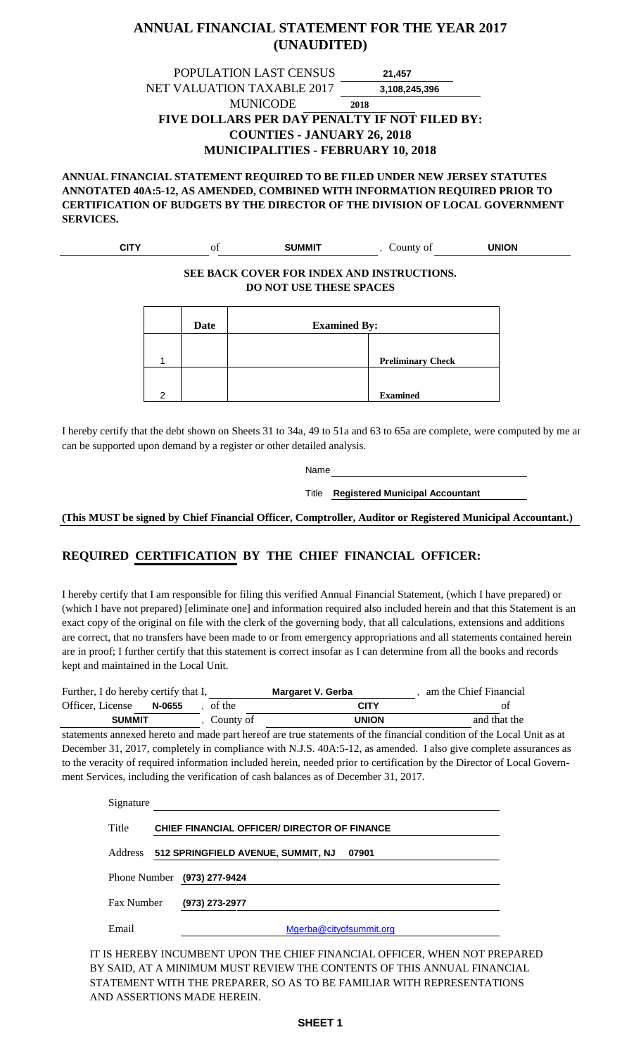# ANNUAL FINANCIAL STATEMENT FOR THE YEAR 2017 (UNAUDITED)

POPULATION LAST CENSUS **21,457**

NET VALUATION TAXABLE 2017 **3,108,245,396**

MUNICODE **2018**

**FIVE DOLLARS PER DAY PENALTY IF NOT FILED BY:**

**COUNTIES - JANUARY 26, 2018**

**MUNICIPALITIES - FEBRUARY 10, 2018**

**ANNUAL FINANCIAL STATEMENT REQUIRED TO BE FILED UNDER NEW JERSEY STATUTES ANNOTATED 40A:5-12, AS AMENDED, COMBINED WITH INFORMATION REQUIRED PRIOR TO CERTIFICATION OF BUDGETS BY THE DIRECTOR OF THE DIVISION OF LOCAL GOVERNMENT SERVICES.**

**CITY** of **SUMMIT**, County of **UNION**

**SEE BACK COVER FOR INDEX AND INSTRUCTIONS.**
**DO NOT USE THESE SPACES**

| | Date | Examined By: | |
|---|---|---|---|
| 1 | | | **Preliminary Check** |
| 2 | | | **Examined** |

I hereby certify that the debt shown on Sheets 31 to 34a, 49 to 51a and 63 to 65a are complete, were computed by me and can be supported upon demand by a register or other detailed analysis.

Name

Title **Registered Municipal Accountant**

**(This MUST be signed by Chief Financial Officer, Comptroller, Auditor or Registered Municipal Accountant.)**

## REQUIRED CERTIFICATION BY THE CHIEF FINANCIAL OFFICER:

I hereby certify that I am responsible for filing this verified Annual Financial Statement, (which I have prepared) or (which I have not prepared) [eliminate one] and information required also included herein and that this Statement is an exact copy of the original on file with the clerk of the governing body, that all calculations, extensions and additions are correct, that no transfers have been made to or from emergency appropriations and all statements contained herein are in proof; I further certify that this statement is correct insofar as I can determine from all the books and records kept and maintained in the Local Unit.

Further, I do hereby certify that I, **Margaret V. Gerba**, am the Chief Financial Officer, License **N-0655**, of the **CITY** of **SUMMIT**, County of **UNION** and that the statements annexed hereto and made part hereof are true statements of the financial condition of the Local Unit as at December 31, 2017, completely in compliance with N.J.S. 40A:5-12, as amended. I also give complete assurances as to the veracity of required information included herein, needed prior to certification by the Director of Local Government Services, including the verification of cash balances as of December 31, 2017.

Signature

Title **CHIEF FINANCIAL OFFICER/ DIRECTOR OF FINANCE**

Address **512 SPRINGFIELD AVENUE, SUMMIT, NJ 07901**

Phone Number **(973) 277-9424**

Fax Number **(973) 273-2977**

Email Mgerba@cityofsummit.org

IT IS HEREBY INCUMBENT UPON THE CHIEF FINANCIAL OFFICER, WHEN NOT PREPARED BY SAID, AT A MINIMUM MUST REVIEW THE CONTENTS OF THIS ANNUAL FINANCIAL STATEMENT WITH THE PREPARER, SO AS TO BE FAMILIAR WITH REPRESENTATIONS AND ASSERTIONS MADE HEREIN.

**SHEET 1**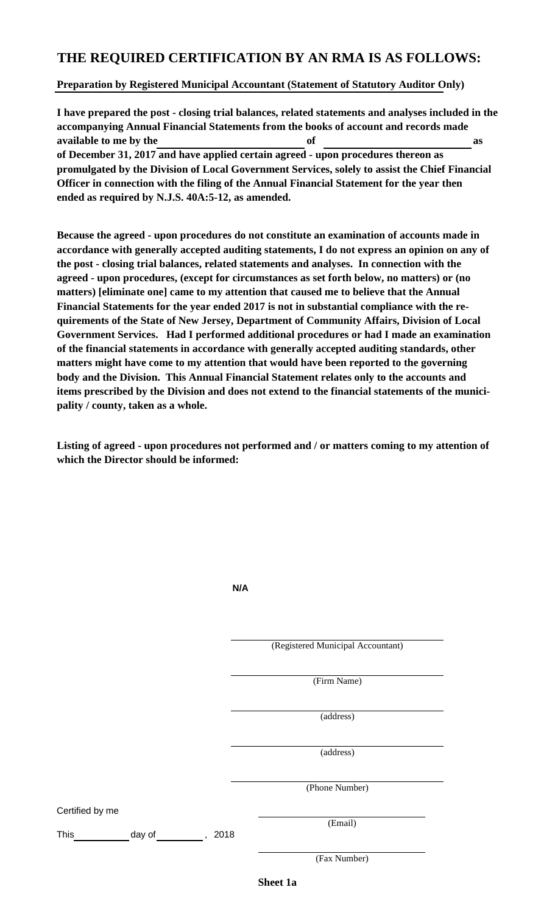## THE REQUIRED CERTIFICATION BY AN RMA IS AS FOLLOWS:

**Preparation by Registered Municipal Accountant (Statement of Statutory Auditor Only)**

**I have prepared the post - closing trial balances, related statements and analyses included in the accompanying Annual Financial Statements from the books of account and records made available to me by the \_\_\_\_\_\_\_\_\_\_\_\_\_\_\_\_\_\_\_\_ of \_\_\_\_\_\_\_\_\_\_\_\_\_\_\_\_\_\_\_\_ as of December 31, 2017 and have applied certain agreed - upon procedures thereon as promulgated by the Division of Local Government Services, solely to assist the Chief Financial Officer in connection with the filing of the Annual Financial Statement for the year then ended as required by N.J.S. 40A:5-12, as amended.**

**Because the agreed - upon procedures do not constitute an examination of accounts made in accordance with generally accepted auditing statements, I do not express an opinion on any of the post - closing trial balances, related statements and analyses. In connection with the agreed - upon procedures, (except for circumstances as set forth below, no matters) or (no matters) [eliminate one] came to my attention that caused me to believe that the Annual Financial Statements for the year ended 2017 is not in substantial compliance with the requirements of the State of New Jersey, Department of Community Affairs, Division of Local Government Services. Had I performed additional procedures or had I made an examination of the financial statements in accordance with generally accepted auditing standards, other matters might have come to my attention that would have been reported to the governing body and the Division. This Annual Financial Statement relates only to the accounts and items prescribed by the Division and does not extend to the financial statements of the municipality / county, taken as a whole.**

**Listing of agreed - upon procedures not performed and / or matters coming to my attention of which the Director should be informed:**

N/A

\_\_\_\_\_\_\_\_\_\_\_\_\_\_\_\_\_\_\_\_\_\_\_\_\_\_\_\_
(Registered Municipal Accountant)

\_\_\_\_\_\_\_\_\_\_\_\_\_\_\_\_\_\_\_\_\_\_\_\_\_\_\_\_
(Firm Name)

\_\_\_\_\_\_\_\_\_\_\_\_\_\_\_\_\_\_\_\_\_\_\_\_\_\_\_\_
(address)

\_\_\_\_\_\_\_\_\_\_\_\_\_\_\_\_\_\_\_\_\_\_\_\_\_\_\_\_
(address)

\_\_\_\_\_\_\_\_\_\_\_\_\_\_\_\_\_\_\_\_\_\_\_\_\_\_\_\_
(Phone Number)

Certified by me

This \_\_\_\_\_\_\_\_\_\_ day of \_\_\_\_\_\_\_\_\_\_ , 2018

\_\_\_\_\_\_\_\_\_\_\_\_\_\_\_\_\_\_\_\_\_\_\_\_\_\_\_\_
(Email)

\_\_\_\_\_\_\_\_\_\_\_\_\_\_\_\_\_\_\_\_\_\_\_\_\_\_\_\_
(Fax Number)

**Sheet 1a**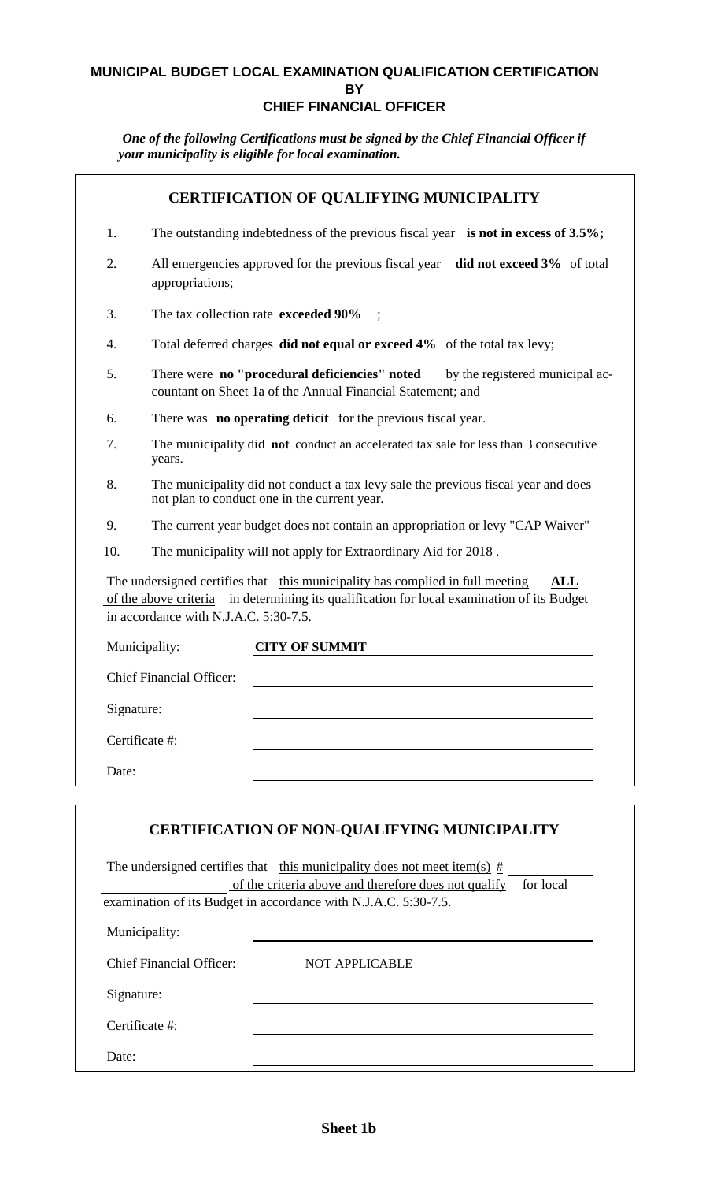# MUNICIPAL BUDGET LOCAL EXAMINATION QUALIFICATION CERTIFICATION BY CHIEF FINANCIAL OFFICER

***One of the following Certifications must be signed by the Chief Financial Officer if your municipality is eligible for local examination.***

## CERTIFICATION OF QUALIFYING MUNICIPALITY

1. The outstanding indebtedness of the previous fiscal year **is not in excess of 3.5%;**
2. All emergencies approved for the previous fiscal year **did not exceed 3%** of total appropriations;
3. The tax collection rate **exceeded 90%** ;
4. Total deferred charges **did not equal or exceed 4%** of the total tax levy;
5. There were **no "procedural deficiencies" noted** by the registered municipal accountant on Sheet 1a of the Annual Financial Statement; and
6. There was **no operating deficit** for the previous fiscal year.
7. The municipality did **not** conduct an accelerated tax sale for less than 3 consecutive years.
8. The municipality did not conduct a tax levy sale the previous fiscal year and does not plan to conduct one in the current year.
9. The current year budget does not contain an appropriation or levy "CAP Waiver"
10. The municipality will not apply for Extraordinary Aid for 2018 .

The undersigned certifies that this municipality has complied in full meeting **ALL** of the above criteria in determining its qualification for local examination of its Budget in accordance with N.J.A.C. 5:30-7.5.

Municipality: **CITY OF SUMMIT**

Chief Financial Officer:

Signature:

Certificate #:

Date:

## CERTIFICATION OF NON-QUALIFYING MUNICIPALITY

The undersigned certifies that this municipality does not meet item(s) # ______ of the criteria above and therefore does not qualify for local examination of its Budget in accordance with N.J.A.C. 5:30-7.5.

Municipality:

Chief Financial Officer: NOT APPLICABLE

Signature:

Certificate #:

Date:

**Sheet 1b**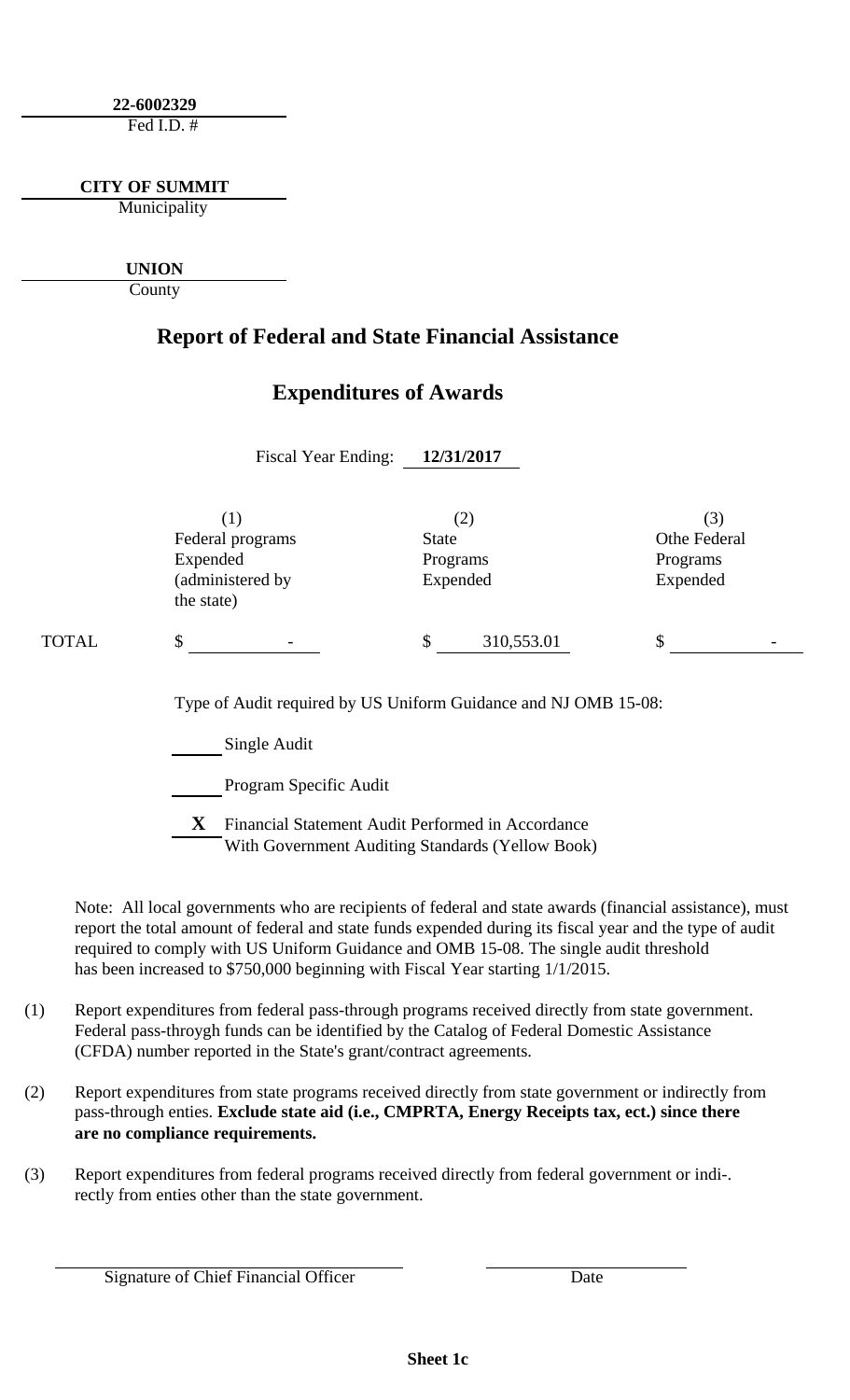**22-6002329**
Fed I.D. #

**CITY OF SUMMIT**
Municipality

**UNION**
County

## Report of Federal and State Financial Assistance

## Expenditures of Awards

Fiscal Year Ending: **12/31/2017**

| | (1) Federal programs Expended (administered by the state) | (2) State Programs Expended | (3) Othe Federal Programs Expended |
|---|---|---|---|
| TOTAL | $ - | $ 310,553.01 | $ - |

Type of Audit required by US Uniform Guidance and NJ OMB 15-08:

\_\_\_\_\_ Single Audit

\_\_\_\_\_ Program Specific Audit

**X** Financial Statement Audit Performed in Accordance With Government Auditing Standards (Yellow Book)

Note: All local governments who are recipients of federal and state awards (financial assistance), must report the total amount of federal and state funds expended during its fiscal year and the type of audit required to comply with US Uniform Guidance and OMB 15-08. The single audit threshold has been increased to $750,000 beginning with Fiscal Year starting 1/1/2015.

(1) Report expenditures from federal pass-through programs received directly from state government. Federal pass-throygh funds can be identified by the Catalog of Federal Domestic Assistance (CFDA) number reported in the State's grant/contract agreements.

(2) Report expenditures from state programs received directly from state government or indirectly from pass-through enties. **Exclude state aid (i.e., CMPRTA, Energy Receipts tax, ect.) since there are no compliance requirements.**

(3) Report expenditures from federal programs received directly from federal government or indi-. rectly from enties other than the state government.

Signature of Chief Financial Officer

Date

**Sheet 1c**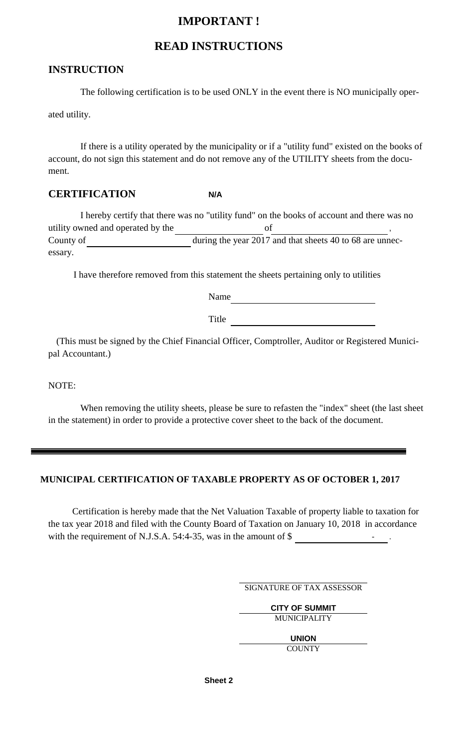# IMPORTANT !

## READ INSTRUCTIONS

### INSTRUCTION

The following certification is to be used ONLY in the event there is NO municipally operated utility.

If there is a utility operated by the municipality or if a "utility fund" existed on the books of account, do not sign this statement and do not remove any of the UTILITY sheets from the document.

### CERTIFICATION

**N/A**

I hereby certify that there was no "utility fund" on the books of account and there was no utility owned and operated by the ____________ of ____________, County of ____________ during the year 2017 and that sheets 40 to 68 are unnecessary.

I have therefore removed from this statement the sheets pertaining only to utilities

Name ____________________

Title ____________________

(This must be signed by the Chief Financial Officer, Comptroller, Auditor or Registered Municipal Accountant.)

NOTE:

When removing the utility sheets, please be sure to refasten the "index" sheet (the last sheet in the statement) in order to provide a protective cover sheet to the back of the document.

---

### MUNICIPAL CERTIFICATION OF TAXABLE PROPERTY AS OF OCTOBER 1, 2017

Certification is hereby made that the Net Valuation Taxable of property liable to taxation for the tax year 2018 and filed with the County Board of Taxation on January 10, 2018 in accordance with the requirement of N.J.S.A. 54:4-35, was in the amount of $ ____________ - .

____________________
SIGNATURE OF TAX ASSESSOR

**CITY OF SUMMIT**
MUNICIPALITY

**UNION**
COUNTY

**Sheet 2**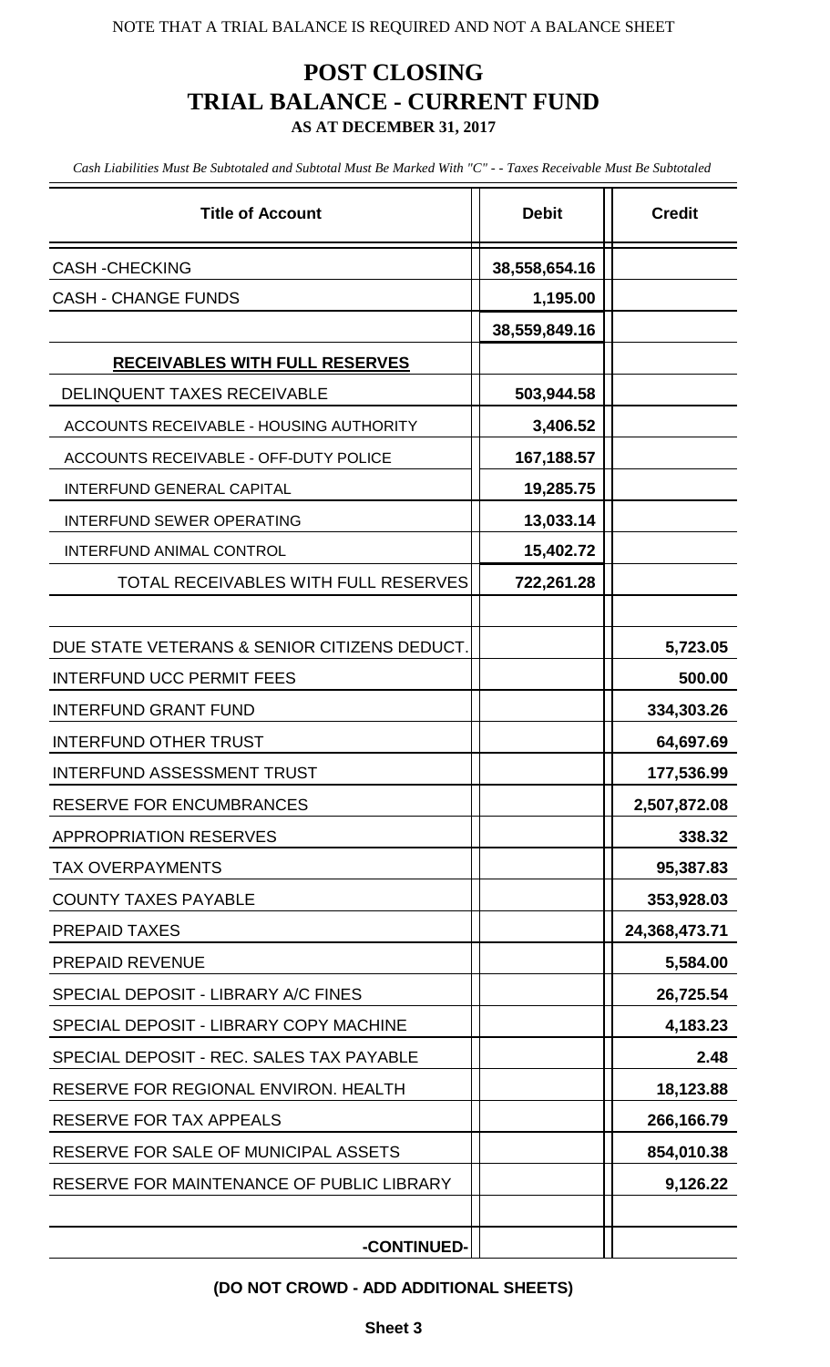NOTE THAT A TRIAL BALANCE IS REQUIRED AND NOT A BALANCE SHEET

# POST CLOSING
# TRIAL BALANCE - CURRENT FUND
### AS AT DECEMBER 31, 2017

*Cash Liabilities Must Be Subtotaled and Subtotal Must Be Marked With "C" - - Taxes Receivable Must Be Subtotaled*

| Title of Account | Debit | Credit |
|---|---|---|
| CASH -CHECKING | 38,558,654.16 | |
| CASH - CHANGE FUNDS | 1,195.00 | |
| | 38,559,849.16 | |
| **RECEIVABLES WITH FULL RESERVES** | | |
| DELINQUENT TAXES RECEIVABLE | 503,944.58 | |
| ACCOUNTS RECEIVABLE - HOUSING AUTHORITY | 3,406.52 | |
| ACCOUNTS RECEIVABLE - OFF-DUTY POLICE | 167,188.57 | |
| INTERFUND GENERAL CAPITAL | 19,285.75 | |
| INTERFUND SEWER OPERATING | 13,033.14 | |
| INTERFUND ANIMAL CONTROL | 15,402.72 | |
| TOTAL RECEIVABLES WITH FULL RESERVES | 722,261.28 | |
| | | |
| DUE STATE VETERANS & SENIOR CITIZENS DEDUCT. | | 5,723.05 |
| INTERFUND UCC PERMIT FEES | | 500.00 |
| INTERFUND GRANT FUND | | 334,303.26 |
| INTERFUND OTHER TRUST | | 64,697.69 |
| INTERFUND ASSESSMENT TRUST | | 177,536.99 |
| RESERVE FOR ENCUMBRANCES | | 2,507,872.08 |
| APPROPRIATION RESERVES | | 338.32 |
| TAX OVERPAYMENTS | | 95,387.83 |
| COUNTY TAXES PAYABLE | | 353,928.03 |
| PREPAID TAXES | | 24,368,473.71 |
| PREPAID REVENUE | | 5,584.00 |
| SPECIAL DEPOSIT - LIBRARY A/C FINES | | 26,725.54 |
| SPECIAL DEPOSIT - LIBRARY COPY MACHINE | | 4,183.23 |
| SPECIAL DEPOSIT - REC. SALES TAX PAYABLE | | 2.48 |
| RESERVE FOR REGIONAL ENVIRON. HEALTH | | 18,123.88 |
| RESERVE FOR TAX APPEALS | | 266,166.79 |
| RESERVE FOR SALE OF MUNICIPAL ASSETS | | 854,010.38 |
| RESERVE FOR MAINTENANCE OF PUBLIC LIBRARY | | 9,126.22 |
| | | |
| -CONTINUED- | | |

**(DO NOT CROWD - ADD ADDITIONAL SHEETS)**

**Sheet 3**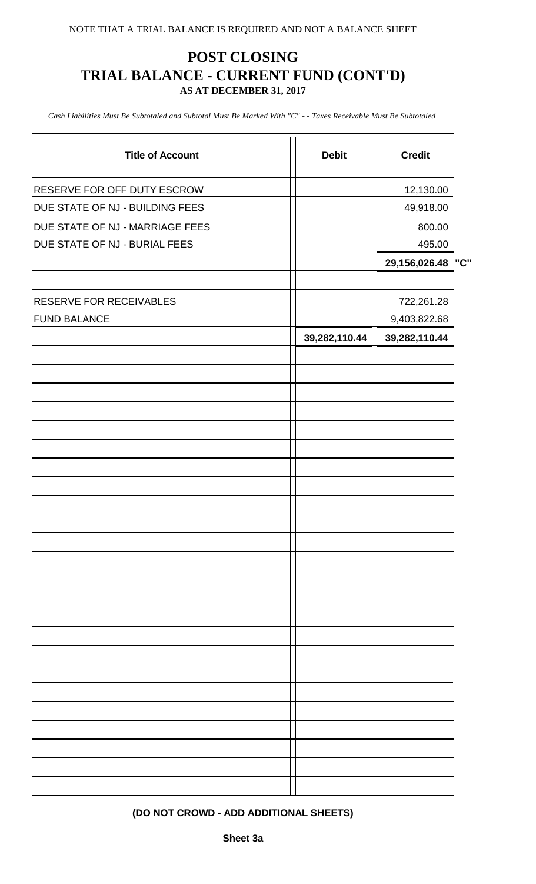NOTE THAT A TRIAL BALANCE IS REQUIRED AND NOT A BALANCE SHEET

# POST CLOSING
# TRIAL BALANCE - CURRENT FUND (CONT'D)
### AS AT DECEMBER 31, 2017

*Cash Liabilities Must Be Subtotaled and Subtotal Must Be Marked With "C" - - Taxes Receivable Must Be Subtotaled*

| Title of Account | Debit | Credit |
|---|---|---|
| RESERVE FOR OFF DUTY ESCROW | | 12,130.00 |
| DUE STATE OF NJ - BUILDING FEES | | 49,918.00 |
| DUE STATE OF NJ - MARRIAGE FEES | | 800.00 |
| DUE STATE OF NJ - BURIAL FEES | | 495.00 |
| | | **29,156,026.48 "C"** |
| | | |
| RESERVE FOR RECEIVABLES | | 722,261.28 |
| FUND BALANCE | | 9,403,822.68 |
| | **39,282,110.44** | **39,282,110.44** |

**(DO NOT CROWD - ADD ADDITIONAL SHEETS)**

**Sheet 3a**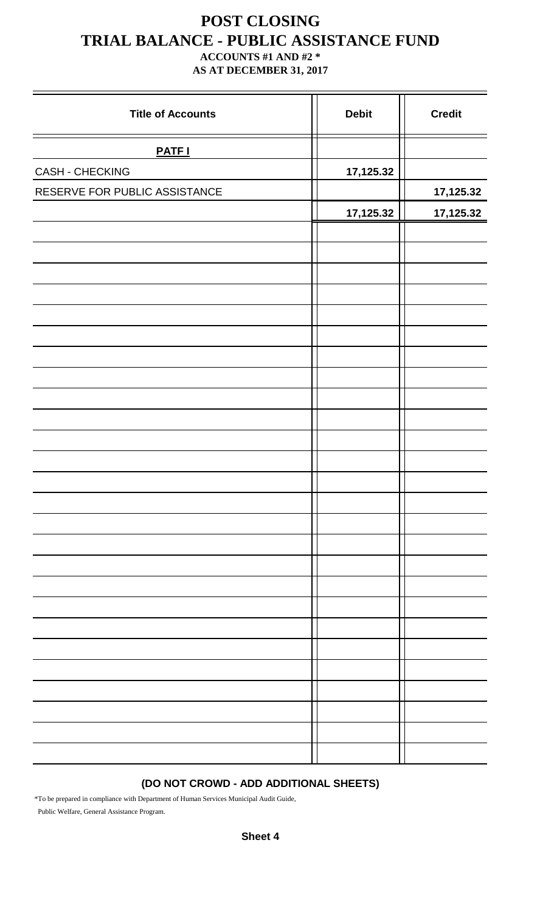# POST CLOSING
# TRIAL BALANCE - PUBLIC ASSISTANCE FUND

**ACCOUNTS #1 AND #2 ***

**AS AT DECEMBER 31, 2017**

| Title of Accounts | Debit | Credit |
|---|---|---|
| **PATF I** | | |
| CASH - CHECKING | 17,125.32 | |
| RESERVE FOR PUBLIC ASSISTANCE | | 17,125.32 |
| | 17,125.32 | 17,125.32 |

**(DO NOT CROWD - ADD ADDITIONAL SHEETS)**

*To be prepared in compliance with Department of Human Services Municipal Audit Guide, Public Welfare, General Assistance Program.

**Sheet 4**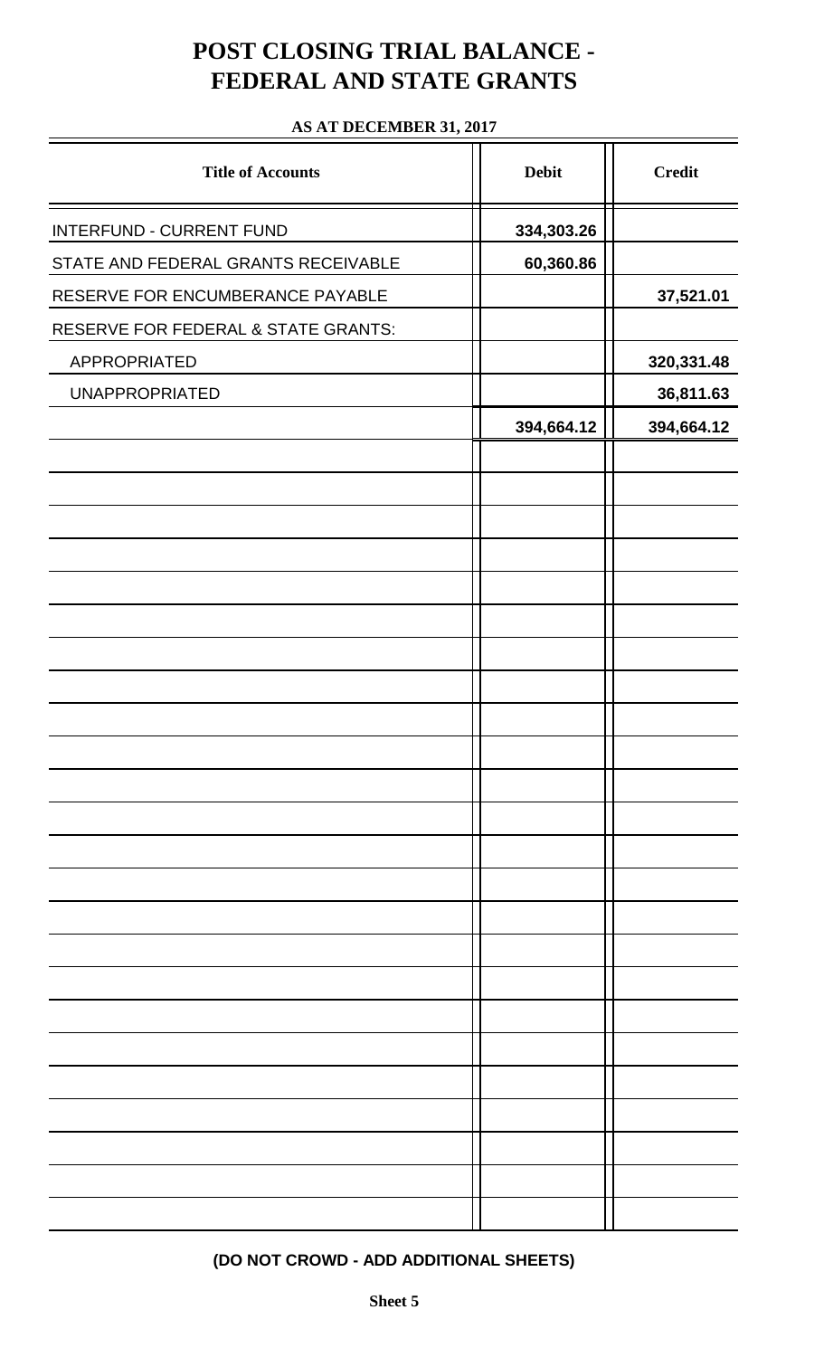# POST CLOSING TRIAL BALANCE - FEDERAL AND STATE GRANTS

**AS AT DECEMBER 31, 2017**

| Title of Accounts | Debit | Credit |
|---|---|---|
| INTERFUND - CURRENT FUND | 334,303.26 | |
| STATE AND FEDERAL GRANTS RECEIVABLE | 60,360.86 | |
| RESERVE FOR ENCUMBERANCE PAYABLE | | 37,521.01 |
| RESERVE FOR FEDERAL & STATE GRANTS: | | |
| APPROPRIATED | | 320,331.48 |
| UNAPPROPRIATED | | 36,811.63 |
| | 394,664.12 | 394,664.12 |

**(DO NOT CROWD - ADD ADDITIONAL SHEETS)**

**Sheet 5**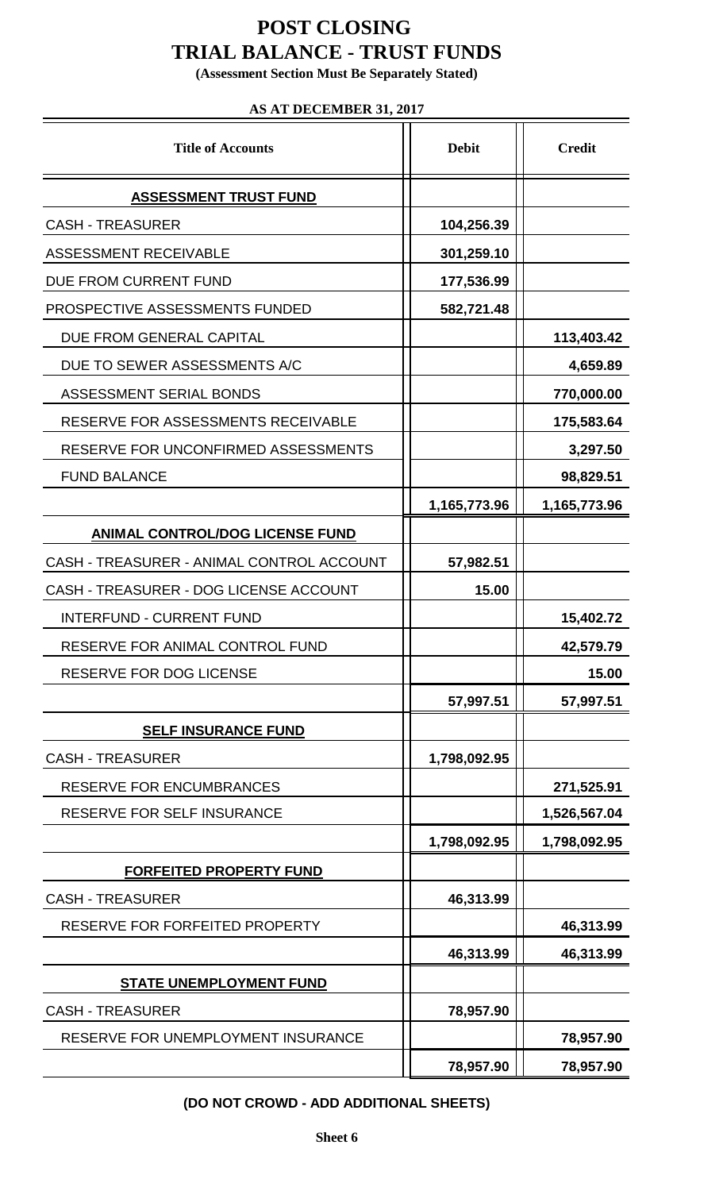# POST CLOSING
# TRIAL BALANCE - TRUST FUNDS

**(Assessment Section Must Be Separately Stated)**

**AS AT DECEMBER 31, 2017**

| Title of Accounts | Debit | Credit |
|---|---|---|
| **ASSESSMENT TRUST FUND** | | |
| CASH - TREASURER | 104,256.39 | |
| ASSESSMENT RECEIVABLE | 301,259.10 | |
| DUE FROM CURRENT FUND | 177,536.99 | |
| PROSPECTIVE ASSESSMENTS FUNDED | 582,721.48 | |
| DUE FROM GENERAL CAPITAL | | 113,403.42 |
| DUE TO SEWER ASSESSMENTS A/C | | 4,659.89 |
| ASSESSMENT SERIAL BONDS | | 770,000.00 |
| RESERVE FOR ASSESSMENTS RECEIVABLE | | 175,583.64 |
| RESERVE FOR UNCONFIRMED ASSESSMENTS | | 3,297.50 |
| FUND BALANCE | | 98,829.51 |
| | 1,165,773.96 | 1,165,773.96 |
| **ANIMAL CONTROL/DOG LICENSE FUND** | | |
| CASH - TREASURER - ANIMAL CONTROL ACCOUNT | 57,982.51 | |
| CASH - TREASURER - DOG LICENSE ACCOUNT | 15.00 | |
| INTERFUND - CURRENT FUND | | 15,402.72 |
| RESERVE FOR ANIMAL CONTROL FUND | | 42,579.79 |
| RESERVE FOR DOG LICENSE | | 15.00 |
| | 57,997.51 | 57,997.51 |
| **SELF INSURANCE FUND** | | |
| CASH - TREASURER | 1,798,092.95 | |
| RESERVE FOR ENCUMBRANCES | | 271,525.91 |
| RESERVE FOR SELF INSURANCE | | 1,526,567.04 |
| | 1,798,092.95 | 1,798,092.95 |
| **FORFEITED PROPERTY FUND** | | |
| CASH - TREASURER | 46,313.99 | |
| RESERVE FOR FORFEITED PROPERTY | | 46,313.99 |
| | 46,313.99 | 46,313.99 |
| **STATE UNEMPLOYMENT FUND** | | |
| CASH - TREASURER | 78,957.90 | |
| RESERVE FOR UNEMPLOYMENT INSURANCE | | 78,957.90 |
| | 78,957.90 | 78,957.90 |

**(DO NOT CROWD - ADD ADDITIONAL SHEETS)**

**Sheet 6**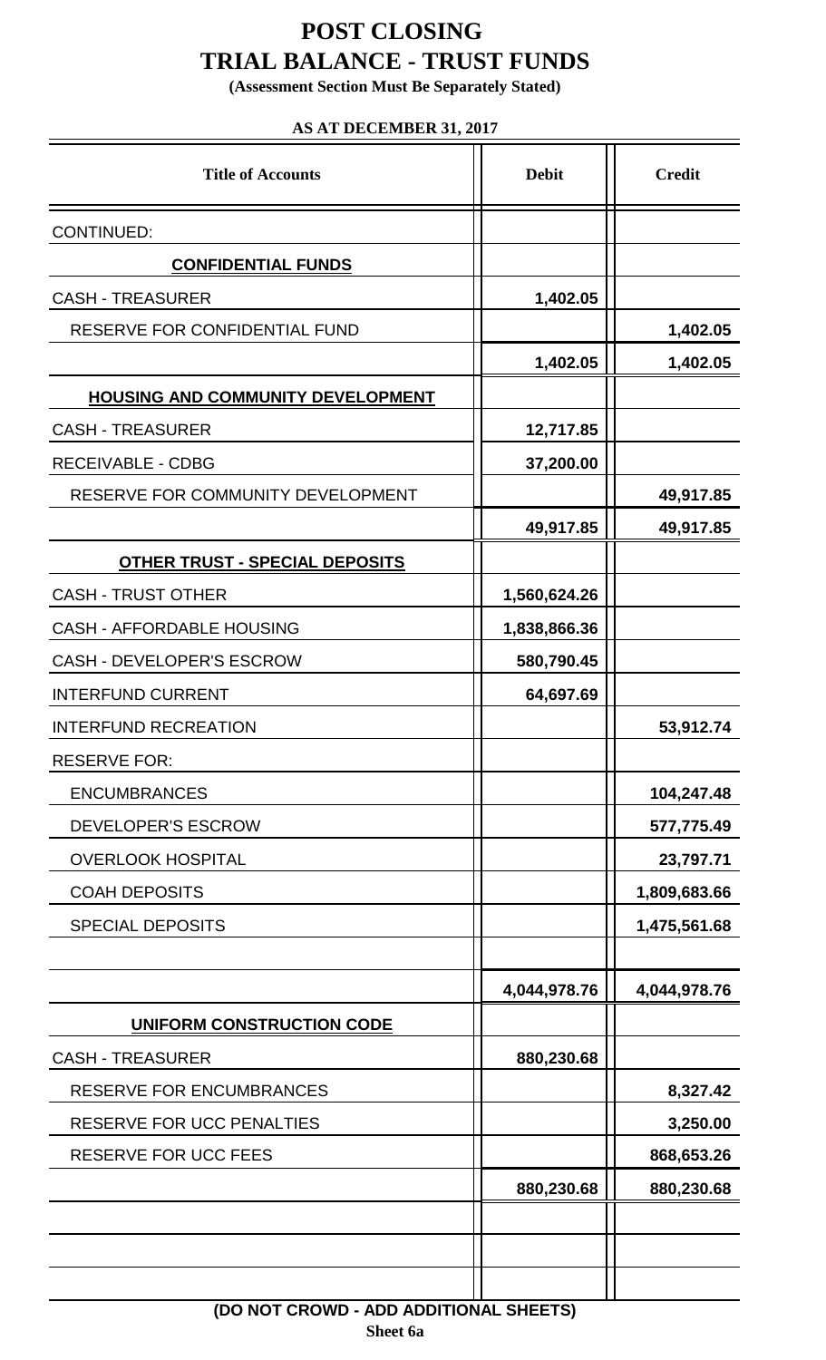# POST CLOSING
# TRIAL BALANCE - TRUST FUNDS

**(Assessment Section Must Be Separately Stated)**

**AS AT DECEMBER 31, 2017**

| Title of Accounts | Debit | Credit |
|---|---|---|
| CONTINUED: | | |
| **CONFIDENTIAL FUNDS** | | |
| CASH - TREASURER | 1,402.05 | |
| RESERVE FOR CONFIDENTIAL FUND | | 1,402.05 |
| | 1,402.05 | 1,402.05 |
| **HOUSING AND COMMUNITY DEVELOPMENT** | | |
| CASH - TREASURER | 12,717.85 | |
| RECEIVABLE - CDBG | 37,200.00 | |
| RESERVE FOR COMMUNITY DEVELOPMENT | | 49,917.85 |
| | 49,917.85 | 49,917.85 |
| **OTHER TRUST - SPECIAL DEPOSITS** | | |
| CASH - TRUST OTHER | 1,560,624.26 | |
| CASH - AFFORDABLE HOUSING | 1,838,866.36 | |
| CASH - DEVELOPER'S ESCROW | 580,790.45 | |
| INTERFUND CURRENT | 64,697.69 | |
| INTERFUND RECREATION | | 53,912.74 |
| RESERVE FOR: | | |
| ENCUMBRANCES | | 104,247.48 |
| DEVELOPER'S ESCROW | | 577,775.49 |
| OVERLOOK HOSPITAL | | 23,797.71 |
| COAH DEPOSITS | | 1,809,683.66 |
| SPECIAL DEPOSITS | | 1,475,561.68 |
| | | |
| | 4,044,978.76 | 4,044,978.76 |
| **UNIFORM CONSTRUCTION CODE** | | |
| CASH - TREASURER | 880,230.68 | |
| RESERVE FOR ENCUMBRANCES | | 8,327.42 |
| RESERVE FOR UCC PENALTIES | | 3,250.00 |
| RESERVE FOR UCC FEES | | 868,653.26 |
| | 880,230.68 | 880,230.68 |

**(DO NOT CROWD - ADD ADDITIONAL SHEETS)**

**Sheet 6a**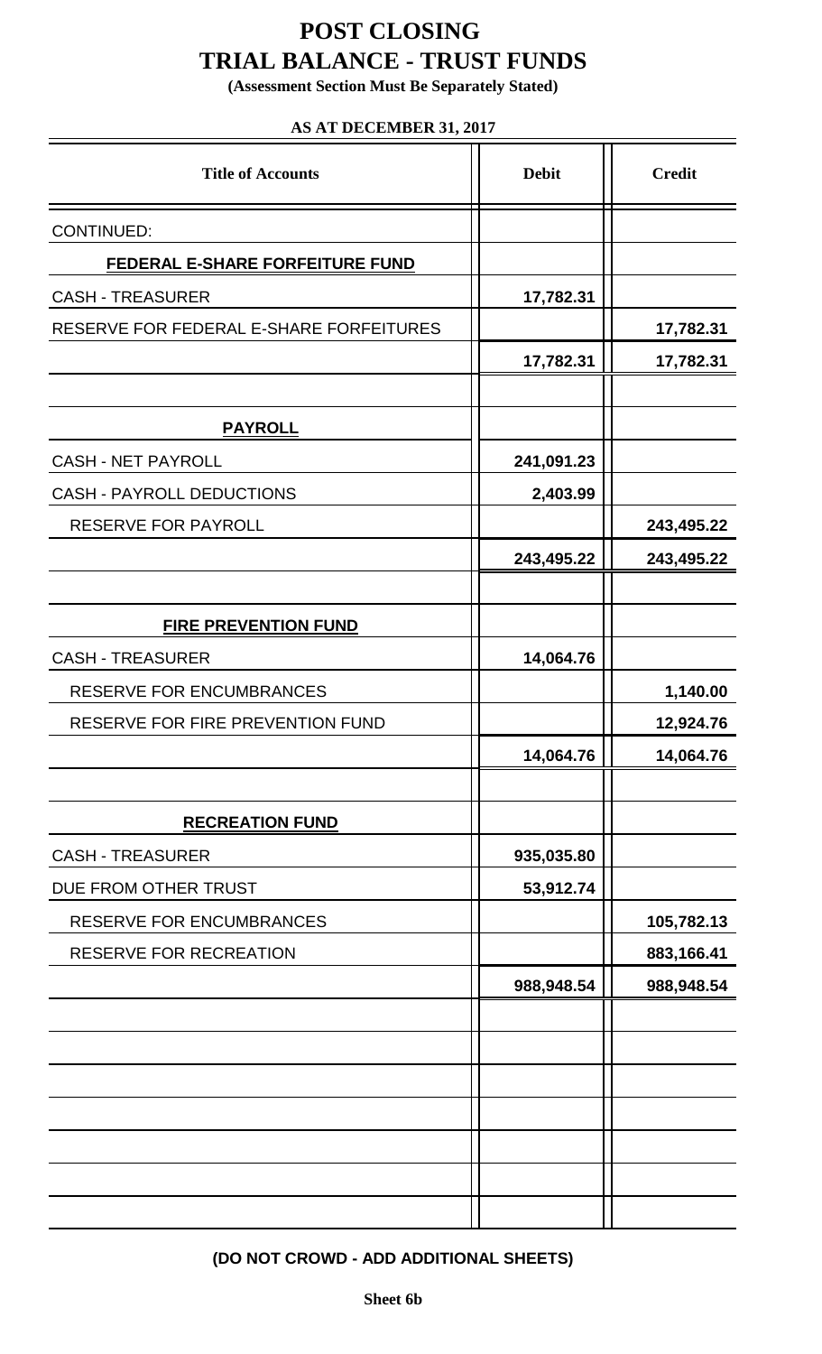# POST CLOSING
# TRIAL BALANCE - TRUST FUNDS

**(Assessment Section Must Be Separately Stated)**

**AS AT DECEMBER 31, 2017**

| Title of Accounts | Debit | Credit |
|---|---|---|
| CONTINUED: | | |
| **FEDERAL E-SHARE FORFEITURE FUND** | | |
| CASH - TREASURER | 17,782.31 | |
| RESERVE FOR FEDERAL E-SHARE FORFEITURES | | 17,782.31 |
| | 17,782.31 | 17,782.31 |
| | | |
| **PAYROLL** | | |
| CASH - NET PAYROLL | 241,091.23 | |
| CASH - PAYROLL DEDUCTIONS | 2,403.99 | |
| RESERVE FOR PAYROLL | | 243,495.22 |
| | 243,495.22 | 243,495.22 |
| | | |
| **FIRE PREVENTION FUND** | | |
| CASH - TREASURER | 14,064.76 | |
| RESERVE FOR ENCUMBRANCES | | 1,140.00 |
| RESERVE FOR FIRE PREVENTION FUND | | 12,924.76 |
| | 14,064.76 | 14,064.76 |
| | | |
| **RECREATION FUND** | | |
| CASH - TREASURER | 935,035.80 | |
| DUE FROM OTHER TRUST | 53,912.74 | |
| RESERVE FOR ENCUMBRANCES | | 105,782.13 |
| RESERVE FOR RECREATION | | 883,166.41 |
| | 988,948.54 | 988,948.54 |

**(DO NOT CROWD - ADD ADDITIONAL SHEETS)**

**Sheet 6b**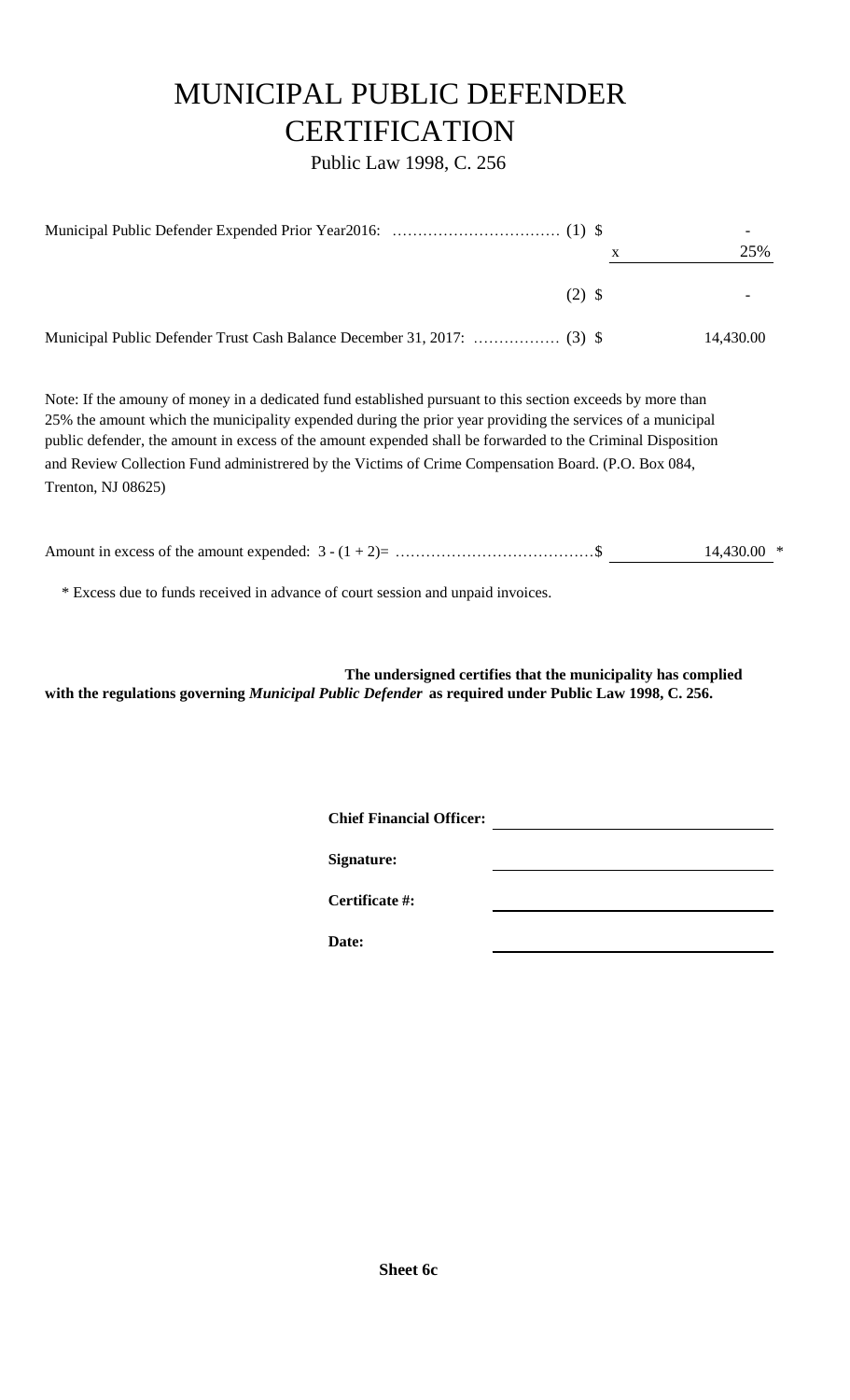# MUNICIPAL PUBLIC DEFENDER CERTIFICATION

Public Law 1998, C. 256

| | | | |
|---|---|---|---|
| Municipal Public Defender Expended Prior Year2016: …………………………… | (1) $ | | - |
| | | x | 25% |
| | (2) $ | | - |
| Municipal Public Defender Trust Cash Balance December 31, 2017: ……………. | (3) $ | | 14,430.00 |

Note: If the amouny of money in a dedicated fund established pursuant to this section exceeds by more than 25% the amount which the municipality expended during the prior year providing the services of a municipal public defender, the amount in excess of the amount expended shall be forwarded to the Criminal Disposition and Review Collection Fund administrered by the Victims of Crime Compensation Board. (P.O. Box 084, Trenton, NJ 08625)

Amount in excess of the amount expended: 3 - (1 + 2)= …………………………………$ 14,430.00 *

\* Excess due to funds received in advance of court session and unpaid invoices.

**The undersigned certifies that the municipality has complied with the regulations governing *Municipal Public Defender* as required under Public Law 1998, C. 256.**

**Chief Financial Officer:** ______________________

**Signature:** ______________________

**Certificate #:** ______________________

**Date:** ______________________

**Sheet 6c**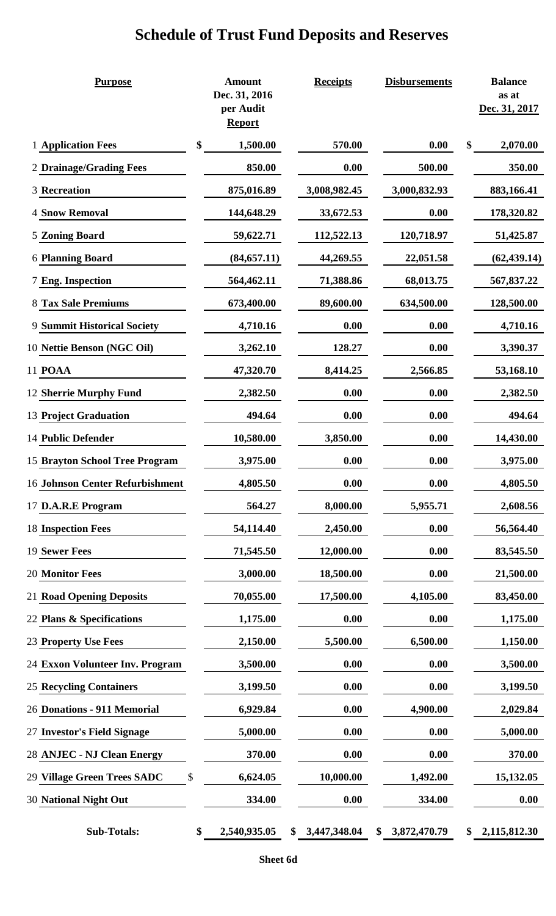# Schedule of Trust Fund Deposits and Reserves

| | Purpose | Amount Dec. 31, 2016 per Audit Report | Receipts | Disbursements | Balance as at Dec. 31, 2017 |
|---|---|---|---|---|---|
| 1 | **Application Fees** | $ 1,500.00 | 570.00 | 0.00 | $ 2,070.00 |
| 2 | **Drainage/Grading Fees** | 850.00 | 0.00 | 500.00 | 350.00 |
| 3 | **Recreation** | 875,016.89 | 3,008,982.45 | 3,000,832.93 | 883,166.41 |
| 4 | **Snow Removal** | 144,648.29 | 33,672.53 | 0.00 | 178,320.82 |
| 5 | **Zoning Board** | 59,622.71 | 112,522.13 | 120,718.97 | 51,425.87 |
| 6 | **Planning Board** | (84,657.11) | 44,269.55 | 22,051.58 | (62,439.14) |
| 7 | **Eng. Inspection** | 564,462.11 | 71,388.86 | 68,013.75 | 567,837.22 |
| 8 | **Tax Sale Premiums** | 673,400.00 | 89,600.00 | 634,500.00 | 128,500.00 |
| 9 | **Summit Historical Society** | 4,710.16 | 0.00 | 0.00 | 4,710.16 |
| 10 | **Nettie Benson (NGC Oil)** | 3,262.10 | 128.27 | 0.00 | 3,390.37 |
| 11 | **POAA** | 47,320.70 | 8,414.25 | 2,566.85 | 53,168.10 |
| 12 | **Sherrie Murphy Fund** | 2,382.50 | 0.00 | 0.00 | 2,382.50 |
| 13 | **Project Graduation** | 494.64 | 0.00 | 0.00 | 494.64 |
| 14 | **Public Defender** | 10,580.00 | 3,850.00 | 0.00 | 14,430.00 |
| 15 | **Brayton School Tree Program** | 3,975.00 | 0.00 | 0.00 | 3,975.00 |
| 16 | **Johnson Center Refurbishment** | 4,805.50 | 0.00 | 0.00 | 4,805.50 |
| 17 | **D.A.R.E Program** | 564.27 | 8,000.00 | 5,955.71 | 2,608.56 |
| 18 | **Inspection Fees** | 54,114.40 | 2,450.00 | 0.00 | 56,564.40 |
| 19 | **Sewer Fees** | 71,545.50 | 12,000.00 | 0.00 | 83,545.50 |
| 20 | **Monitor Fees** | 3,000.00 | 18,500.00 | 0.00 | 21,500.00 |
| 21 | **Road Opening Deposits** | 70,055.00 | 17,500.00 | 4,105.00 | 83,450.00 |
| 22 | **Plans & Specifications** | 1,175.00 | 0.00 | 0.00 | 1,175.00 |
| 23 | **Property Use Fees** | 2,150.00 | 5,500.00 | 6,500.00 | 1,150.00 |
| 24 | **Exxon Volunteer Inv. Program** | 3,500.00 | 0.00 | 0.00 | 3,500.00 |
| 25 | **Recycling Containers** | 3,199.50 | 0.00 | 0.00 | 3,199.50 |
| 26 | **Donations - 911 Memorial** | 6,929.84 | 0.00 | 4,900.00 | 2,029.84 |
| 27 | **Investor's Field Signage** | 5,000.00 | 0.00 | 0.00 | 5,000.00 |
| 28 | **ANJEC - NJ Clean Energy** | 370.00 | 0.00 | 0.00 | 370.00 |
| 29 | **Village Green Trees SADC** | $ 6,624.05 | 10,000.00 | 1,492.00 | 15,132.05 |
| 30 | **National Night Out** | 334.00 | 0.00 | 334.00 | 0.00 |
| | **Sub-Totals:** | $ 2,540,935.05 | $ 3,447,348.04 | $ 3,872,470.79 | $ 2,115,812.30 |

**Sheet 6d**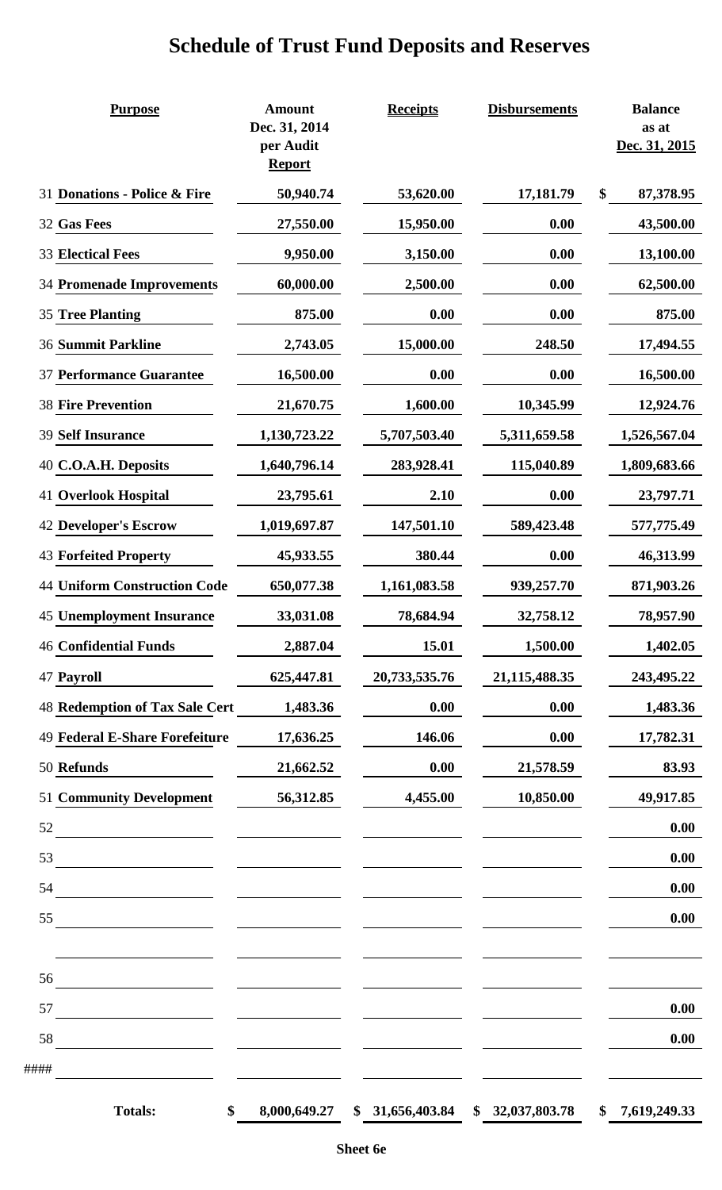# Schedule of Trust Fund Deposits and Reserves

| | Purpose | Amount Dec. 31, 2014 per Audit Report | Receipts | Disbursements | Balance as at Dec. 31, 2015 |
|---|---|---|---|---|---|
| 31 | **Donations - Police & Fire** | 50,940.74 | 53,620.00 | 17,181.79 | $ 87,378.95 |
| 32 | **Gas Fees** | 27,550.00 | 15,950.00 | 0.00 | 43,500.00 |
| 33 | **Electical Fees** | 9,950.00 | 3,150.00 | 0.00 | 13,100.00 |
| 34 | **Promenade Improvements** | 60,000.00 | 2,500.00 | 0.00 | 62,500.00 |
| 35 | **Tree Planting** | 875.00 | 0.00 | 0.00 | 875.00 |
| 36 | **Summit Parkline** | 2,743.05 | 15,000.00 | 248.50 | 17,494.55 |
| 37 | **Performance Guarantee** | 16,500.00 | 0.00 | 0.00 | 16,500.00 |
| 38 | **Fire Prevention** | 21,670.75 | 1,600.00 | 10,345.99 | 12,924.76 |
| 39 | **Self Insurance** | 1,130,723.22 | 5,707,503.40 | 5,311,659.58 | 1,526,567.04 |
| 40 | **C.O.A.H. Deposits** | 1,640,796.14 | 283,928.41 | 115,040.89 | 1,809,683.66 |
| 41 | **Overlook Hospital** | 23,795.61 | 2.10 | 0.00 | 23,797.71 |
| 42 | **Developer's Escrow** | 1,019,697.87 | 147,501.10 | 589,423.48 | 577,775.49 |
| 43 | **Forfeited Property** | 45,933.55 | 380.44 | 0.00 | 46,313.99 |
| 44 | **Uniform Construction Code** | 650,077.38 | 1,161,083.58 | 939,257.70 | 871,903.26 |
| 45 | **Unemployment Insurance** | 33,031.08 | 78,684.94 | 32,758.12 | 78,957.90 |
| 46 | **Confidential Funds** | 2,887.04 | 15.01 | 1,500.00 | 1,402.05 |
| 47 | **Payroll** | 625,447.81 | 20,733,535.76 | 21,115,488.35 | 243,495.22 |
| 48 | **Redemption of Tax Sale Cert** | 1,483.36 | 0.00 | 0.00 | 1,483.36 |
| 49 | **Federal E-Share Forefeiture** | 17,636.25 | 146.06 | 0.00 | 17,782.31 |
| 50 | **Refunds** | 21,662.52 | 0.00 | 21,578.59 | 83.93 |
| 51 | **Community Development** | 56,312.85 | 4,455.00 | 10,850.00 | 49,917.85 |
| 52 | | | | | 0.00 |
| 53 | | | | | 0.00 |
| 54 | | | | | 0.00 |
| 55 | | | | | 0.00 |
| | | | | | |
| 56 | | | | | |
| 57 | | | | | 0.00 |
| 58 | | | | | 0.00 |
| #### | | | | | |
| | **Totals:** | $ 8,000,649.27 | $ 31,656,403.84 | $ 32,037,803.78 | $ 7,619,249.33 |

**Sheet 6e**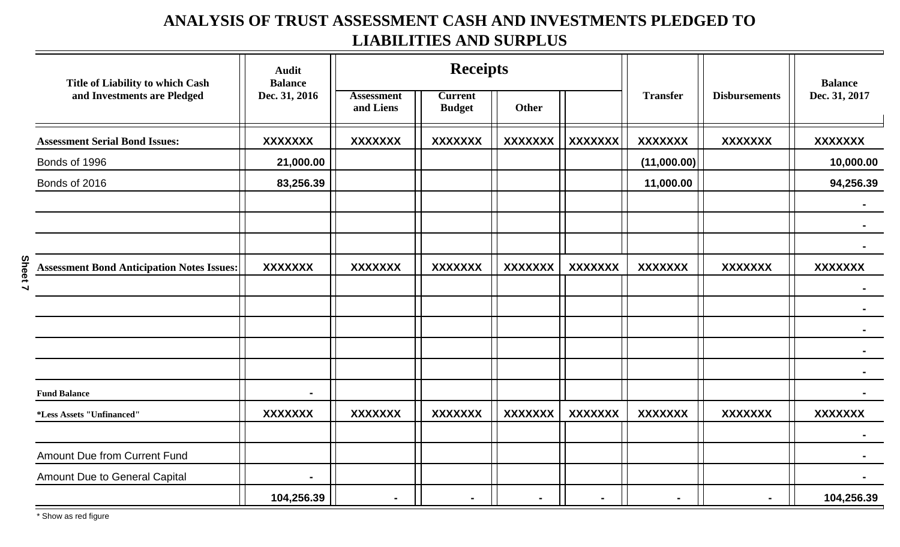# ANALYSIS OF TRUST ASSESSMENT CASH AND INVESTMENTS PLEDGED TO LIABILITIES AND SURPLUS

| Title of Liability to which Cash and Investments are Pledged | Audit Balance Dec. 31, 2016 | Receipts | | | | Transfer | Disbursements | Balance Dec. 31, 2017 |
|---|---|---|---|---|---|---|---|---|
| | | Assessment and Liens | Current Budget | Other | | | | |
| **Assessment Serial Bond Issues:** | XXXXXXX | XXXXXXX | XXXXXXX | XXXXXXX | XXXXXXX | XXXXXXX | XXXXXXX | XXXXXXX |
| Bonds of 1996 | 21,000.00 | | | | | (11,000.00) | | 10,000.00 |
| Bonds of 2016 | 83,256.39 | | | | | 11,000.00 | | 94,256.39 |
| | | | | | | | | - |
| | | | | | | | | - |
| | | | | | | | | - |
| **Assessment Bond Anticipation Notes Issues:** | XXXXXXX | XXXXXXX | XXXXXXX | XXXXXXX | XXXXXXX | XXXXXXX | XXXXXXX | XXXXXXX |
| | | | | | | | | - |
| | | | | | | | | - |
| | | | | | | | | - |
| | | | | | | | | - |
| | | | | | | | | - |
| **Fund Balance** | - | | | | | | | - |
| **\*Less Assets "Unfinanced"** | XXXXXXX | XXXXXXX | XXXXXXX | XXXXXXX | XXXXXXX | XXXXXXX | XXXXXXX | XXXXXXX |
| | | | | | | | | - |
| Amount Due from Current Fund | | | | | | | | - |
| Amount Due to General Capital | - | | | | | | | - |
| | 104,256.39 | - | - | - | - | - | - | 104,256.39 |

\* Show as red figure

Sheet 7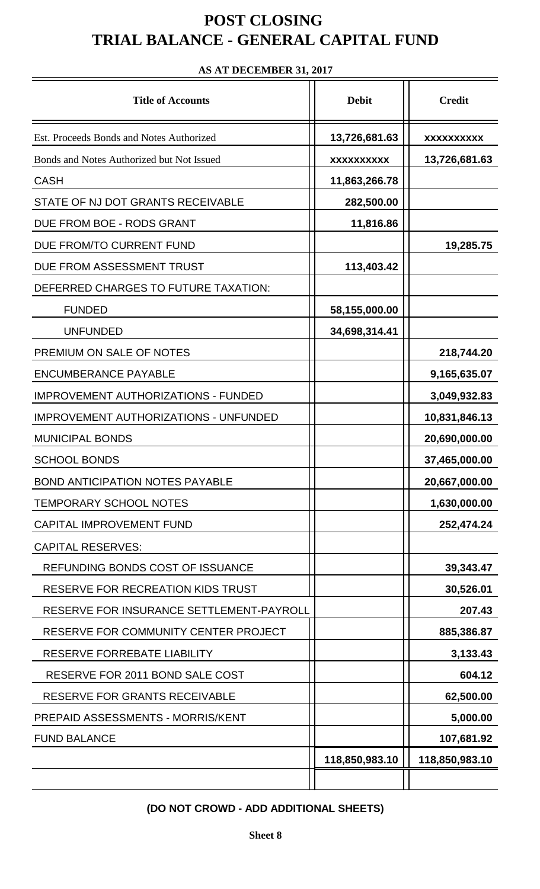# POST CLOSING
# TRIAL BALANCE - GENERAL CAPITAL FUND

**AS AT DECEMBER 31, 2017**

| Title of Accounts | Debit | Credit |
|---|---|---|
| Est. Proceeds Bonds and Notes Authorized | 13,726,681.63 | XXXXXXXXXX |
| Bonds and Notes Authorized but Not Issued | XXXXXXXXXX | 13,726,681.63 |
| CASH | 11,863,266.78 | |
| STATE OF NJ DOT GRANTS RECEIVABLE | 282,500.00 | |
| DUE FROM BOE - RODS GRANT | 11,816.86 | |
| DUE FROM/TO CURRENT FUND | | 19,285.75 |
| DUE FROM ASSESSMENT TRUST | 113,403.42 | |
| DEFERRED CHARGES TO FUTURE TAXATION: | | |
| FUNDED | 58,155,000.00 | |
| UNFUNDED | 34,698,314.41 | |
| PREMIUM ON SALE OF NOTES | | 218,744.20 |
| ENCUMBERANCE PAYABLE | | 9,165,635.07 |
| IMPROVEMENT AUTHORIZATIONS - FUNDED | | 3,049,932.83 |
| IMPROVEMENT AUTHORIZATIONS - UNFUNDED | | 10,831,846.13 |
| MUNICIPAL BONDS | | 20,690,000.00 |
| SCHOOL BONDS | | 37,465,000.00 |
| BOND ANTICIPATION NOTES PAYABLE | | 20,667,000.00 |
| TEMPORARY SCHOOL NOTES | | 1,630,000.00 |
| CAPITAL IMPROVEMENT FUND | | 252,474.24 |
| CAPITAL RESERVES: | | |
| REFUNDING BONDS COST OF ISSUANCE | | 39,343.47 |
| RESERVE FOR RECREATION KIDS TRUST | | 30,526.01 |
| RESERVE FOR INSURANCE SETTLEMENT-PAYROLL | | 207.43 |
| RESERVE FOR COMMUNITY CENTER PROJECT | | 885,386.87 |
| RESERVE FORREBATE LIABILITY | | 3,133.43 |
| RESERVE FOR 2011 BOND SALE COST | | 604.12 |
| RESERVE FOR GRANTS RECEIVABLE | | 62,500.00 |
| PREPAID ASSESSMENTS - MORRIS/KENT | | 5,000.00 |
| FUND BALANCE | | 107,681.92 |
| | 118,850,983.10 | 118,850,983.10 |
| | | |

**(DO NOT CROWD - ADD ADDITIONAL SHEETS)**

**Sheet 8**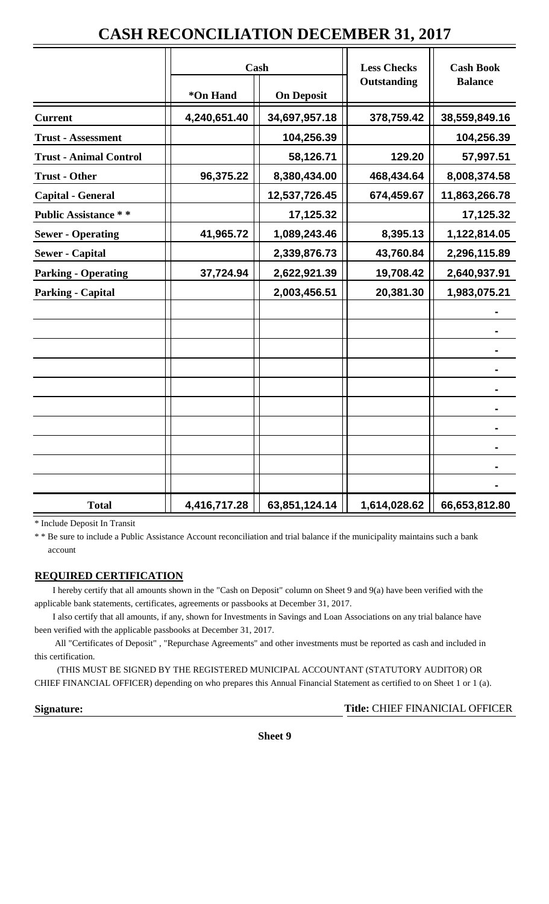# CASH RECONCILIATION DECEMBER 31, 2017

| | Cash | | Less Checks Outstanding | Cash Book Balance |
|---|---|---|---|---|
| | *On Hand | On Deposit | | |
| **Current** | 4,240,651.40 | 34,697,957.18 | 378,759.42 | 38,559,849.16 |
| **Trust - Assessment** | | 104,256.39 | | 104,256.39 |
| **Trust - Animal Control** | | 58,126.71 | 129.20 | 57,997.51 |
| **Trust - Other** | 96,375.22 | 8,380,434.00 | 468,434.64 | 8,008,374.58 |
| **Capital - General** | | 12,537,726.45 | 674,459.67 | 11,863,266.78 |
| **Public Assistance * *** | | 17,125.32 | | 17,125.32 |
| **Sewer - Operating** | 41,965.72 | 1,089,243.46 | 8,395.13 | 1,122,814.05 |
| **Sewer - Capital** | | 2,339,876.73 | 43,760.84 | 2,296,115.89 |
| **Parking - Operating** | 37,724.94 | 2,622,921.39 | 19,708.42 | 2,640,937.91 |
| **Parking - Capital** | | 2,003,456.51 | 20,381.30 | 1,983,075.21 |
| | | | | - |
| | | | | - |
| | | | | - |
| | | | | - |
| | | | | - |
| | | | | - |
| | | | | - |
| | | | | - |
| | | | | - |
| | | | | - |
| **Total** | 4,416,717.28 | 63,851,124.14 | 1,614,028.62 | 66,653,812.80 |

* Include Deposit In Transit

* * Be sure to include a Public Assistance Account reconciliation and trial balance if the municipality maintains such a bank account

## REQUIRED CERTIFICATION

I hereby certify that all amounts shown in the "Cash on Deposit" column on Sheet 9 and 9(a) have been verified with the applicable bank statements, certificates, agreements or passbooks at December 31, 2017.

I also certify that all amounts, if any, shown for Investments in Savings and Loan Associations on any trial balance have been verified with the applicable passbooks at December 31, 2017.

All "Certificates of Deposit" , "Repurchase Agreements" and other investments must be reported as cash and included in this certification.

(THIS MUST BE SIGNED BY THE REGISTERED MUNICIPAL ACCOUNTANT (STATUTORY AUDITOR) OR CHIEF FINANCIAL OFFICER) depending on who prepares this Annual Financial Statement as certified to on Sheet 1 or 1 (a).

**Signature:** **Title:** CHIEF FINANICIAL OFFICER

**Sheet 9**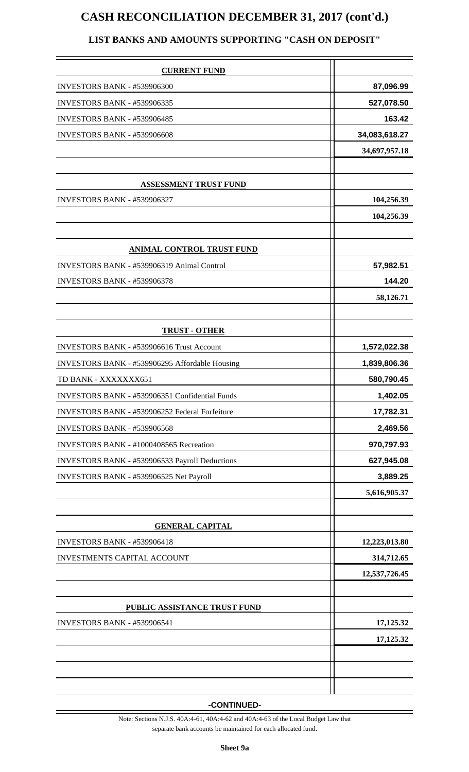# CASH RECONCILIATION DECEMBER 31, 2017 (cont'd.)

## LIST BANKS AND AMOUNTS SUPPORTING "CASH ON DEPOSIT"

| **CURRENT FUND** | |
|---|---|
| INVESTORS BANK - #539906300 | **87,096.99** |
| INVESTORS BANK - #539906335 | **527,078.50** |
| INVESTORS BANK - #539906485 | **163.42** |
| INVESTORS BANK - #539906608 | **34,083,618.27** |
| | **34,697,957.18** |
| | |
| **ASSESSMENT TRUST FUND** | |
| INVESTORS BANK - #539906327 | **104,256.39** |
| | **104,256.39** |
| | |
| **ANIMAL CONTROL TRUST FUND** | |
| INVESTORS BANK - #539906319 Animal Control | **57,982.51** |
| INVESTORS BANK - #539906378 | **144.20** |
| | **58,126.71** |
| | |
| **TRUST - OTHER** | |
| INVESTORS BANK - #539906616 Trust Account | **1,572,022.38** |
| INVESTORS BANK - #539906295 Affordable Housing | **1,839,806.36** |
| TD BANK - XXXXXXX651 | **580,790.45** |
| INVESTORS BANK - #539906351 Confidential Funds | **1,402.05** |
| INVESTORS BANK - #539906252 Federal Forfeiture | **17,782.31** |
| INVESTORS BANK - #539906568 | **2,469.56** |
| INVESTORS BANK - #1000408565 Recreation | **970,797.93** |
| INVESTORS BANK - #539906533 Payroll Deductions | **627,945.08** |
| INVESTORS BANK - #539906525 Net Payroll | **3,889.25** |
| | **5,616,905.37** |
| | |
| **GENERAL CAPITAL** | |
| INVESTORS BANK - #539906418 | **12,223,013.80** |
| INVESTMENTS CAPITAL ACCOUNT | **314,712.65** |
| | **12,537,726.45** |
| | |
| **PUBLIC ASSISTANCE TRUST FUND** | |
| INVESTORS BANK - #539906541 | **17,125.32** |
| | **17,125.32** |

**-CONTINUED-**

Note: Sections N.J.S. 40A:4-61, 40A:4-62 and 40A:4-63 of the Local Budget Law that separate bank accounts be maintained for each allocated fund.

**Sheet 9a**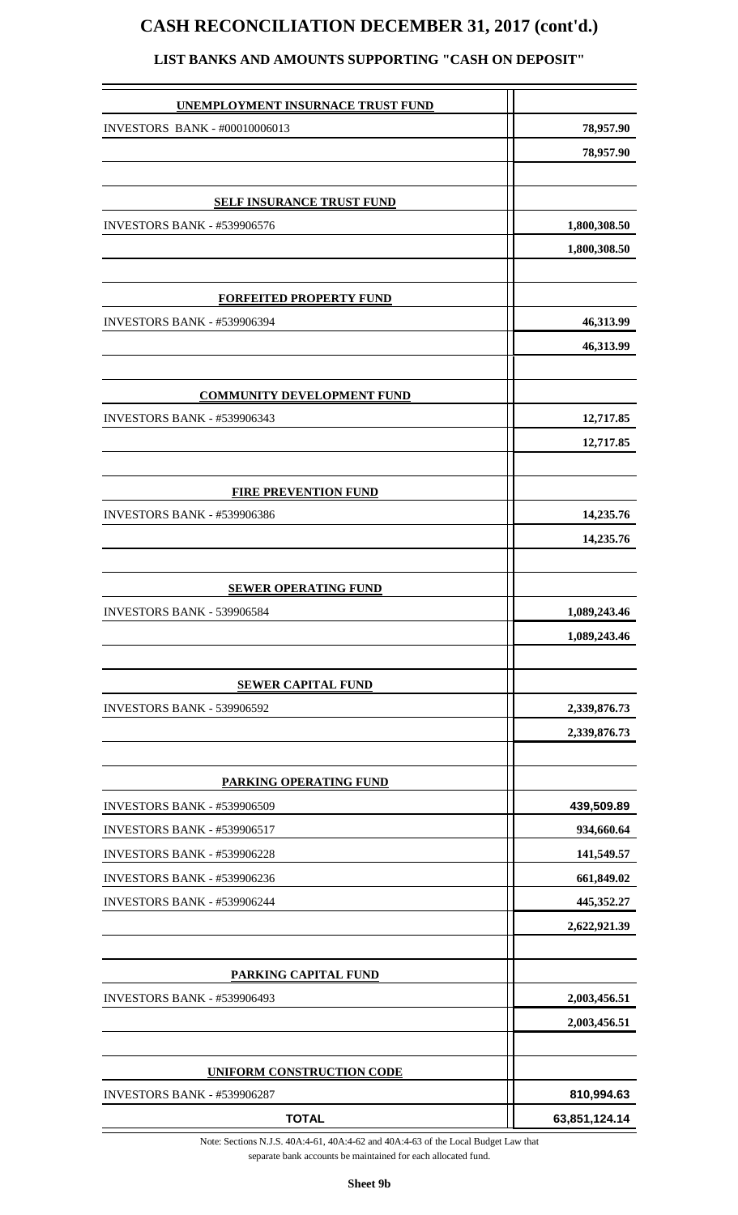# CASH RECONCILIATION DECEMBER 31, 2017 (cont'd.)

## LIST BANKS AND AMOUNTS SUPPORTING "CASH ON DEPOSIT"

| | |
|---|---|
| **UNEMPLOYMENT INSURNACE TRUST FUND** | |
| INVESTORS BANK - #00010006013 | **78,957.90** |
| | **78,957.90** |
| | |
| **SELF INSURANCE TRUST FUND** | |
| INVESTORS BANK - #539906576 | **1,800,308.50** |
| | **1,800,308.50** |
| | |
| **FORFEITED PROPERTY FUND** | |
| INVESTORS BANK - #539906394 | **46,313.99** |
| | **46,313.99** |
| | |
| **COMMUNITY DEVELOPMENT FUND** | |
| INVESTORS BANK - #539906343 | **12,717.85** |
| | **12,717.85** |
| | |
| **FIRE PREVENTION FUND** | |
| INVESTORS BANK - #539906386 | **14,235.76** |
| | **14,235.76** |
| | |
| **SEWER OPERATING FUND** | |
| INVESTORS BANK - 539906584 | **1,089,243.46** |
| | **1,089,243.46** |
| | |
| **SEWER CAPITAL FUND** | |
| INVESTORS BANK - 539906592 | **2,339,876.73** |
| | **2,339,876.73** |
| | |
| **PARKING OPERATING FUND** | |
| INVESTORS BANK - #539906509 | **439,509.89** |
| INVESTORS BANK - #539906517 | **934,660.64** |
| INVESTORS BANK - #539906228 | **141,549.57** |
| INVESTORS BANK - #539906236 | **661,849.02** |
| INVESTORS BANK - #539906244 | **445,352.27** |
| | **2,622,921.39** |
| | |
| **PARKING CAPITAL FUND** | |
| INVESTORS BANK - #539906493 | **2,003,456.51** |
| | **2,003,456.51** |
| | |
| **UNIFORM CONSTRUCTION CODE** | |
| INVESTORS BANK - #539906287 | **810,994.63** |
| **TOTAL** | **63,851,124.14** |

Note: Sections N.J.S. 40A:4-61, 40A:4-62 and 40A:4-63 of the Local Budget Law that separate bank accounts be maintained for each allocated fund.

**Sheet 9b**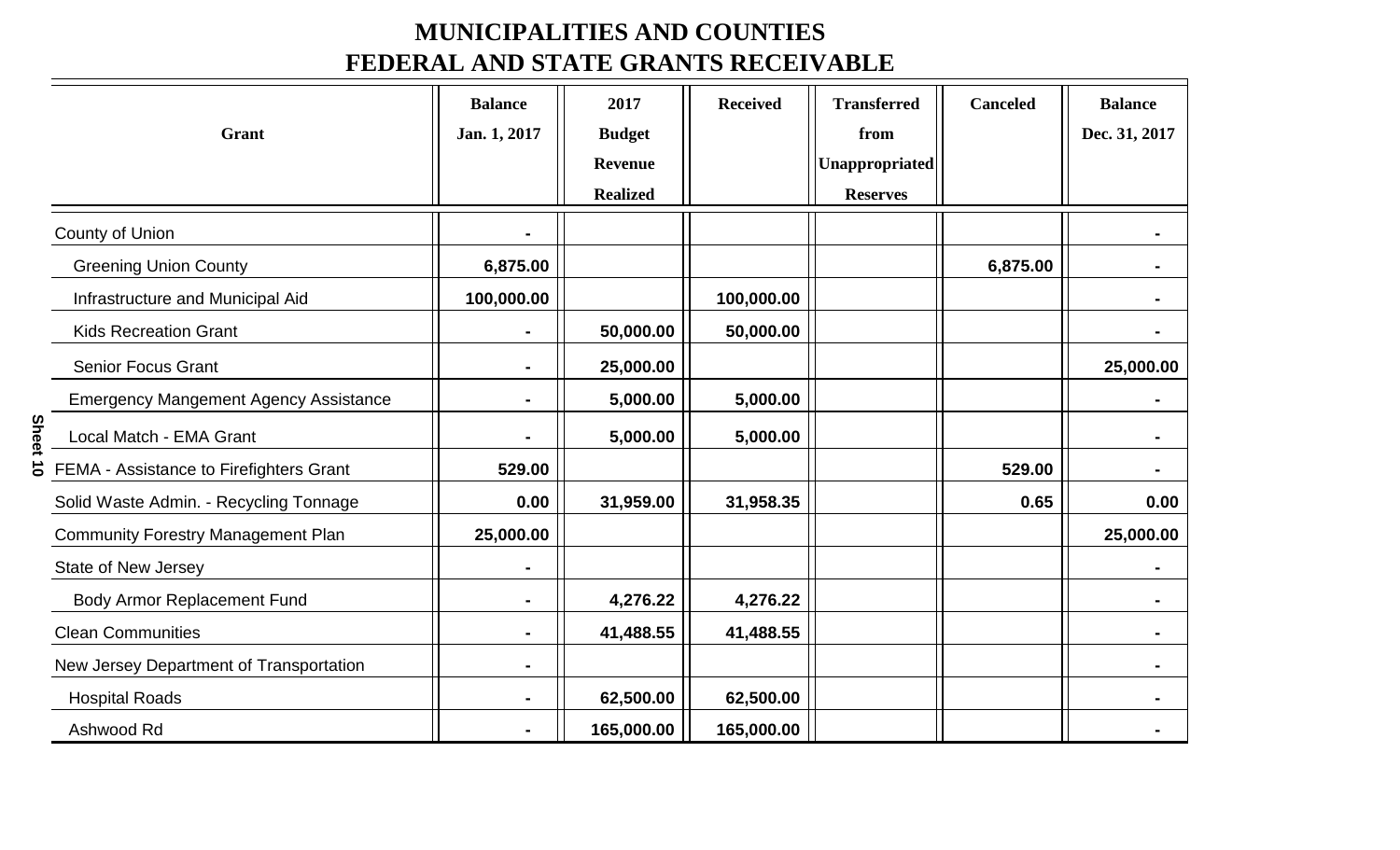# MUNICIPALITIES AND COUNTIES
# FEDERAL AND STATE GRANTS RECEIVABLE

| Grant | Balance Jan. 1, 2017 | 2017 Budget Revenue Realized | Received | Transferred from Unappropriated Reserves | Canceled | Balance Dec. 31, 2017 |
|---|---|---|---|---|---|---|
| County of Union | - | | | | | - |
| Greening Union County | 6,875.00 | | | | 6,875.00 | - |
| Infrastructure and Municipal Aid | 100,000.00 | | 100,000.00 | | | - |
| Kids Recreation Grant | - | 50,000.00 | 50,000.00 | | | - |
| Senior Focus Grant | - | 25,000.00 | | | | 25,000.00 |
| Emergency Mangement Agency Assistance | - | 5,000.00 | 5,000.00 | | | - |
| Local Match - EMA Grant | - | 5,000.00 | 5,000.00 | | | - |
| FEMA - Assistance to Firefighters Grant | 529.00 | | | | 529.00 | - |
| Solid Waste Admin. - Recycling Tonnage | 0.00 | 31,959.00 | 31,958.35 | | 0.65 | 0.00 |
| Community Forestry Management Plan | 25,000.00 | | | | | 25,000.00 |
| State of New Jersey | - | | | | | - |
| Body Armor Replacement Fund | - | 4,276.22 | 4,276.22 | | | - |
| Clean Communities | - | 41,488.55 | 41,488.55 | | | - |
| New Jersey Department of Transportation | - | | | | | - |
| Hospital Roads | - | 62,500.00 | 62,500.00 | | | - |
| Ashwood Rd | - | 165,000.00 | 165,000.00 | | | - |

Sheet 10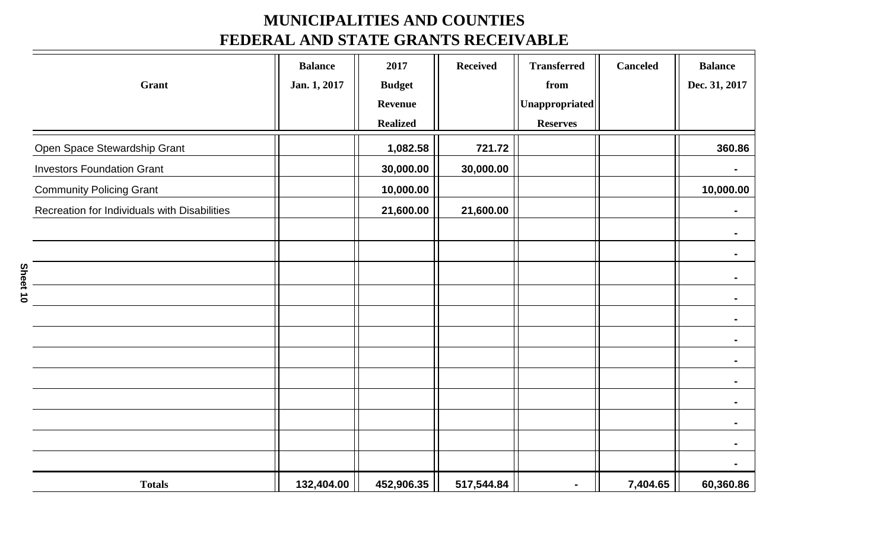# MUNICIPALITIES AND COUNTIES
# FEDERAL AND STATE GRANTS RECEIVABLE

| Grant | Balance Jan. 1, 2017 | 2017 Budget Revenue Realized | Received | Transferred from Unappropriated Reserves | Canceled | Balance Dec. 31, 2017 |
|---|---|---|---|---|---|---|
| Open Space Stewardship Grant | | 1,082.58 | 721.72 | | | 360.86 |
| Investors Foundation Grant | | 30,000.00 | 30,000.00 | | | - |
| Community Policing Grant | | 10,000.00 | | | | 10,000.00 |
| Recreation for Individuals with Disabilities | | 21,600.00 | 21,600.00 | | | - |
| | | | | | | - |
| | | | | | | - |
| | | | | | | - |
| | | | | | | - |
| | | | | | | - |
| | | | | | | - |
| | | | | | | - |
| | | | | | | - |
| | | | | | | - |
| | | | | | | - |
| | | | | | | - |
| | | | | | | - |
| **Totals** | 132,404.00 | 452,906.35 | 517,544.84 | - | 7,404.65 | 60,360.86 |

Sheet 10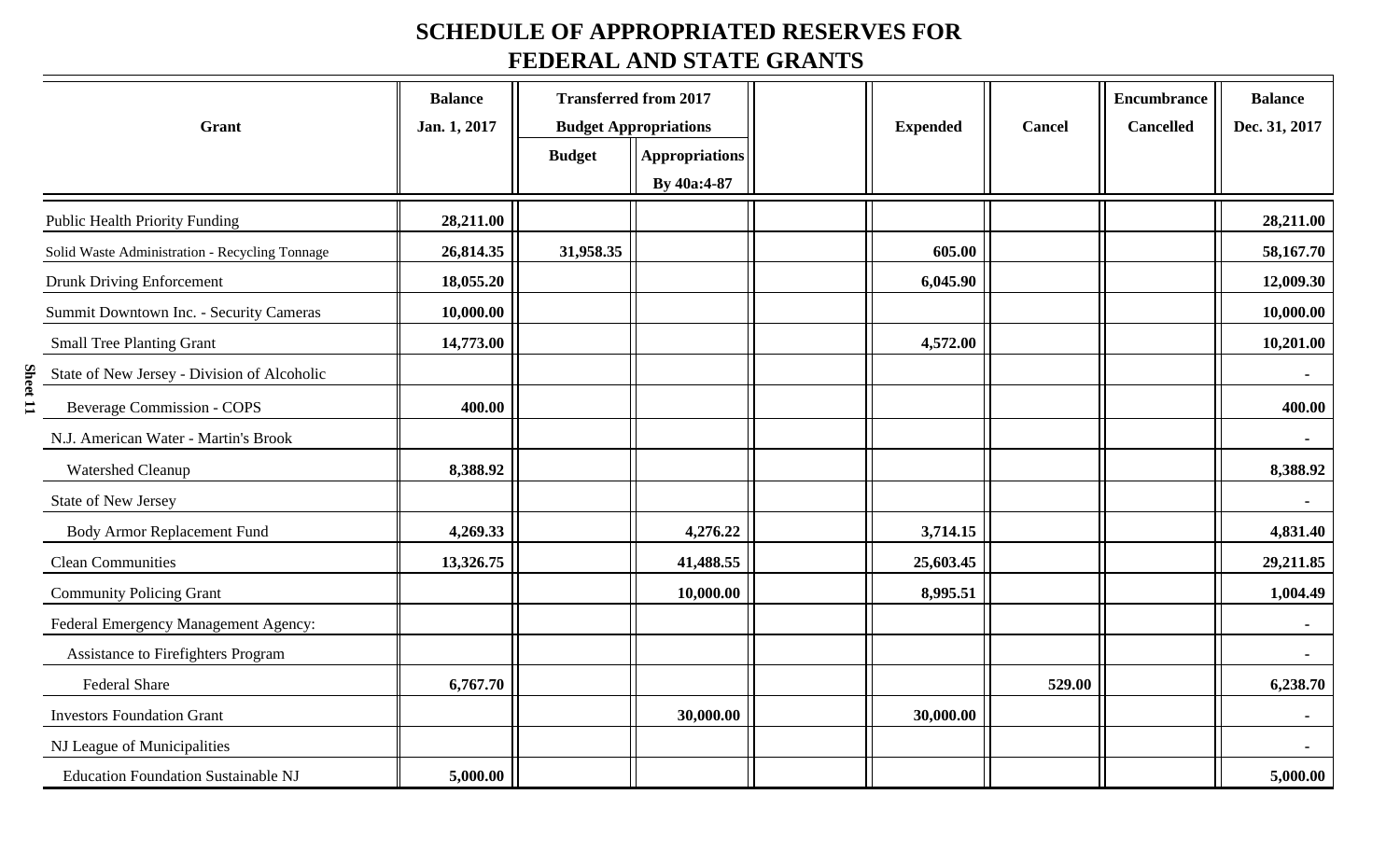# SCHEDULE OF APPROPRIATED RESERVES FOR FEDERAL AND STATE GRANTS

| Grant | Balance Jan. 1, 2017 | Transferred from 2017 Budget Appropriations | | | Expended | Cancel | Encumbrance Cancelled | Balance Dec. 31, 2017 |
|---|---|---|---|---|---|---|---|---|
| | | Budget | Appropriations By 40a:4-87 | | | | | |
| Public Health Priority Funding | 28,211.00 | | | | | | | 28,211.00 |
| Solid Waste Administration - Recycling Tonnage | 26,814.35 | 31,958.35 | | | 605.00 | | | 58,167.70 |
| Drunk Driving Enforcement | 18,055.20 | | | | 6,045.90 | | | 12,009.30 |
| Summit Downtown Inc. - Security Cameras | 10,000.00 | | | | | | | 10,000.00 |
| Small Tree Planting Grant | 14,773.00 | | | | 4,572.00 | | | 10,201.00 |
| State of New Jersey - Division of Alcoholic | | | | | | | | - |
| Beverage Commission - COPS | 400.00 | | | | | | | 400.00 |
| N.J. American Water - Martin's Brook | | | | | | | | - |
| Watershed Cleanup | 8,388.92 | | | | | | | 8,388.92 |
| State of New Jersey | | | | | | | | - |
| Body Armor Replacement Fund | 4,269.33 | | 4,276.22 | | 3,714.15 | | | 4,831.40 |
| Clean Communities | 13,326.75 | | 41,488.55 | | 25,603.45 | | | 29,211.85 |
| Community Policing Grant | | | 10,000.00 | | 8,995.51 | | | 1,004.49 |
| Federal Emergency Management Agency: | | | | | | | | - |
| Assistance to Firefighters Program | | | | | | | | - |
| Federal Share | 6,767.70 | | | | | 529.00 | | 6,238.70 |
| Investors Foundation Grant | | | 30,000.00 | | 30,000.00 | | | - |
| NJ League of Municipalities | | | | | | | | - |
| Education Foundation Sustainable NJ | 5,000.00 | | | | | | | 5,000.00 |

Sheet 11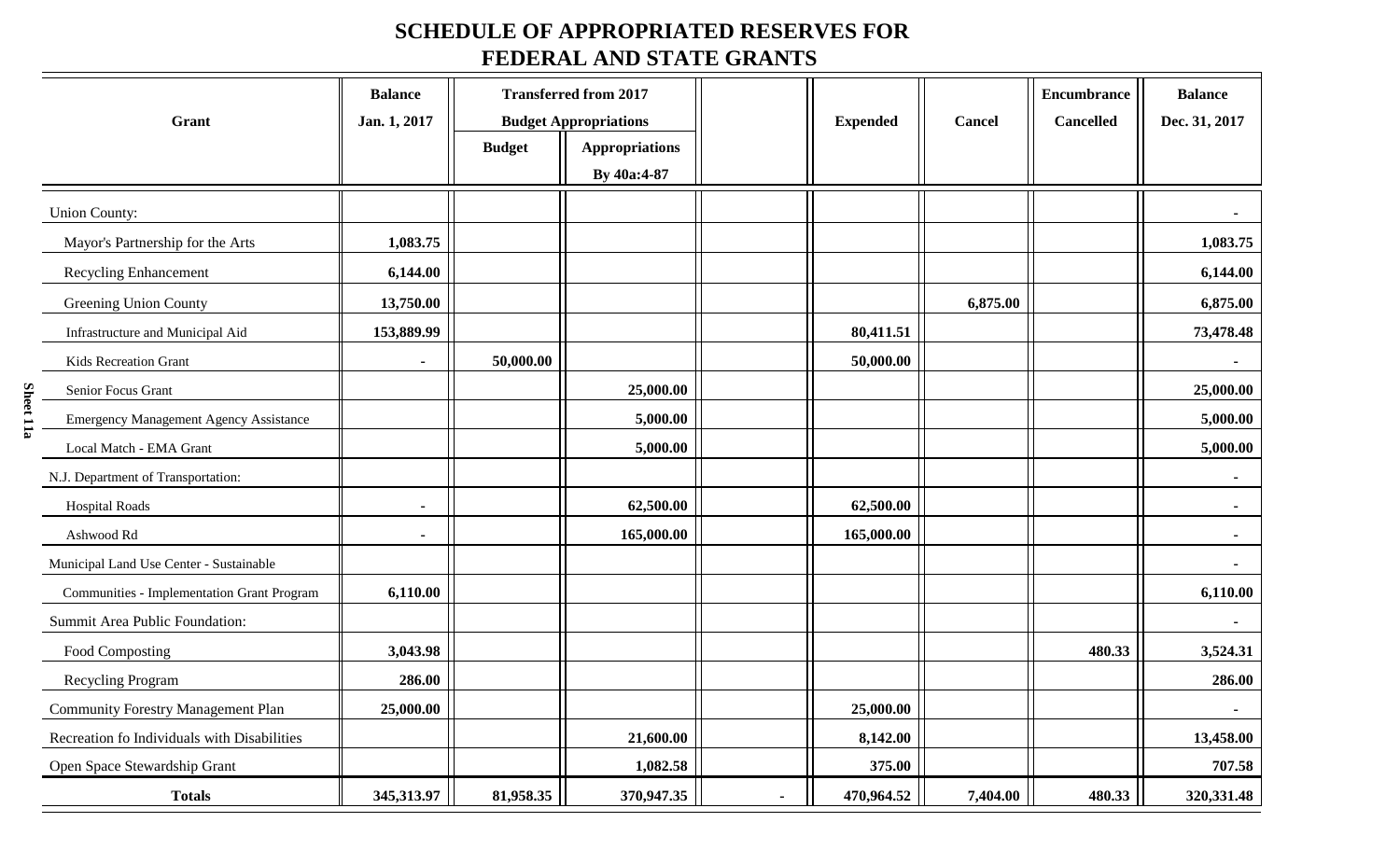# SCHEDULE OF APPROPRIATED RESERVES FOR FEDERAL AND STATE GRANTS

| Grant | Balance Jan. 1, 2017 | Transferred from 2017 Budget Appropriations | | | Expended | Cancel | Encumbrance Cancelled | Balance Dec. 31, 2017 |
|---|---|---|---|---|---|---|---|---|
| | | Budget | Appropriations By 40a:4-87 | | | | | |
| Union County: | | | | | | | | - |
| Mayor's Partnership for the Arts | 1,083.75 | | | | | | | 1,083.75 |
| Recycling Enhancement | 6,144.00 | | | | | | | 6,144.00 |
| Greening Union County | 13,750.00 | | | | | 6,875.00 | | 6,875.00 |
| Infrastructure and Municipal Aid | 153,889.99 | | | | 80,411.51 | | | 73,478.48 |
| Kids Recreation Grant | - | 50,000.00 | | | 50,000.00 | | | - |
| Senior Focus Grant | | | 25,000.00 | | | | | 25,000.00 |
| Emergency Management Agency Assistance | | | 5,000.00 | | | | | 5,000.00 |
| Local Match - EMA Grant | | | 5,000.00 | | | | | 5,000.00 |
| N.J. Department of Transportation: | | | | | | | | - |
| Hospital Roads | - | | 62,500.00 | | 62,500.00 | | | - |
| Ashwood Rd | - | | 165,000.00 | | 165,000.00 | | | - |
| Municipal Land Use Center - Sustainable | | | | | | | | - |
| Communities - Implementation Grant Program | 6,110.00 | | | | | | | 6,110.00 |
| Summit Area Public Foundation: | | | | | | | | - |
| Food Composting | 3,043.98 | | | | | | 480.33 | 3,524.31 |
| Recycling Program | 286.00 | | | | | | | 286.00 |
| Community Forestry Management Plan | 25,000.00 | | | | 25,000.00 | | | - |
| Recreation fo Individuals with Disabilities | | | 21,600.00 | | 8,142.00 | | | 13,458.00 |
| Open Space Stewardship Grant | | | 1,082.58 | | 375.00 | | | 707.58 |
| **Totals** | **345,313.97** | **81,958.35** | **370,947.35** | **-** | **470,964.52** | **7,404.00** | **480.33** | **320,331.48** |

Sheet 11a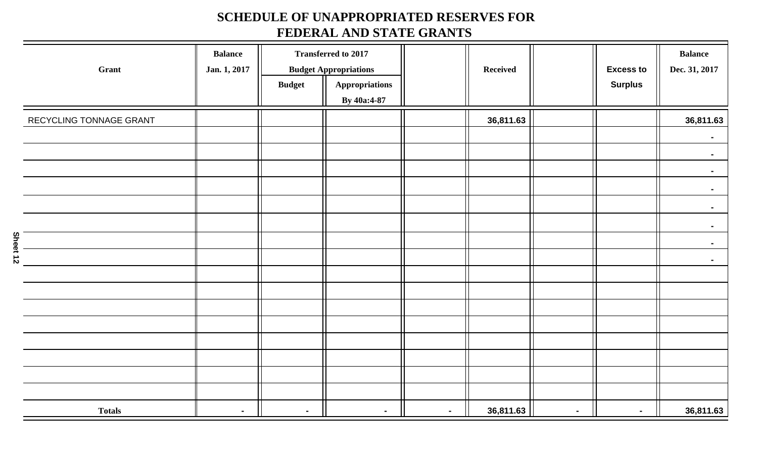# SCHEDULE OF UNAPPROPRIATED RESERVES FOR FEDERAL AND STATE GRANTS

| Grant | Balance Jan. 1, 2017 | Transferred to 2017 Budget Appropriations | | | Received | | Excess to Surplus | Balance Dec. 31, 2017 |
|---|---|---|---|---|---|---|---|---|
| | | Budget | Appropriations By 40a:4-87 | | | | | |
| RECYCLING TONNAGE GRANT | | | | | 36,811.63 | | | 36,811.63 |
| | | | | | | | | - |
| | | | | | | | | - |
| | | | | | | | | - |
| | | | | | | | | - |
| | | | | | | | | - |
| | | | | | | | | - |
| | | | | | | | | - |
| | | | | | | | | - |
| | | | | | | | | |
| | | | | | | | | |
| | | | | | | | | |
| | | | | | | | | |
| | | | | | | | | |
| | | | | | | | | |
| | | | | | | | | |
| | | | | | | | | |
| **Totals** | - | - | - | - | 36,811.63 | - | - | 36,811.63 |

Sheet 12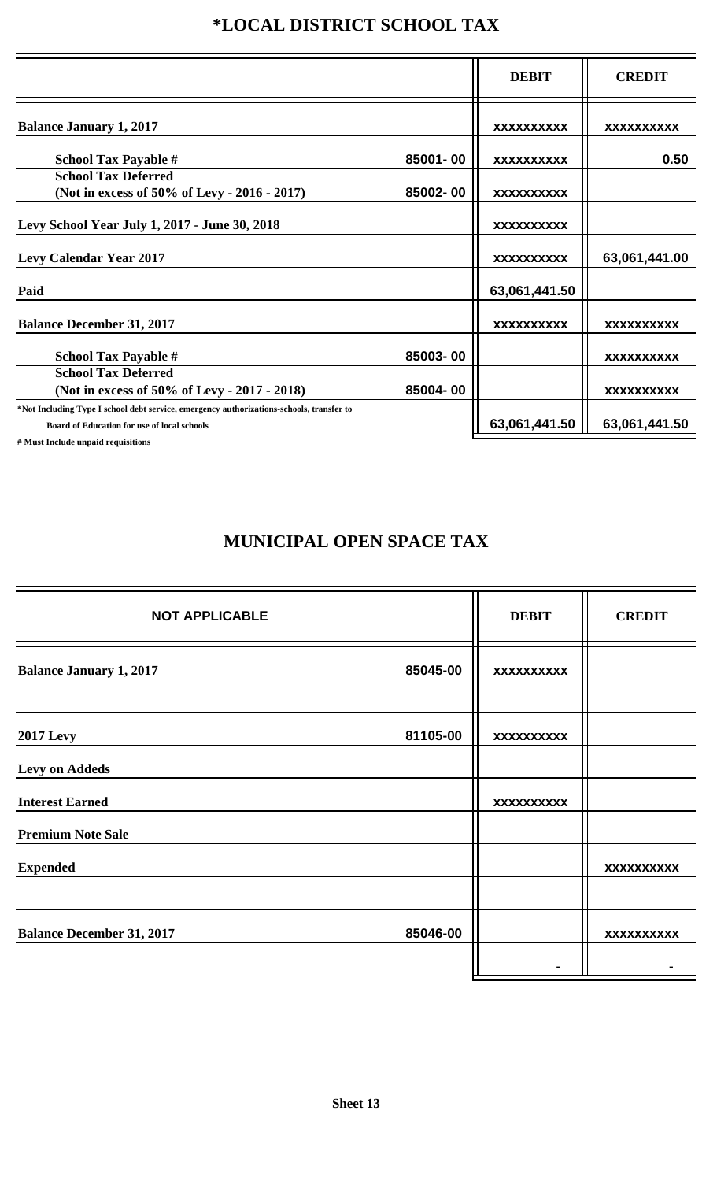# *LOCAL DISTRICT SCHOOL TAX

| | | DEBIT | CREDIT |
|---|---|---|---|
| **Balance January 1, 2017** | | XXXXXXXXXX | XXXXXXXXXX |
| **School Tax Payable #** | 85001- 00 | XXXXXXXXXX | 0.50 |
| **School Tax Deferred (Not in excess of 50% of Levy - 2016 - 2017)** | 85002- 00 | XXXXXXXXXX | |
| **Levy School Year July 1, 2017 - June 30, 2018** | | XXXXXXXXXX | |
| **Levy Calendar Year 2017** | | XXXXXXXXXX | 63,061,441.00 |
| **Paid** | | 63,061,441.50 | |
| **Balance December 31, 2017** | | XXXXXXXXXX | XXXXXXXXXX |
| **School Tax Payable #** | 85003- 00 | | XXXXXXXXXX |
| **School Tax Deferred (Not in excess of 50% of Levy - 2017 - 2018)** | 85004- 00 | | XXXXXXXXXX |
| | | 63,061,441.50 | 63,061,441.50 |

*Not Including Type I school debt service, emergency authorizations-schools, transfer to Board of Education for use of local schools

# Must Include unpaid requisitions

# MUNICIPAL OPEN SPACE TAX

| NOT APPLICABLE | | DEBIT | CREDIT |
|---|---|---|---|
| **Balance January 1, 2017** | 85045-00 | XXXXXXXXXX | |
| | | | |
| **2017 Levy** | 81105-00 | XXXXXXXXXX | |
| **Levy on Addeds** | | | |
| **Interest Earned** | | XXXXXXXXXX | |
| **Premium Note Sale** | | | |
| **Expended** | | | XXXXXXXXXX |
| | | | |
| **Balance December 31, 2017** | 85046-00 | | XXXXXXXXXX |
| | | - | - |

**Sheet 13**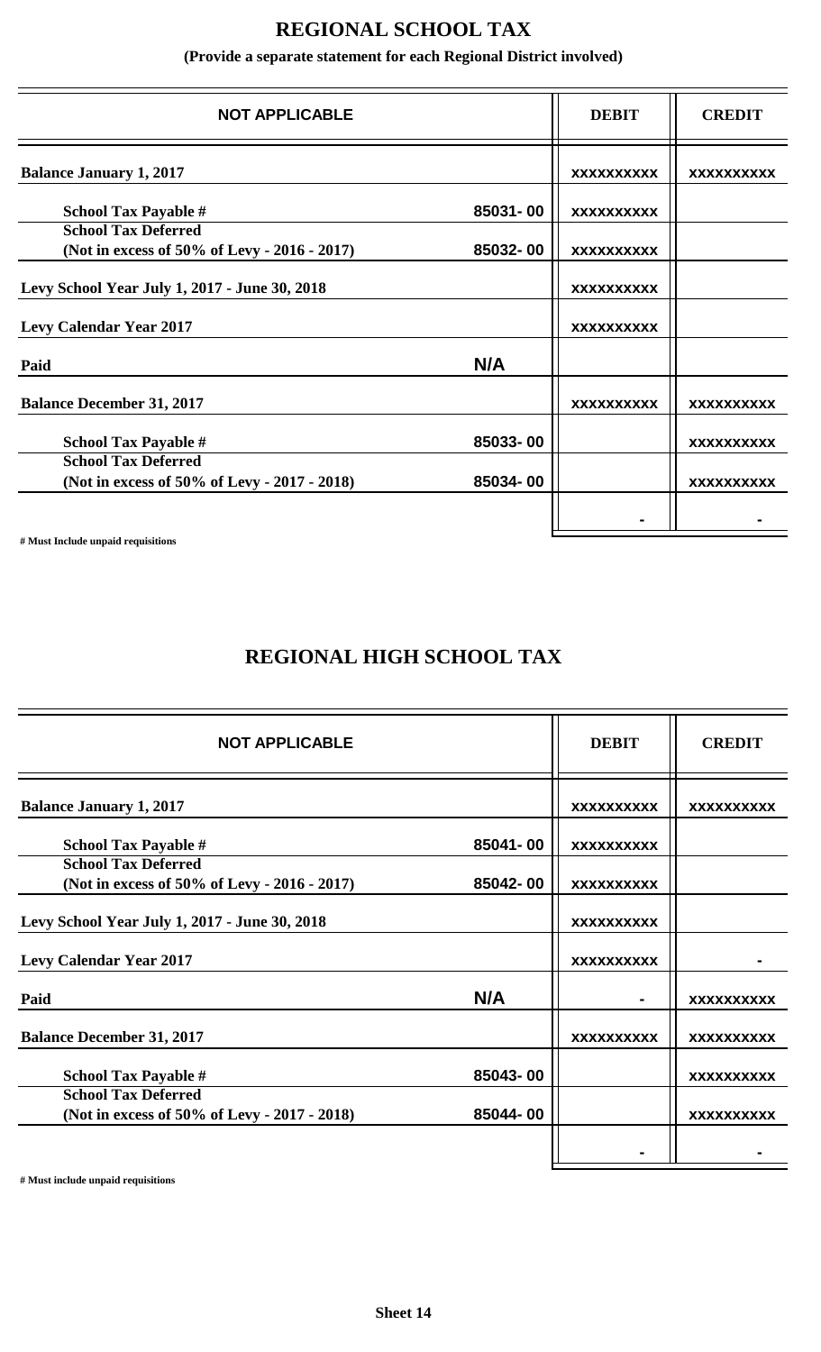## REGIONAL SCHOOL TAX

**(Provide a separate statement for each Regional District involved)**

| NOT APPLICABLE | | DEBIT | CREDIT |
|---|---|---|---|
| **Balance January 1, 2017** | | XXXXXXXXX | XXXXXXXXX |
| School Tax Payable # | 85031-00 | XXXXXXXXX | |
| School Tax Deferred (Not in excess of 50% of Levy - 2016 - 2017) | 85032-00 | XXXXXXXXX | |
| **Levy School Year July 1, 2017 - June 30, 2018** | | XXXXXXXXX | |
| **Levy Calendar Year 2017** | | XXXXXXXXX | |
| **Paid** | N/A | | |
| **Balance December 31, 2017** | | XXXXXXXXX | XXXXXXXXX |
| School Tax Payable # | 85033-00 | | XXXXXXXXX |
| School Tax Deferred (Not in excess of 50% of Levy - 2017 - 2018) | 85034-00 | | XXXXXXXXX |
| | | - | - |

# Must Include unpaid requisitions

## REGIONAL HIGH SCHOOL TAX

| NOT APPLICABLE | | DEBIT | CREDIT |
|---|---|---|---|
| **Balance January 1, 2017** | | XXXXXXXXX | XXXXXXXXX |
| School Tax Payable # | 85041-00 | XXXXXXXXX | |
| School Tax Deferred (Not in excess of 50% of Levy - 2016 - 2017) | 85042-00 | XXXXXXXXX | |
| **Levy School Year July 1, 2017 - June 30, 2018** | | XXXXXXXXX | |
| **Levy Calendar Year 2017** | | XXXXXXXXX | - |
| **Paid** | N/A | - | XXXXXXXXX |
| **Balance December 31, 2017** | | XXXXXXXXX | XXXXXXXXX |
| School Tax Payable # | 85043-00 | | XXXXXXXXX |
| School Tax Deferred (Not in excess of 50% of Levy - 2017 - 2018) | 85044-00 | | XXXXXXXXX |
| | | - | - |

# Must include unpaid requisitions

**Sheet 14**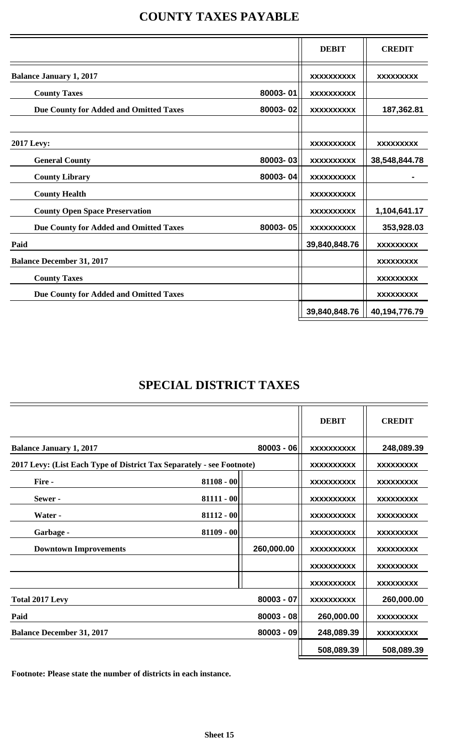# COUNTY TAXES PAYABLE

| | | DEBIT | CREDIT |
|---|---|---|---|
| **Balance January 1, 2017** | | xxxxxxxxxx | xxxxxxxxx |
| **County Taxes** | 80003- 01 | xxxxxxxxxx | |
| **Due County for Added and Omitted Taxes** | 80003- 02 | xxxxxxxxxx | 187,362.81 |
| | | | |
| **2017 Levy:** | | xxxxxxxxxx | xxxxxxxxx |
| **General County** | 80003- 03 | xxxxxxxxxx | 38,548,844.78 |
| **County Library** | 80003- 04 | xxxxxxxxxx | - |
| **County Health** | | xxxxxxxxxx | |
| **County Open Space Preservation** | | xxxxxxxxxx | 1,104,641.17 |
| **Due County for Added and Omitted Taxes** | 80003- 05 | xxxxxxxxxx | 353,928.03 |
| **Paid** | | 39,840,848.76 | xxxxxxxxx |
| **Balance December 31, 2017** | | | xxxxxxxxx |
| **County Taxes** | | | xxxxxxxxx |
| **Due County for Added and Omitted Taxes** | | | xxxxxxxxx |
| | | 39,840,848.76 | 40,194,776.79 |

# SPECIAL DISTRICT TAXES

| | | | DEBIT | CREDIT |
|---|---|---|---|---|
| **Balance January 1, 2017** | | 80003 - 06 | xxxxxxxxxx | 248,089.39 |
| **2017 Levy: (List Each Type of District Tax Separately - see Footnote)** | | | xxxxxxxxxx | xxxxxxxxx |
| **Fire -** | 81108 - 00 | | xxxxxxxxxx | xxxxxxxxx |
| **Sewer -** | 81111 - 00 | | xxxxxxxxxx | xxxxxxxxx |
| **Water -** | 81112 - 00 | | xxxxxxxxxx | xxxxxxxxx |
| **Garbage -** | 81109 - 00 | | xxxxxxxxxx | xxxxxxxxx |
| **Downtown Improvements** | | 260,000.00 | xxxxxxxxxx | xxxxxxxxx |
| | | | xxxxxxxxxx | xxxxxxxxx |
| | | | xxxxxxxxxx | xxxxxxxxx |
| **Total 2017 Levy** | | 80003 - 07 | xxxxxxxxxx | 260,000.00 |
| **Paid** | | 80003 - 08 | 260,000.00 | xxxxxxxxx |
| **Balance December 31, 2017** | | 80003 - 09 | 248,089.39 | xxxxxxxxx |
| | | | 508,089.39 | 508,089.39 |

**Footnote: Please state the number of districts in each instance.**

**Sheet 15**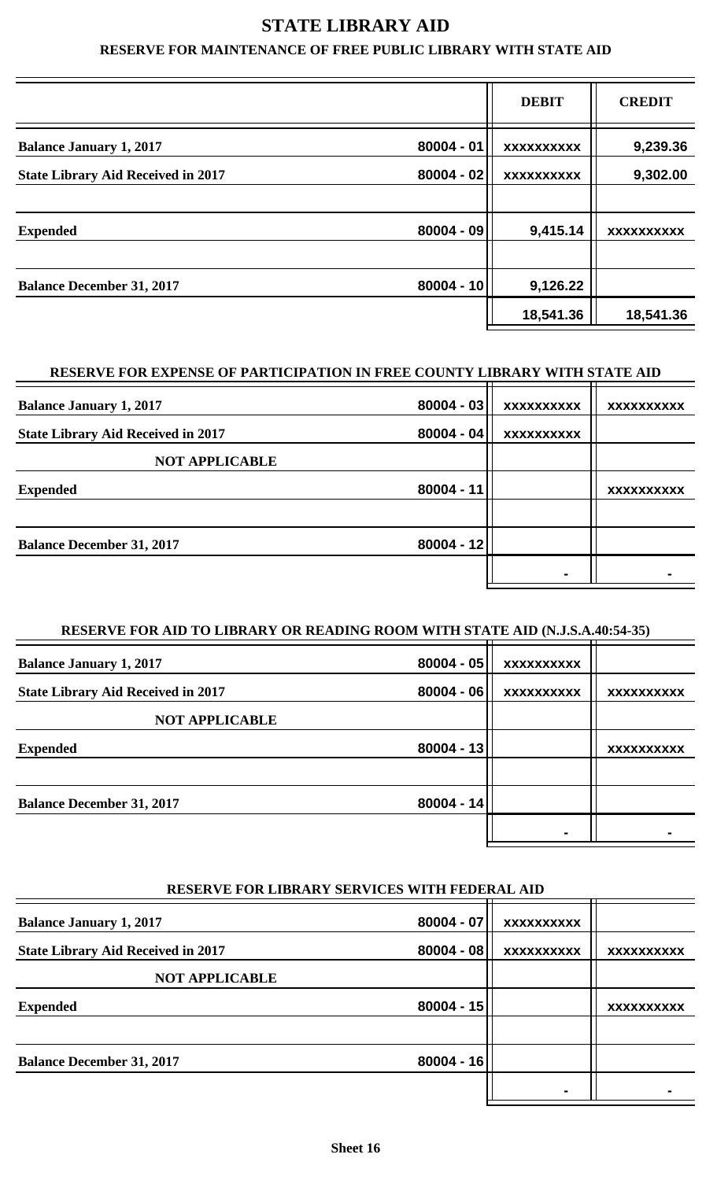# STATE LIBRARY AID

## RESERVE FOR MAINTENANCE OF FREE PUBLIC LIBRARY WITH STATE AID

| | | DEBIT | CREDIT |
|---|---|---|---|
| **Balance January 1, 2017** | 80004 - 01 | xxxxxxxxxx | 9,239.36 |
| **State Library Aid Received in 2017** | 80004 - 02 | xxxxxxxxxx | 9,302.00 |
| | | | |
| **Expended** | 80004 - 09 | 9,415.14 | xxxxxxxxxx |
| | | | |
| **Balance December 31, 2017** | 80004 - 10 | 9,126.22 | |
| | | 18,541.36 | 18,541.36 |

## RESERVE FOR EXPENSE OF PARTICIPATION IN FREE COUNTY LIBRARY WITH STATE AID

| | | DEBIT | CREDIT |
|---|---|---|---|
| **Balance January 1, 2017** | 80004 - 03 | xxxxxxxxxx | xxxxxxxxxx |
| **State Library Aid Received in 2017** | 80004 - 04 | xxxxxxxxxx | |
| **NOT APPLICABLE** | | | |
| **Expended** | 80004 - 11 | | xxxxxxxxxx |
| | | | |
| **Balance December 31, 2017** | 80004 - 12 | | |
| | | - | - |

## RESERVE FOR AID TO LIBRARY OR READING ROOM WITH STATE AID (N.J.S.A.40:54-35)

| | | DEBIT | CREDIT |
|---|---|---|---|
| **Balance January 1, 2017** | 80004 - 05 | xxxxxxxxxx | |
| **State Library Aid Received in 2017** | 80004 - 06 | xxxxxxxxxx | xxxxxxxxxx |
| **NOT APPLICABLE** | | | |
| **Expended** | 80004 - 13 | | xxxxxxxxxx |
| | | | |
| **Balance December 31, 2017** | 80004 - 14 | | |
| | | - | - |

## RESERVE FOR LIBRARY SERVICES WITH FEDERAL AID

| | | DEBIT | CREDIT |
|---|---|---|---|
| **Balance January 1, 2017** | 80004 - 07 | xxxxxxxxxx | |
| **State Library Aid Received in 2017** | 80004 - 08 | xxxxxxxxxx | xxxxxxxxxx |
| **NOT APPLICABLE** | | | |
| **Expended** | 80004 - 15 | | xxxxxxxxxx |
| | | | |
| **Balance December 31, 2017** | 80004 - 16 | | |
| | | - | - |

**Sheet 16**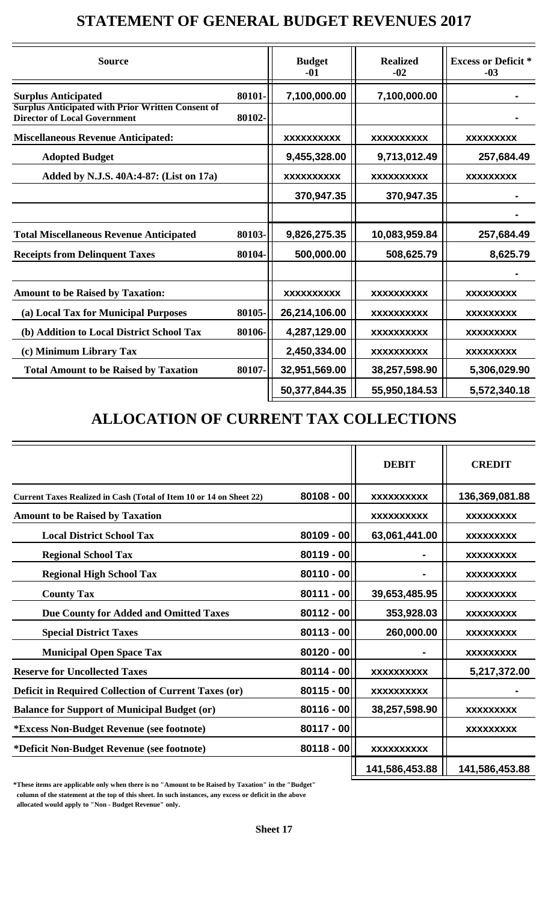# STATEMENT OF GENERAL BUDGET REVENUES 2017

| Source | | Budget -01 | Realized -02 | Excess or Deficit * -03 |
|---|---|---|---|---|
| **Surplus Anticipated** | 80101- | 7,100,000.00 | 7,100,000.00 | - |
| **Surplus Anticipated with Prior Written Consent of Director of Local Government** | 80102- | | | - |
| **Miscellaneous Revenue Anticipated:** | | xxxxxxxxxx | xxxxxxxxxx | xxxxxxxxx |
| **Adopted Budget** | | 9,455,328.00 | 9,713,012.49 | 257,684.49 |
| **Added by N.J.S. 40A:4-87: (List on 17a)** | | xxxxxxxxxx | xxxxxxxxxx | xxxxxxxxx |
| | | 370,947.35 | 370,947.35 | - |
| | | | | - |
| **Total Miscellaneous Revenue Anticipated** | 80103- | 9,826,275.35 | 10,083,959.84 | 257,684.49 |
| **Receipts from Delinquent Taxes** | 80104- | 500,000.00 | 508,625.79 | 8,625.79 |
| | | | | - |
| **Amount to be Raised by Taxation:** | | xxxxxxxxxx | xxxxxxxxxx | xxxxxxxxx |
| **(a) Local Tax for Municipal Purposes** | 80105- | 26,214,106.00 | xxxxxxxxxx | xxxxxxxxx |
| **(b) Addition to Local District School Tax** | 80106- | 4,287,129.00 | xxxxxxxxxx | xxxxxxxxx |
| **(c) Minimum Library Tax** | | 2,450,334.00 | xxxxxxxxxx | xxxxxxxxx |
| **Total Amount to be Raised by Taxation** | 80107- | 32,951,569.00 | 38,257,598.90 | 5,306,029.90 |
| | | 50,377,844.35 | 55,950,184.53 | 5,572,340.18 |

# ALLOCATION OF CURRENT TAX COLLECTIONS

| | | DEBIT | CREDIT |
|---|---|---|---|
| **Current Taxes Realized in Cash (Total of Item 10 or 14 on Sheet 22)** | 80108 - 00 | xxxxxxxxxx | 136,369,081.88 |
| **Amount to be Raised by Taxation** | | xxxxxxxxxx | xxxxxxxxx |
| **Local District School Tax** | 80109 - 00 | 63,061,441.00 | xxxxxxxxx |
| **Regional School Tax** | 80119 - 00 | - | xxxxxxxxx |
| **Regional High School Tax** | 80110 - 00 | - | xxxxxxxxx |
| **County Tax** | 80111 - 00 | 39,653,485.95 | xxxxxxxxx |
| **Due County for Added and Omitted Taxes** | 80112 - 00 | 353,928.03 | xxxxxxxxx |
| **Special District Taxes** | 80113 - 00 | 260,000.00 | xxxxxxxxx |
| **Municipal Open Space Tax** | 80120 - 00 | - | xxxxxxxxx |
| **Reserve for Uncollected Taxes** | 80114 - 00 | xxxxxxxxxx | 5,217,372.00 |
| **Deficit in Required Collection of Current Taxes (or)** | 80115 - 00 | xxxxxxxxxx | - |
| **Balance for Support of Municipal Budget (or)** | 80116 - 00 | 38,257,598.90 | xxxxxxxxx |
| ***Excess Non-Budget Revenue (see footnote)** | 80117 - 00 | | xxxxxxxxx |
| ***Deficit Non-Budget Revenue (see footnote)** | 80118 - 00 | xxxxxxxxxx | |
| | | 141,586,453.88 | 141,586,453.88 |

**\*These items are applicable only when there is no "Amount to be Raised by Taxation" in the "Budget" column of the statement at the top of this sheet. In such instances, any excess or deficit in the above allocated would apply to "Non - Budget Revenue" only.**

**Sheet 17**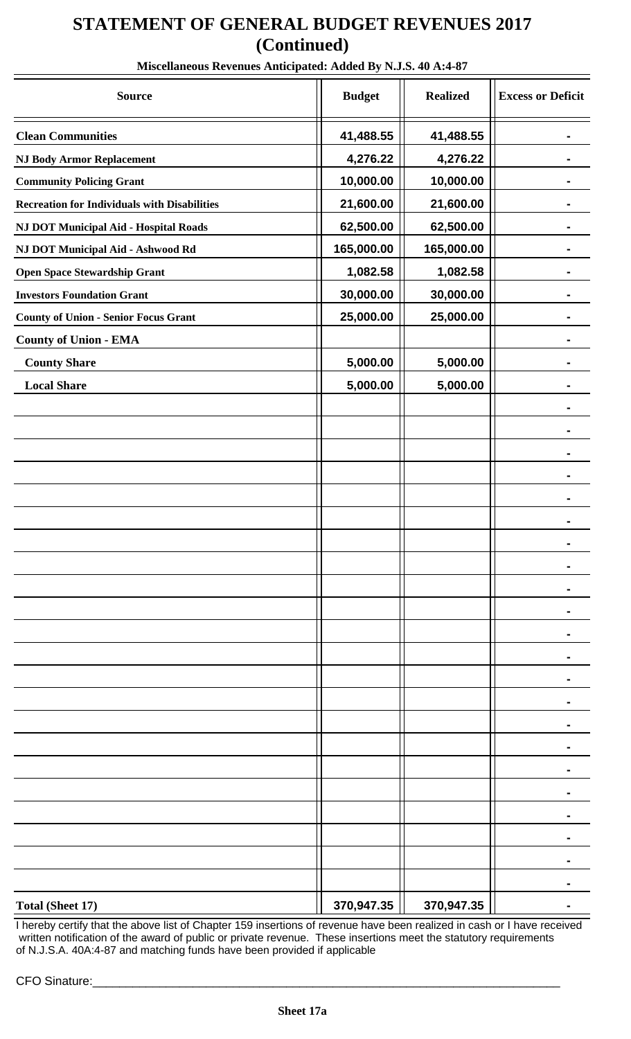# STATEMENT OF GENERAL BUDGET REVENUES 2017
# (Continued)

**Miscellaneous Revenues Anticipated: Added By N.J.S. 40 A:4-87**

| Source | Budget | Realized | Excess or Deficit |
|---|---|---|---|
| **Clean Communities** | 41,488.55 | 41,488.55 | - |
| **NJ Body Armor Replacement** | 4,276.22 | 4,276.22 | - |
| **Community Policing Grant** | 10,000.00 | 10,000.00 | - |
| **Recreation for Individuals with Disabilities** | 21,600.00 | 21,600.00 | - |
| **NJ DOT Municipal Aid - Hospital Roads** | 62,500.00 | 62,500.00 | - |
| **NJ DOT Municipal Aid - Ashwood Rd** | 165,000.00 | 165,000.00 | - |
| **Open Space Stewardship Grant** | 1,082.58 | 1,082.58 | - |
| **Investors Foundation Grant** | 30,000.00 | 30,000.00 | - |
| **County of Union - Senior Focus Grant** | 25,000.00 | 25,000.00 | - |
| **County of Union - EMA** | | | - |
| **County Share** | 5,000.00 | 5,000.00 | - |
| **Local Share** | 5,000.00 | 5,000.00 | - |
| | | | - |
| | | | - |
| | | | - |
| | | | - |
| | | | - |
| | | | - |
| | | | - |
| | | | - |
| | | | - |
| | | | - |
| | | | - |
| | | | - |
| | | | - |
| | | | - |
| | | | - |
| | | | - |
| | | | - |
| | | | - |
| | | | - |
| | | | - |
| | | | - |
| | | | - |
| **Total (Sheet 17)** | 370,947.35 | 370,947.35 | - |

I hereby certify that the above list of Chapter 159 insertions of revenue have been realized in cash or I have received written notification of the award of public or private revenue. These insertions meet the statutory requirements of N.J.S.A. 40A:4-87 and matching funds have been provided if applicable

CFO Sinature:_______________________________________________

**Sheet 17a**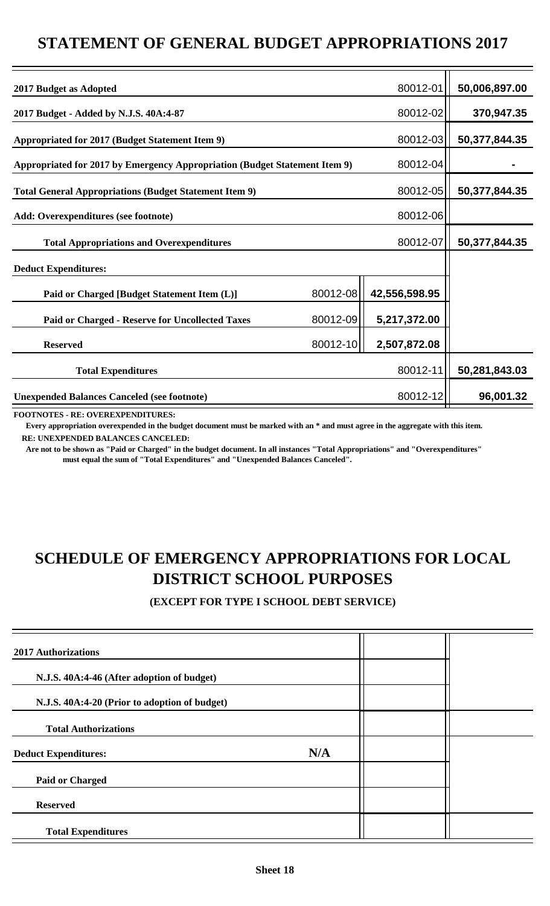# STATEMENT OF GENERAL BUDGET APPROPRIATIONS 2017

| | | | | |
|---|---|---|---|---|
| **2017 Budget as Adopted** | | | 80012-01 | **50,006,897.00** |
| **2017 Budget - Added by N.J.S. 40A:4-87** | | | 80012-02 | **370,947.35** |
| **Appropriated for 2017 (Budget Statement Item 9)** | | | 80012-03 | **50,377,844.35** |
| **Appropriated for 2017 by Emergency Appropriation (Budget Statement Item 9)** | | | 80012-04 | **-** |
| **Total General Appropriations (Budget Statement Item 9)** | | | 80012-05 | **50,377,844.35** |
| **Add: Overexpenditures (see footnote)** | | | 80012-06 | |
| **Total Appropriations and Overexpenditures** | | | 80012-07 | **50,377,844.35** |
| **Deduct Expenditures:** | | | | |
| **Paid or Charged [Budget Statement Item (L)]** | 80012-08 | **42,556,598.95** | | |
| **Paid or Charged - Reserve for Uncollected Taxes** | 80012-09 | **5,217,372.00** | | |
| **Reserved** | 80012-10 | **2,507,872.08** | | |
| **Total Expenditures** | | | 80012-11 | **50,281,843.03** |
| **Unexpended Balances Canceled (see footnote)** | | | 80012-12 | **96,001.32** |

**FOOTNOTES - RE: OVEREXPENDITURES:**

**Every appropriation overexpended in the budget document must be marked with an * and must agree in the aggregate with this item.**

**RE: UNEXPENDED BALANCES CANCELED:**

**Are not to be shown as "Paid or Charged" in the budget document. In all instances "Total Appropriations" and "Overexpenditures" must equal the sum of "Total Expenditures" and "Unexpended Balances Canceled".**

# SCHEDULE OF EMERGENCY APPROPRIATIONS FOR LOCAL DISTRICT SCHOOL PURPOSES

**(EXCEPT FOR TYPE I SCHOOL DEBT SERVICE)**

| | | |
|---|---|---|
| **2017 Authorizations** | | |
| **N.J.S. 40A:4-46 (After adoption of budget)** | | |
| **N.J.S. 40A:4-20 (Prior to adoption of budget)** | | |
| **Total Authorizations** | | |
| **Deduct Expenditures:** **N/A** | | |
| **Paid or Charged** | | |
| **Reserved** | | |
| **Total Expenditures** | | |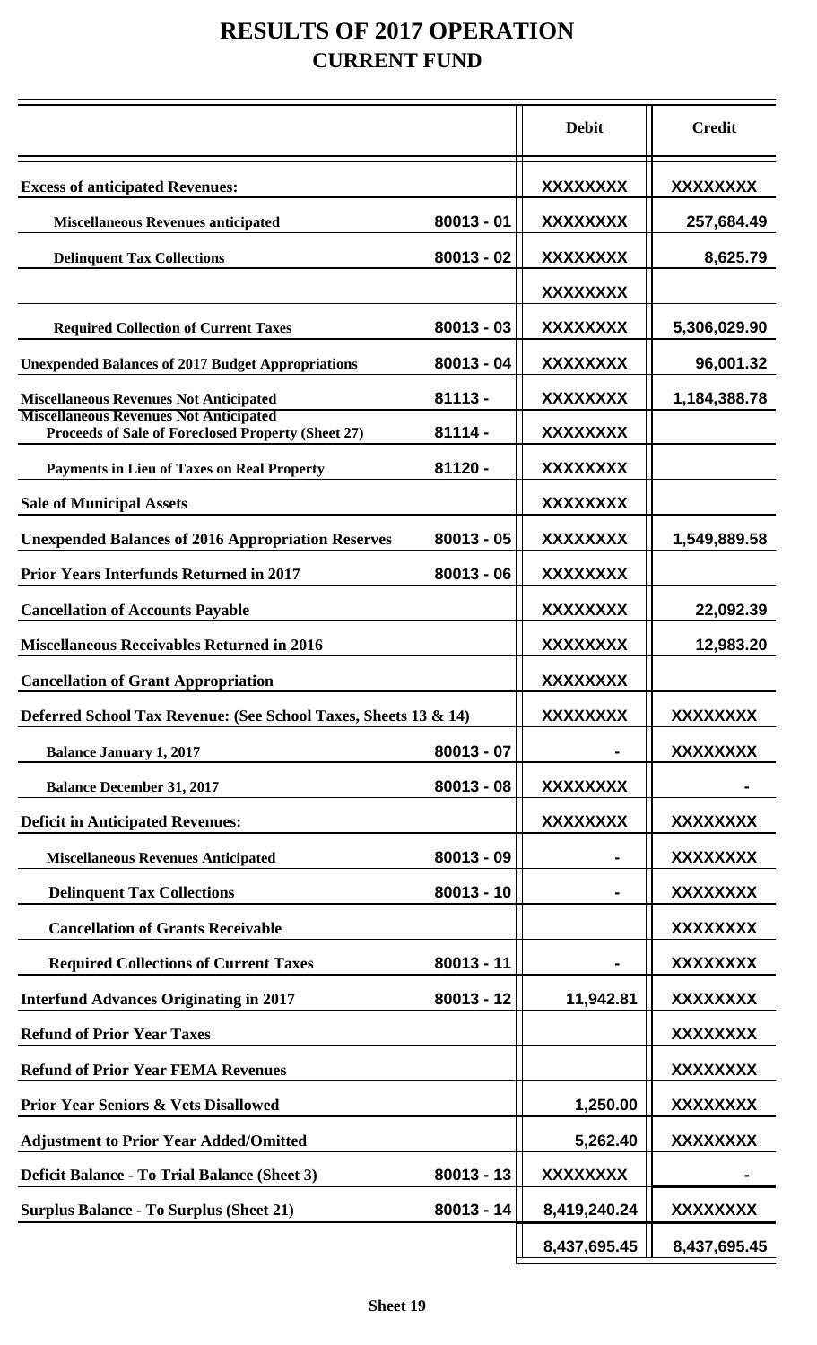# RESULTS OF 2017 OPERATION
## CURRENT FUND

| | | Debit | Credit |
|---|---|---|---|
| **Excess of anticipated Revenues:** | | XXXXXXXX | XXXXXXXX |
| Miscellaneous Revenues anticipated | 80013 - 01 | XXXXXXXX | 257,684.49 |
| Delinquent Tax Collections | 80013 - 02 | XXXXXXXX | 8,625.79 |
| | | XXXXXXXX | |
| Required Collection of Current Taxes | 80013 - 03 | XXXXXXXX | 5,306,029.90 |
| **Unexpended Balances of 2017 Budget Appropriations** | 80013 - 04 | XXXXXXXX | 96,001.32 |
| **Miscellaneous Revenues Not Anticipated** | 81113 - | XXXXXXXX | 1,184,388.78 |
| **Miscellaneous Revenues Not Anticipated Proceeds of Sale of Foreclosed Property (Sheet 27)** | 81114 - | XXXXXXXX | |
| Payments in Lieu of Taxes on Real Property | 81120 - | XXXXXXXX | |
| **Sale of Municipal Assets** | | XXXXXXXX | |
| **Unexpended Balances of 2016 Appropriation Reserves** | 80013 - 05 | XXXXXXXX | 1,549,889.58 |
| **Prior Years Interfunds Returned in 2017** | 80013 - 06 | XXXXXXXX | |
| **Cancellation of Accounts Payable** | | XXXXXXXX | 22,092.39 |
| **Miscellaneous Receivables Returned in 2016** | | XXXXXXXX | 12,983.20 |
| **Cancellation of Grant Appropriation** | | XXXXXXXX | |
| **Deferred School Tax Revenue: (See School Taxes, Sheets 13 & 14)** | | XXXXXXXX | XXXXXXXX |
| Balance January 1, 2017 | 80013 - 07 | - | XXXXXXXX |
| Balance December 31, 2017 | 80013 - 08 | XXXXXXXX | - |
| **Deficit in Anticipated Revenues:** | | XXXXXXXX | XXXXXXXX |
| Miscellaneous Revenues Anticipated | 80013 - 09 | - | XXXXXXXX |
| Delinquent Tax Collections | 80013 - 10 | - | XXXXXXXX |
| Cancellation of Grants Receivable | | | XXXXXXXX |
| Required Collections of Current Taxes | 80013 - 11 | - | XXXXXXXX |
| **Interfund Advances Originating in 2017** | 80013 - 12 | 11,942.81 | XXXXXXXX |
| **Refund of Prior Year Taxes** | | | XXXXXXXX |
| **Refund of Prior Year FEMA Revenues** | | | XXXXXXXX |
| **Prior Year Seniors & Vets Disallowed** | | 1,250.00 | XXXXXXXX |
| **Adjustment to Prior Year Added/Omitted** | | 5,262.40 | XXXXXXXX |
| **Deficit Balance - To Trial Balance (Sheet 3)** | 80013 - 13 | XXXXXXXX | - |
| **Surplus Balance - To Surplus (Sheet 21)** | 80013 - 14 | 8,419,240.24 | XXXXXXXX |
| | | 8,437,695.45 | 8,437,695.45 |

**Sheet 19**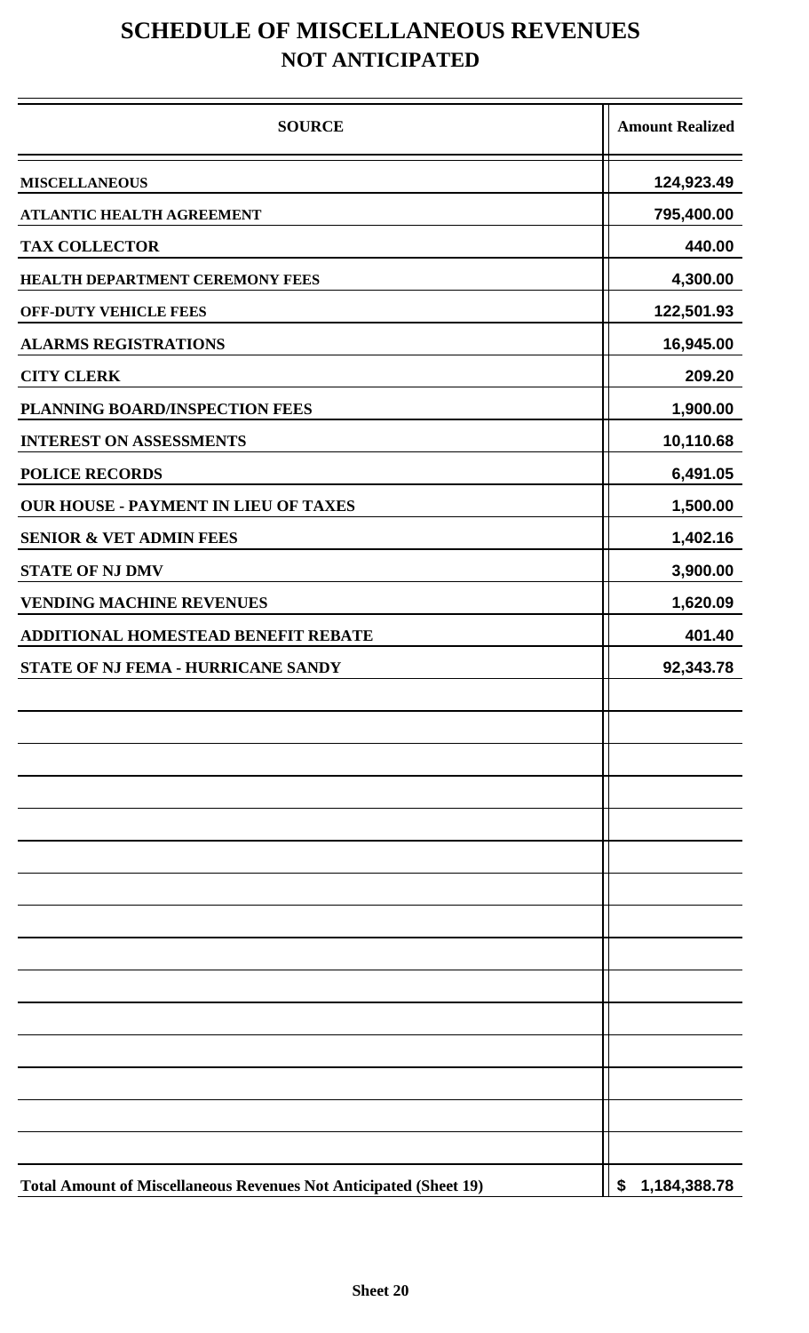# SCHEDULE OF MISCELLANEOUS REVENUES
## NOT ANTICIPATED

| SOURCE | Amount Realized |
|---|---|
| MISCELLANEOUS | 124,923.49 |
| ATLANTIC HEALTH AGREEMENT | 795,400.00 |
| TAX COLLECTOR | 440.00 |
| HEALTH DEPARTMENT CEREMONY FEES | 4,300.00 |
| OFF-DUTY VEHICLE FEES | 122,501.93 |
| ALARMS REGISTRATIONS | 16,945.00 |
| CITY CLERK | 209.20 |
| PLANNING BOARD/INSPECTION FEES | 1,900.00 |
| INTEREST ON ASSESSMENTS | 10,110.68 |
| POLICE RECORDS | 6,491.05 |
| OUR HOUSE - PAYMENT IN LIEU OF TAXES | 1,500.00 |
| SENIOR & VET ADMIN FEES | 1,402.16 |
| STATE OF NJ DMV | 3,900.00 |
| VENDING MACHINE REVENUES | 1,620.09 |
| ADDITIONAL HOMESTEAD BENEFIT REBATE | 401.40 |
| STATE OF NJ FEMA - HURRICANE SANDY | 92,343.78 |
| | |
| | |
| | |
| | |
| | |
| | |
| | |
| | |
| | |
| | |
| | |
| | |
| | |
| | |
| **Total Amount of Miscellaneous Revenues Not Anticipated (Sheet 19)** | **$ 1,184,388.78** |

Sheet 20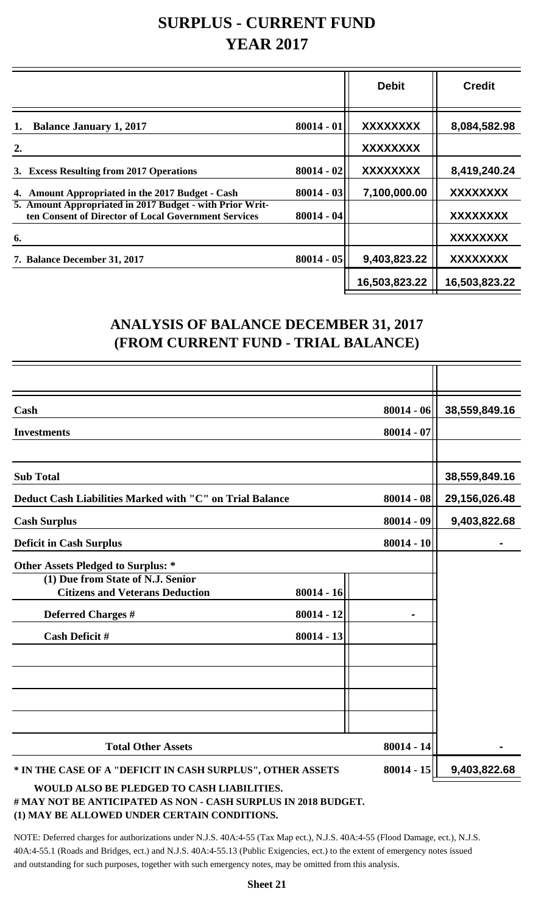# SURPLUS - CURRENT FUND
# YEAR 2017

| | | Debit | Credit |
|---|---|---|---|
| **1. Balance January 1, 2017** | **80014 - 01** | **XXXXXXXX** | **8,084,582.98** |
| **2.** | | **XXXXXXXX** | |
| **3. Excess Resulting from 2017 Operations** | **80014 - 02** | **XXXXXXXX** | **8,419,240.24** |
| **4. Amount Appropriated in the 2017 Budget - Cash** | **80014 - 03** | **7,100,000.00** | **XXXXXXXX** |
| **5. Amount Appropriated in 2017 Budget - with Prior Written Consent of Director of Local Government Services** | **80014 - 04** | | **XXXXXXXX** |
| **6.** | | | **XXXXXXXX** |
| **7. Balance December 31, 2017** | **80014 - 05** | **9,403,823.22** | **XXXXXXXX** |
| | | **16,503,823.22** | **16,503,823.22** |

## ANALYSIS OF BALANCE DECEMBER 31, 2017
## (FROM CURRENT FUND - TRIAL BALANCE)

| | | | |
|---|---|---|---|
| **Cash** | | **80014 - 06** | **38,559,849.16** |
| **Investments** | | **80014 - 07** | |
| | | | |
| **Sub Total** | | | **38,559,849.16** |
| **Deduct Cash Liabilities Marked with "C" on Trial Balance** | | **80014 - 08** | **29,156,026.48** |
| **Cash Surplus** | | **80014 - 09** | **9,403,822.68** |
| **Deficit in Cash Surplus** | | **80014 - 10** | **-** |
| **Other Assets Pledged to Surplus: *** | | | |
| **(1) Due from State of N.J. Senior Citizens and Veterans Deduction** | **80014 - 16** | | |
| **Deferred Charges #** | **80014 - 12** | **-** | |
| **Cash Deficit #** | **80014 - 13** | | |
| | | | |
| | | | |
| | | | |
| | | | |
| **Total Other Assets** | | **80014 - 14** | **-** |
| *** IN THE CASE OF A "DEFICIT IN CASH SURPLUS", OTHER ASSETS** | | **80014 - 15** | **9,403,822.68** |

**WOULD ALSO BE PLEDGED TO CASH LIABILITIES.**
**# MAY NOT BE ANTICIPATED AS NON - CASH SURPLUS IN 2018 BUDGET.**
**(1) MAY BE ALLOWED UNDER CERTAIN CONDITIONS.**

NOTE: Deferred charges for authorizations under N.J.S. 40A:4-55 (Tax Map ect.), N.J.S. 40A:4-55 (Flood Damage, ect.), N.J.S. 40A:4-55.1 (Roads and Bridges, ect.) and N.J.S. 40A:4-55.13 (Public Exigencies, ect.) to the extent of emergency notes issued and outstanding for such purposes, together with such emergency notes, may be omitted from this analysis.

**Sheet 21**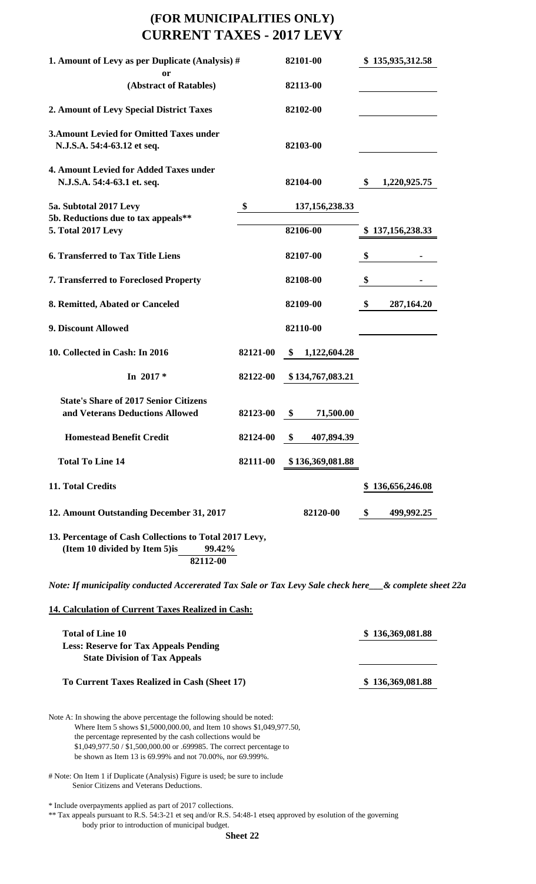# (FOR MUNICIPALITIES ONLY)
# CURRENT TAXES - 2017 LEVY

| Item | | Code | Amount |
|---|---|---|---|
| **1. Amount of Levy as per Duplicate (Analysis) #** | | 82101-00 | $ 135,935,312.58 |
| **or** | | | |
| **(Abstract of Ratables)** | | 82113-00 | |
| **2. Amount of Levy Special District Taxes** | | 82102-00 | |
| **3.Amount Levied for Omitted Taxes under N.J.S.A. 54:4-63.12 et seq.** | | 82103-00 | |
| **4. Amount Levied for Added Taxes under N.J.S.A. 54:4-63.1 et. seq.** | | 82104-00 | $ 1,220,925.75 |
| **5a. Subtotal 2017 Levy** | $ | 137,156,238.33 | |
| **5b. Reductions due to tax appeals**** | | | |
| **5. Total 2017 Levy** | | 82106-00 | $ 137,156,238.33 |
| **6. Transferred to Tax Title Liens** | | 82107-00 | $ - |
| **7. Transferred to Foreclosed Property** | | 82108-00 | $ - |
| **8. Remitted, Abated or Canceled** | | 82109-00 | $ 287,164.20 |
| **9. Discount Allowed** | | 82110-00 | |
| **10. Collected in Cash: In 2016** | 82121-00 | $ 1,122,604.28 | |
| **In 2017 *** | 82122-00 | $ 134,767,083.21 | |
| **State's Share of 2017 Senior Citizens and Veterans Deductions Allowed** | 82123-00 | $ 71,500.00 | |
| **Homestead Benefit Credit** | 82124-00 | $ 407,894.39 | |
| **Total To Line 14** | 82111-00 | $ 136,369,081.88 | |
| **11. Total Credits** | | | $ 136,656,246.08 |
| **12. Amount Outstanding December 31, 2017** | | 82120-00 | $ 499,992.25 |

**13. Percentage of Cash Collections to Total 2017 Levy, (Item 10 divided by Item 5)is** 99.42% **82112-00**

*Note: If municipality conducted Accererated Tax Sale or Tax Levy Sale check here___& complete sheet 22a*

**14. Calculation of Current Taxes Realized in Cash:**

| | |
|---|---|
| **Total of Line 10** | $ 136,369,081.88 |
| **Less: Reserve for Tax Appeals Pending State Division of Tax Appeals** | |
| **To Current Taxes Realized in Cash (Sheet 17)** | $ 136,369,081.88 |

Note A: In showing the above percentage the following should be noted:
Where Item 5 shows $1,500,000.00, and Item 10 shows $1,049,977.50, the percentage represented by the cash collections would be $1,049,977.50 / $1,500,000.00 or .699985. The correct percentage to be shown as Item 13 is 69.99% and not 70.00%, nor 69.999%.

# Note: On Item 1 if Duplicate (Analysis) Figure is used; be sure to include Senior Citizens and Veterans Deductions.

* Include overpayments applied as part of 2017 collections.

** Tax appeals pursuant to R.S. 54:3-21 et seq and/or R.S. 54:48-1 etseq approved by esolution of the governing body prior to introduction of municipal budget.

**Sheet 22**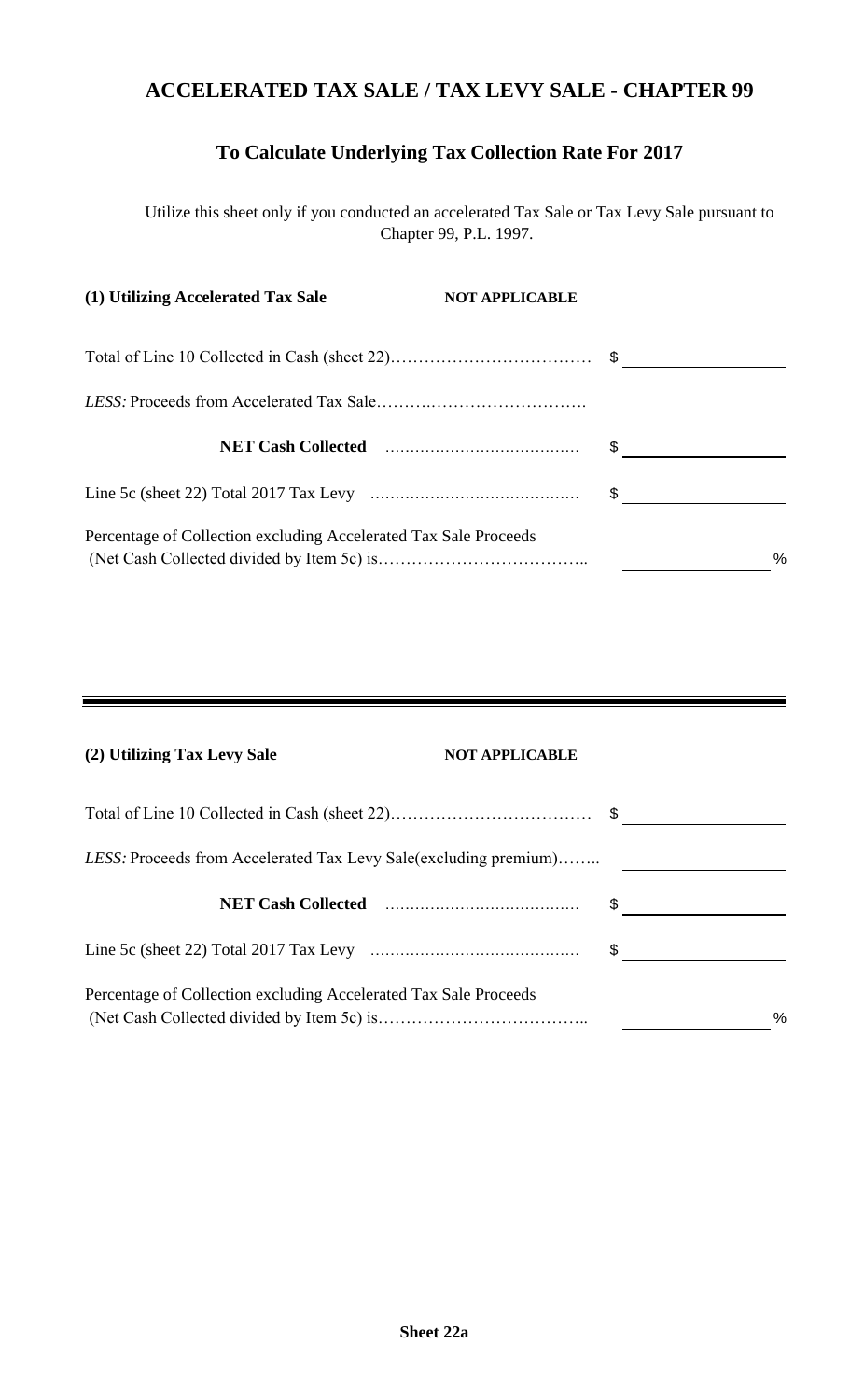## ACCELERATED TAX SALE / TAX LEVY SALE - CHAPTER 99

### To Calculate Underlying Tax Collection Rate For 2017

Utilize this sheet only if you conducted an accelerated Tax Sale or Tax Levy Sale pursuant to Chapter 99, P.L. 1997.

**(1) Utilizing Accelerated Tax Sale** **NOT APPLICABLE**

| | |
|---|---|
| Total of Line 10 Collected in Cash (sheet 22)……………………………… | $ |
| *LESS:* Proceeds from Accelerated Tax Sale………………………………. | |
| **NET Cash Collected** ………………………………… | $ |
| Line 5c (sheet 22) Total 2017 Tax Levy ………………………………….. | $ |
| Percentage of Collection excluding Accelerated Tax Sale Proceeds (Net Cash Collected divided by Item 5c) is……………………………….. | % |

**(2) Utilizing Tax Levy Sale** **NOT APPLICABLE**

| | |
|---|---|
| Total of Line 10 Collected in Cash (sheet 22)……………………………… | $ |
| *LESS:* Proceeds from Accelerated Tax Levy Sale(excluding premium)…….. | |
| **NET Cash Collected** ………………………………… | $ |
| Line 5c (sheet 22) Total 2017 Tax Levy ………………………………….. | $ |
| Percentage of Collection excluding Accelerated Tax Sale Proceeds (Net Cash Collected divided by Item 5c) is……………………………….. | % |

**Sheet 22a**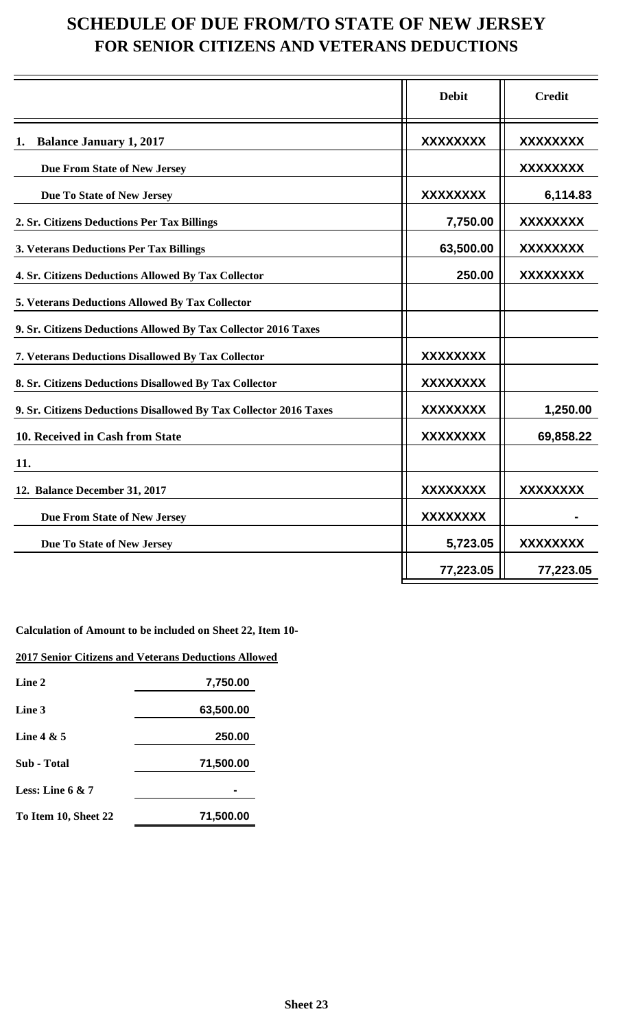# SCHEDULE OF DUE FROM/TO STATE OF NEW JERSEY
## FOR SENIOR CITIZENS AND VETERANS DEDUCTIONS

| | Debit | Credit |
|---|---|---|
| **1. Balance January 1, 2017** | XXXXXXXX | XXXXXXXX |
| **Due From State of New Jersey** | | XXXXXXXX |
| **Due To State of New Jersey** | XXXXXXXX | 6,114.83 |
| **2. Sr. Citizens Deductions Per Tax Billings** | 7,750.00 | XXXXXXXX |
| **3. Veterans Deductions Per Tax Billings** | 63,500.00 | XXXXXXXX |
| **4. Sr. Citizens Deductions Allowed By Tax Collector** | 250.00 | XXXXXXXX |
| **5. Veterans Deductions Allowed By Tax Collector** | | |
| **9. Sr. Citizens Deductions Allowed By Tax Collector 2016 Taxes** | | |
| **7. Veterans Deductions Disallowed By Tax Collector** | XXXXXXXX | |
| **8. Sr. Citizens Deductions Disallowed By Tax Collector** | XXXXXXXX | |
| **9. Sr. Citizens Deductions Disallowed By Tax Collector 2016 Taxes** | XXXXXXXX | 1,250.00 |
| **10. Received in Cash from State** | XXXXXXXX | 69,858.22 |
| **11.** | | |
| **12. Balance December 31, 2017** | XXXXXXXX | XXXXXXXX |
| **Due From State of New Jersey** | XXXXXXXX | - |
| **Due To State of New Jersey** | 5,723.05 | XXXXXXXX |
| | 77,223.05 | 77,223.05 |

**Calculation of Amount to be included on Sheet 22, Item 10-**

**2017 Senior Citizens and Veterans Deductions Allowed**

| | |
|---|---|
| **Line 2** | 7,750.00 |
| **Line 3** | 63,500.00 |
| **Line 4 & 5** | 250.00 |
| **Sub - Total** | 71,500.00 |
| **Less: Line 6 & 7** | - |
| **To Item 10, Sheet 22** | 71,500.00 |

**Sheet 23**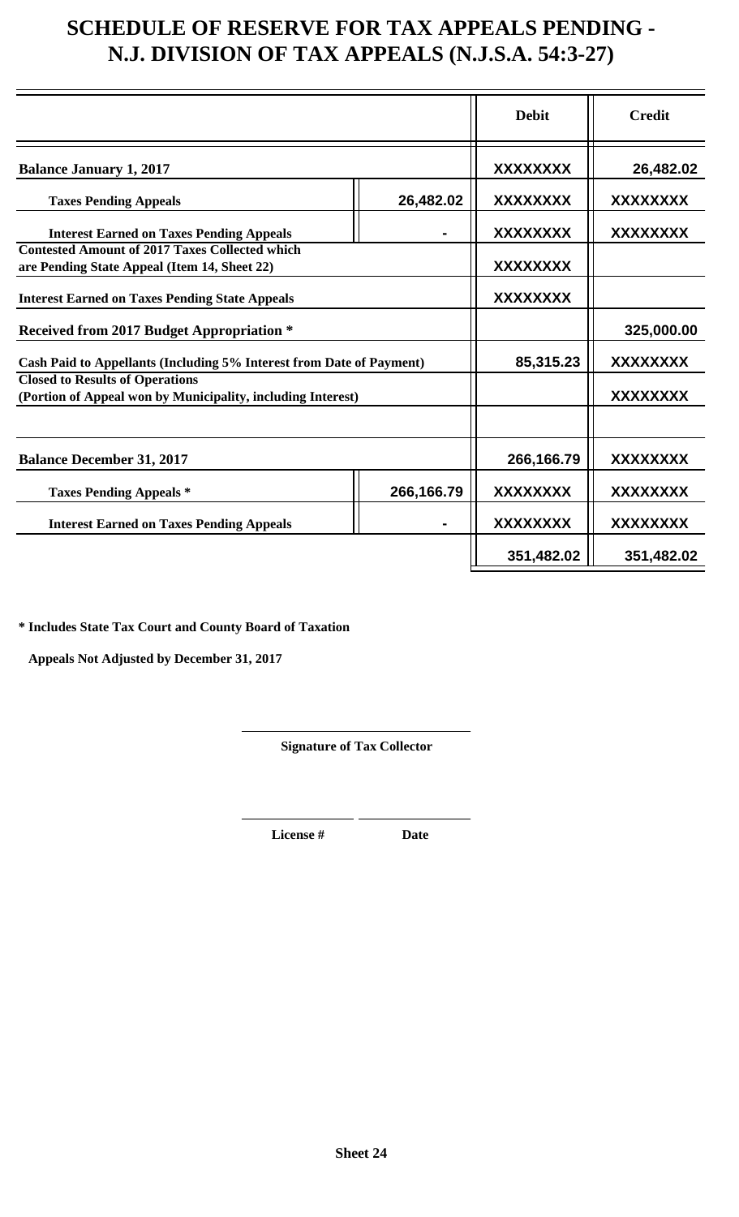# SCHEDULE OF RESERVE FOR TAX APPEALS PENDING - N.J. DIVISION OF TAX APPEALS (N.J.S.A. 54:3-27)

| | | Debit | Credit |
|---|---|---|---|
| **Balance January 1, 2017** | | XXXXXXXX | 26,482.02 |
| **Taxes Pending Appeals** | 26,482.02 | XXXXXXXX | XXXXXXXX |
| **Interest Earned on Taxes Pending Appeals** | - | XXXXXXXX | XXXXXXXX |
| **Contested Amount of 2017 Taxes Collected which are Pending State Appeal (Item 14, Sheet 22)** | | XXXXXXXX | |
| **Interest Earned on Taxes Pending State Appeals** | | XXXXXXXX | |
| **Received from 2017 Budget Appropriation *** | | | 325,000.00 |
| **Cash Paid to Appellants (Including 5% Interest from Date of Payment)** | | 85,315.23 | XXXXXXXX |
| **Closed to Results of Operations (Portion of Appeal won by Municipality, including Interest)** | | | XXXXXXXX |
| | | | |
| **Balance December 31, 2017** | | 266,166.79 | XXXXXXXX |
| **Taxes Pending Appeals *** | 266,166.79 | XXXXXXXX | XXXXXXXX |
| **Interest Earned on Taxes Pending Appeals** | - | XXXXXXXX | XXXXXXXX |
| | | 351,482.02 | 351,482.02 |

**\* Includes State Tax Court and County Board of Taxation Appeals Not Adjusted by December 31, 2017**

**Signature of Tax Collector**

**License #** **Date**

**Sheet 24**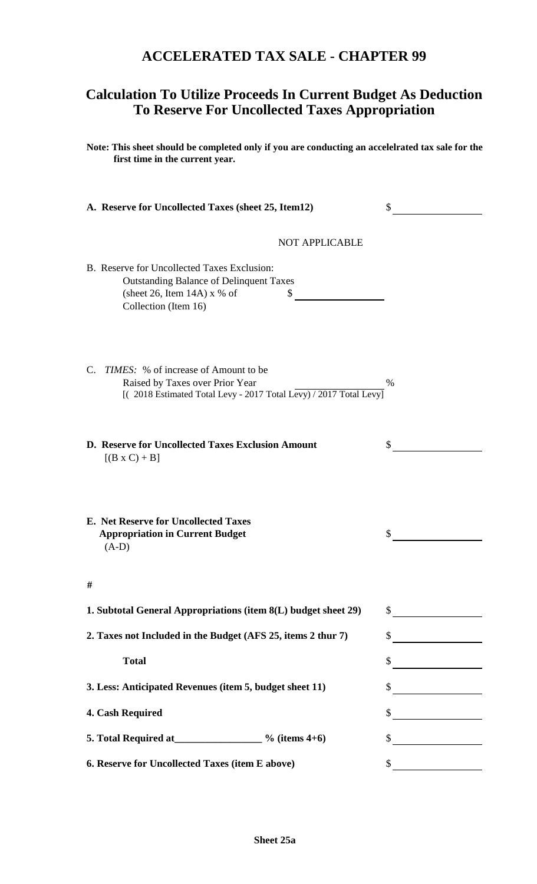# ACCELERATED TAX SALE - CHAPTER 99

## Calculation To Utilize Proceeds In Current Budget As Deduction To Reserve For Uncollected Taxes Appropriation

**Note: This sheet should be completed only if you are conducting an accelelrated tax sale for the first time in the current year.**

**A. Reserve for Uncollected Taxes (sheet 25, Item12)** $ \_\_\_\_\_\_\_\_\_\_\_\_

NOT APPLICABLE

B. Reserve for Uncollected Taxes Exclusion:
Outstanding Balance of Delinquent Taxes
(sheet 26, Item 14A) x % of Collection (Item 16) $ \_\_\_\_\_\_\_\_\_\_\_\_

C. *TIMES:* % of increase of Amount to be Raised by Taxes over Prior Year \_\_\_\_\_\_\_\_\_\_\_\_ %
[( 2018 Estimated Total Levy - 2017 Total Levy) / 2017 Total Levy]

**D. Reserve for Uncollected Taxes Exclusion Amount** $ \_\_\_\_\_\_\_\_\_\_\_\_
[(B x C) + B]

**E. Net Reserve for Uncollected Taxes Appropriation in Current Budget** $ \_\_\_\_\_\_\_\_\_\_\_\_
(A-D)

**#**

| | |
|---|---|
| **1. Subtotal General Appropriations (item 8(L) budget sheet 29)** | $ |
| **2. Taxes not Included in the Budget (AFS 25, items 2 thur 7)** | $ |
| **Total** | $ |
| **3. Less: Anticipated Revenues (item 5, budget sheet 11)** | $ |
| **4. Cash Required** | $ |
| **5. Total Required at\_\_\_\_\_\_\_\_\_\_\_\_ % (items 4+6)** | $ |
| **6. Reserve for Uncollected Taxes (item E above)** | $ |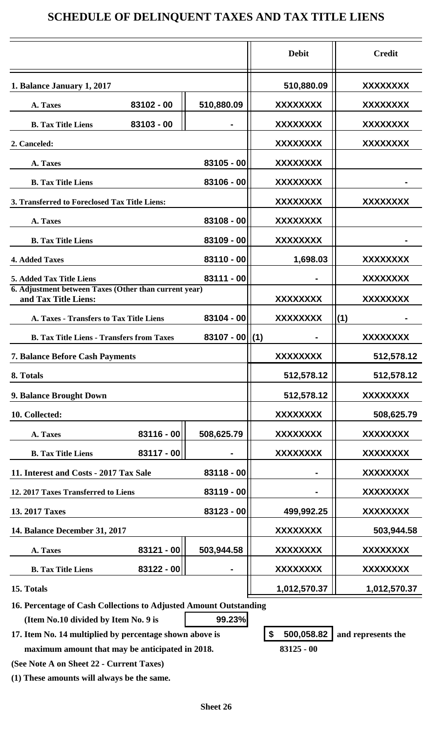# SCHEDULE OF DELINQUENT TAXES AND TAX TITLE LIENS

| | | | Debit | Credit |
|---|---|---|---|---|
| **1. Balance January 1, 2017** | | | 510,880.09 | XXXXXXXX |
| **A. Taxes** | 83102 - 00 | 510,880.09 | XXXXXXXX | XXXXXXXX |
| **B. Tax Title Liens** | 83103 - 00 | - | XXXXXXXX | XXXXXXXX |
| **2. Canceled:** | | | XXXXXXXX | XXXXXXXX |
| **A. Taxes** | | 83105 - 00 | XXXXXXXX | |
| **B. Tax Title Liens** | | 83106 - 00 | XXXXXXXX | - |
| **3. Transferred to Foreclosed Tax Title Liens:** | | | XXXXXXXX | XXXXXXXX |
| **A. Taxes** | | 83108 - 00 | XXXXXXXX | |
| **B. Tax Title Liens** | | 83109 - 00 | XXXXXXXX | - |
| **4. Added Taxes** | | 83110 - 00 | 1,698.03 | XXXXXXXX |
| **5. Added Tax Title Liens** | | 83111 - 00 | - | XXXXXXXX |
| **6. Adjustment between Taxes (Other than current year) and Tax Title Liens:** | | | XXXXXXXX | XXXXXXXX |
| **A. Taxes - Transfers to Tax Title Liens** | | 83104 - 00 | XXXXXXXX | (1) - |
| **B. Tax Title Liens - Transfers from Taxes** | | 83107 - 00 | (1) - | XXXXXXXX |
| **7. Balance Before Cash Payments** | | | XXXXXXXX | 512,578.12 |
| **8. Totals** | | | 512,578.12 | 512,578.12 |
| **9. Balance Brought Down** | | | 512,578.12 | XXXXXXXX |
| **10. Collected:** | | | XXXXXXXX | 508,625.79 |
| **A. Taxes** | 83116 - 00 | 508,625.79 | XXXXXXXX | XXXXXXXX |
| **B. Tax Title Liens** | 83117 - 00 | - | XXXXXXXX | XXXXXXXX |
| **11. Interest and Costs - 2017 Tax Sale** | | 83118 - 00 | - | XXXXXXXX |
| **12. 2017 Taxes Transferred to Liens** | | 83119 - 00 | - | XXXXXXXX |
| **13. 2017 Taxes** | | 83123 - 00 | 499,992.25 | XXXXXXXX |
| **14. Balance December 31, 2017** | | | XXXXXXXX | 503,944.58 |
| **A. Taxes** | 83121 - 00 | 503,944.58 | XXXXXXXX | XXXXXXXX |
| **B. Tax Title Liens** | 83122 - 00 | - | XXXXXXXX | XXXXXXXX |
| **15. Totals** | | | 1,012,570.37 | 1,012,570.37 |

**16. Percentage of Cash Collections to Adjusted Amount Outstanding**
**(Item No.10 divided by Item No. 9 is** 99.23%

**17. Item No. 14 multiplied by percentage shown above is** $ 500,058.82 **and represents the maximum amount that may be anticipated in 2018.** 83125 - 00

**(See Note A on Sheet 22 - Current Taxes)**

**(1) These amounts will always be the same.**

**Sheet 26**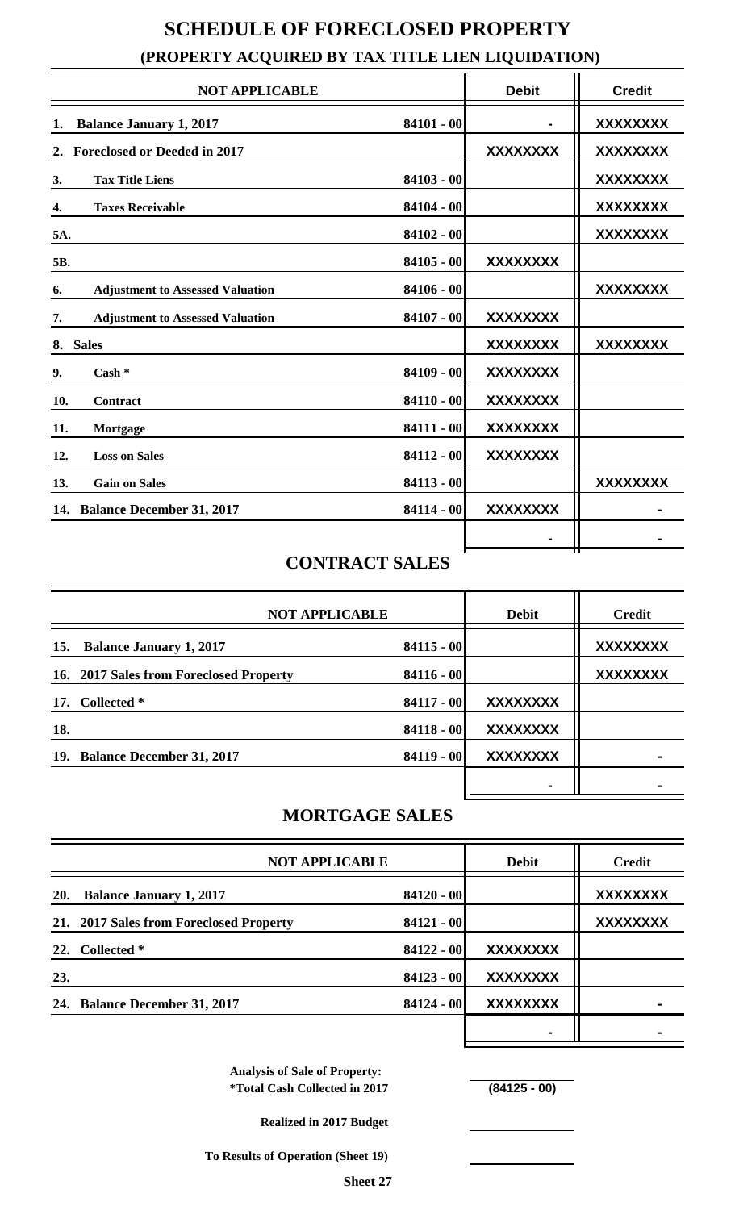# SCHEDULE OF FORECLOSED PROPERTY

## (PROPERTY ACQUIRED BY TAX TITLE LIEN LIQUIDATION)

| NOT APPLICABLE | | Debit | Credit |
|---|---|---|---|
| 1. Balance January 1, 2017 | 84101 - 00 | - | XXXXXXXX |
| 2. Foreclosed or Deeded in 2017 | | XXXXXXXX | XXXXXXXX |
| 3. Tax Title Liens | 84103 - 00 | | XXXXXXXX |
| 4. Taxes Receivable | 84104 - 00 | | XXXXXXXX |
| 5A. | 84102 - 00 | | XXXXXXXX |
| 5B. | 84105 - 00 | XXXXXXXX | |
| 6. Adjustment to Assessed Valuation | 84106 - 00 | | XXXXXXXX |
| 7. Adjustment to Assessed Valuation | 84107 - 00 | XXXXXXXX | |
| 8. Sales | | XXXXXXXX | XXXXXXXX |
| 9. Cash * | 84109 - 00 | XXXXXXXX | |
| 10. Contract | 84110 - 00 | XXXXXXXX | |
| 11. Mortgage | 84111 - 00 | XXXXXXXX | |
| 12. Loss on Sales | 84112 - 00 | XXXXXXXX | |
| 13. Gain on Sales | 84113 - 00 | | XXXXXXXX |
| 14. Balance December 31, 2017 | 84114 - 00 | XXXXXXXX | - |
| | | - | - |

## CONTRACT SALES

| NOT APPLICABLE | | Debit | Credit |
|---|---|---|---|
| 15. Balance January 1, 2017 | 84115 - 00 | | XXXXXXXX |
| 16. 2017 Sales from Foreclosed Property | 84116 - 00 | | XXXXXXXX |
| 17. Collected * | 84117 - 00 | XXXXXXXX | |
| 18. | 84118 - 00 | XXXXXXXX | |
| 19. Balance December 31, 2017 | 84119 - 00 | XXXXXXXX | - |
| | | - | - |

## MORTGAGE SALES

| NOT APPLICABLE | | Debit | Credit |
|---|---|---|---|
| 20. Balance January 1, 2017 | 84120 - 00 | | XXXXXXXX |
| 21. 2017 Sales from Foreclosed Property | 84121 - 00 | | XXXXXXXX |
| 22. Collected * | 84122 - 00 | XXXXXXXX | |
| 23. | 84123 - 00 | XXXXXXXX | |
| 24. Balance December 31, 2017 | 84124 - 00 | XXXXXXXX | - |
| | | - | - |

| Analysis of Sale of Property: | |
|---|---|
| *Total Cash Collected in 2017 | (84125 - 00) |
| Realized in 2017 Budget | |
| To Results of Operation (Sheet 19) | |

Sheet 27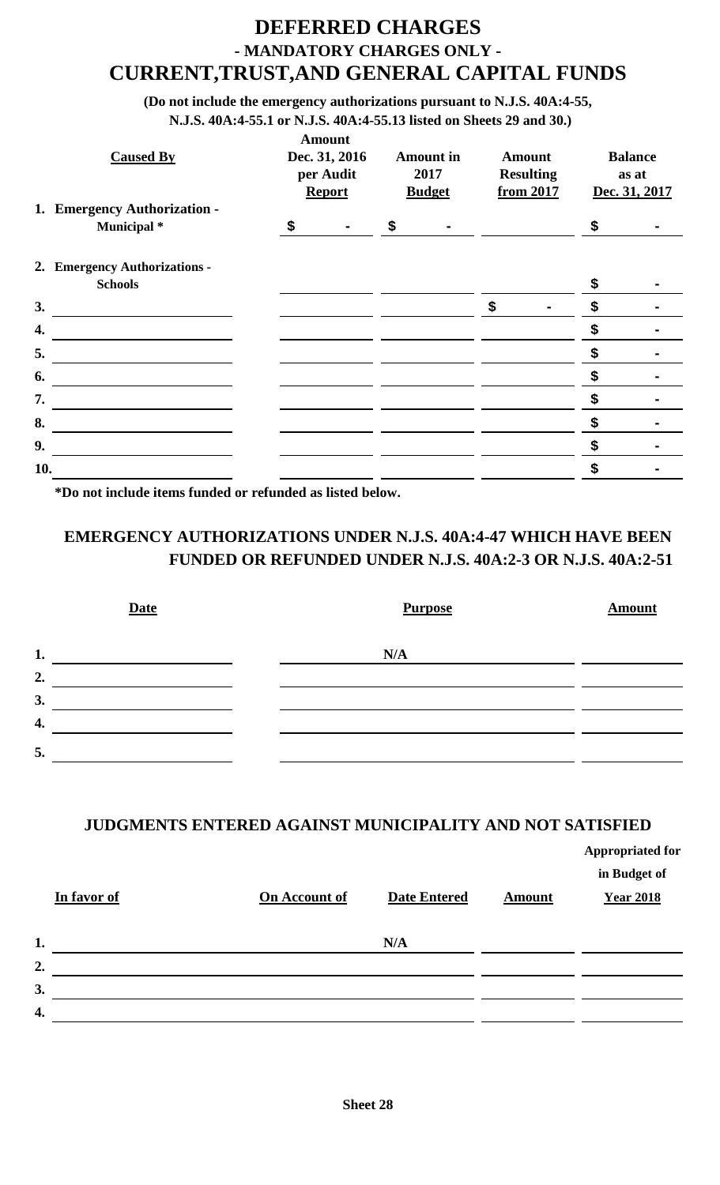# DEFERRED CHARGES
## - MANDATORY CHARGES ONLY -
# CURRENT,TRUST,AND GENERAL CAPITAL FUNDS

**(Do not include the emergency authorizations pursuant to N.J.S. 40A:4-55, N.J.S. 40A:4-55.1 or N.J.S. 40A:4-55.13 listed on Sheets 29 and 30.)**

| Caused By | Amount Dec. 31, 2016 per Audit Report | Amount in 2017 Budget | Amount Resulting from 2017 | Balance as at Dec. 31, 2017 |
|---|---|---|---|---|
| 1. Emergency Authorization - Municipal * | $ - | $ - | | $ - |
| 2. Emergency Authorizations - Schools | | | | $ - |
| 3. | | | $ - | $ - |
| 4. | | | | $ - |
| 5. | | | | $ - |
| 6. | | | | $ - |
| 7. | | | | $ - |
| 8. | | | | $ - |
| 9. | | | | $ - |
| 10. | | | | $ - |

**\*Do not include items funded or refunded as listed below.**

## EMERGENCY AUTHORIZATIONS UNDER N.J.S. 40A:4-47 WHICH HAVE BEEN FUNDED OR REFUNDED UNDER N.J.S. 40A:2-3 OR N.J.S. 40A:2-51

| | Date | Purpose | Amount |
|---|---|---|---|
| 1. | | N/A | |
| 2. | | | |
| 3. | | | |
| 4. | | | |
| 5. | | | |

## JUDGMENTS ENTERED AGAINST MUNICIPALITY AND NOT SATISFIED

| | In favor of | On Account of | Date Entered | Amount | Appropriated for in Budget of Year 2018 |
|---|---|---|---|---|---|
| 1. | | | N/A | | |
| 2. | | | | | |
| 3. | | | | | |
| 4. | | | | | |

Sheet 28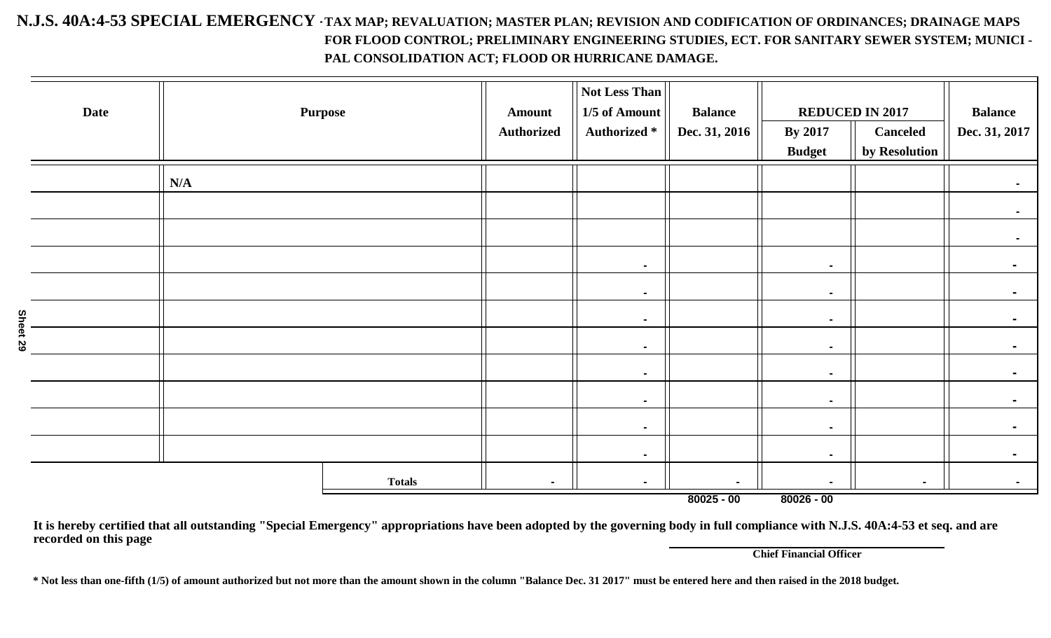# N.J.S. 40A:4-53 SPECIAL EMERGENCY - TAX MAP; REVALUATION; MASTER PLAN; REVISION AND CODIFICATION OF ORDINANCES; DRAINAGE MAPS FOR FLOOD CONTROL; PRELIMINARY ENGINEERING STUDIES, ECT. FOR SANITARY SEWER SYSTEM; MUNICIPAL CONSOLIDATION ACT; FLOOD OR HURRICANE DAMAGE.

| Date | Purpose | Amount Authorized | Not Less Than 1/5 of Amount Authorized * | Balance Dec. 31, 2016 | REDUCED IN 2017 | | Balance Dec. 31, 2017 |
|---|---|---|---|---|---|---|---|
| | | | | | By 2017 Budget | Canceled by Resolution | |
| | N/A | | | | | | - |
| | | | | | | | - |
| | | | | | | | - |
| | | | - | | - | | - |
| | | | - | | - | | - |
| | | | - | | - | | - |
| | | | - | | - | | - |
| | | | - | | - | | - |
| | | | - | | - | | - |
| | | | - | | - | | - |
| | | | - | | - | | - |
| | Totals | - | - | - | - | - | - |
| | | | | 80025 - 00 | 80026 - 00 | | |

It is hereby certified that all outstanding "Special Emergency" appropriations have been adopted by the governing body in full compliance with N.J.S. 40A:4-53 et seq. and are recorded on this page

Chief Financial Officer

* Not less than one-fifth (1/5) of amount authorized but not more than the amount shown in the column "Balance Dec. 31 2017" must be entered here and then raised in the 2018 budget.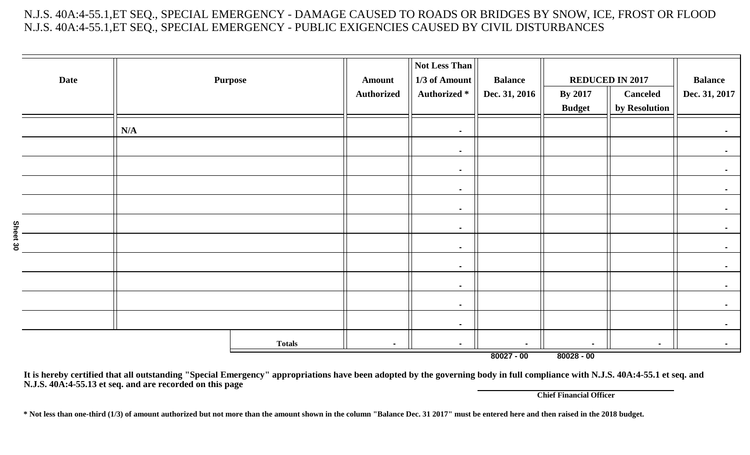N.J.S. 40A:4-55.1,ET SEQ., SPECIAL EMERGENCY - DAMAGE CAUSED TO ROADS OR BRIDGES BY SNOW, ICE, FROST OR FLOOD
N.J.S. 40A:4-55.1,ET SEQ., SPECIAL EMERGENCY - PUBLIC EXIGENCIES CAUSED BY CIVIL DISTURBANCES

| Date | Purpose | Amount Authorized | Not Less Than 1/3 of Amount Authorized * | Balance Dec. 31, 2016 | REDUCED IN 2017 | | Balance Dec. 31, 2017 |
|---|---|---|---|---|---|---|---|
| | | | | | By 2017 Budget | Canceled by Resolution | |
| | N/A | | - | | | | - |
| | | | - | | | | - |
| | | | - | | | | - |
| | | | - | | | | - |
| | | | - | | | | - |
| | | | - | | | | - |
| | | | - | | | | - |
| | | | - | | | | - |
| | | | - | | | | - |
| | | | - | | | | - |
| | | | - | | | | - |
| | Totals | - | - | - | - | - | - |
| | | | | 80027 - 00 | 80028 - 00 | | |

Sheet 30

**It is hereby certified that all outstanding "Special Emergency" appropriations have been adopted by the governing body in full compliance with N.J.S. 40A:4-55.1 et seq. and N.J.S. 40A:4-55.13 et seq. and are recorded on this page**

**Chief Financial Officer**

**\* Not less than one-third (1/3) of amount authorized but not more than the amount shown in the column "Balance Dec. 31 2017" must be entered here and then raised in the 2018 budget.**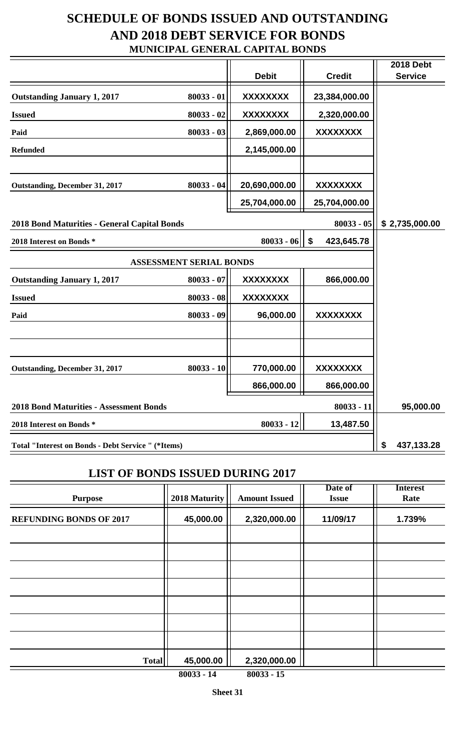# SCHEDULE OF BONDS ISSUED AND OUTSTANDING AND 2018 DEBT SERVICE FOR BONDS

## MUNICIPAL GENERAL CAPITAL BONDS

| | | Debit | Credit | 2018 Debt Service |
|---|---|---|---|---|
| **Outstanding January 1, 2017** | 80033 - 01 | XXXXXXXX | 23,384,000.00 | |
| **Issued** | 80033 - 02 | XXXXXXXX | 2,320,000.00 | |
| **Paid** | 80033 - 03 | 2,869,000.00 | XXXXXXXX | |
| **Refunded** | | 2,145,000.00 | | |
| | | | | |
| **Outstanding, December 31, 2017** | 80033 - 04 | 20,690,000.00 | XXXXXXXX | |
| | | 25,704,000.00 | 25,704,000.00 | |
| **2018 Bond Maturities - General Capital Bonds** | | | 80033 - 05 | $ 2,735,000.00 |
| **2018 Interest on Bonds *** | | 80033 - 06 | $ 423,645.78 | |
| **ASSESSMENT SERIAL BONDS** | | | | |
| **Outstanding January 1, 2017** | 80033 - 07 | XXXXXXXX | 866,000.00 | |
| **Issued** | 80033 - 08 | XXXXXXXX | | |
| **Paid** | 80033 - 09 | 96,000.00 | XXXXXXXX | |
| | | | | |
| | | | | |
| **Outstanding, December 31, 2017** | 80033 - 10 | 770,000.00 | XXXXXXXX | |
| | | 866,000.00 | 866,000.00 | |
| **2018 Bond Maturities - Assessment Bonds** | | | 80033 - 11 | 95,000.00 |
| **2018 Interest on Bonds *** | | 80033 - 12 | 13,487.50 | |
| **Total "Interest on Bonds - Debt Service " (*Items)** | | | | $ 437,133.28 |

## LIST OF BONDS ISSUED DURING 2017

| Purpose | 2018 Maturity | Amount Issued | Date of Issue | Interest Rate |
|---|---|---|---|---|
| **REFUNDING BONDS OF 2017** | 45,000.00 | 2,320,000.00 | 11/09/17 | 1.739% |
| | | | | |
| | | | | |
| | | | | |
| | | | | |
| | | | | |
| | | | | |
| | | | | |
| **Total** | 45,000.00 | 2,320,000.00 | | |
| | 80033 - 14 | 80033 - 15 | | |

**Sheet 31**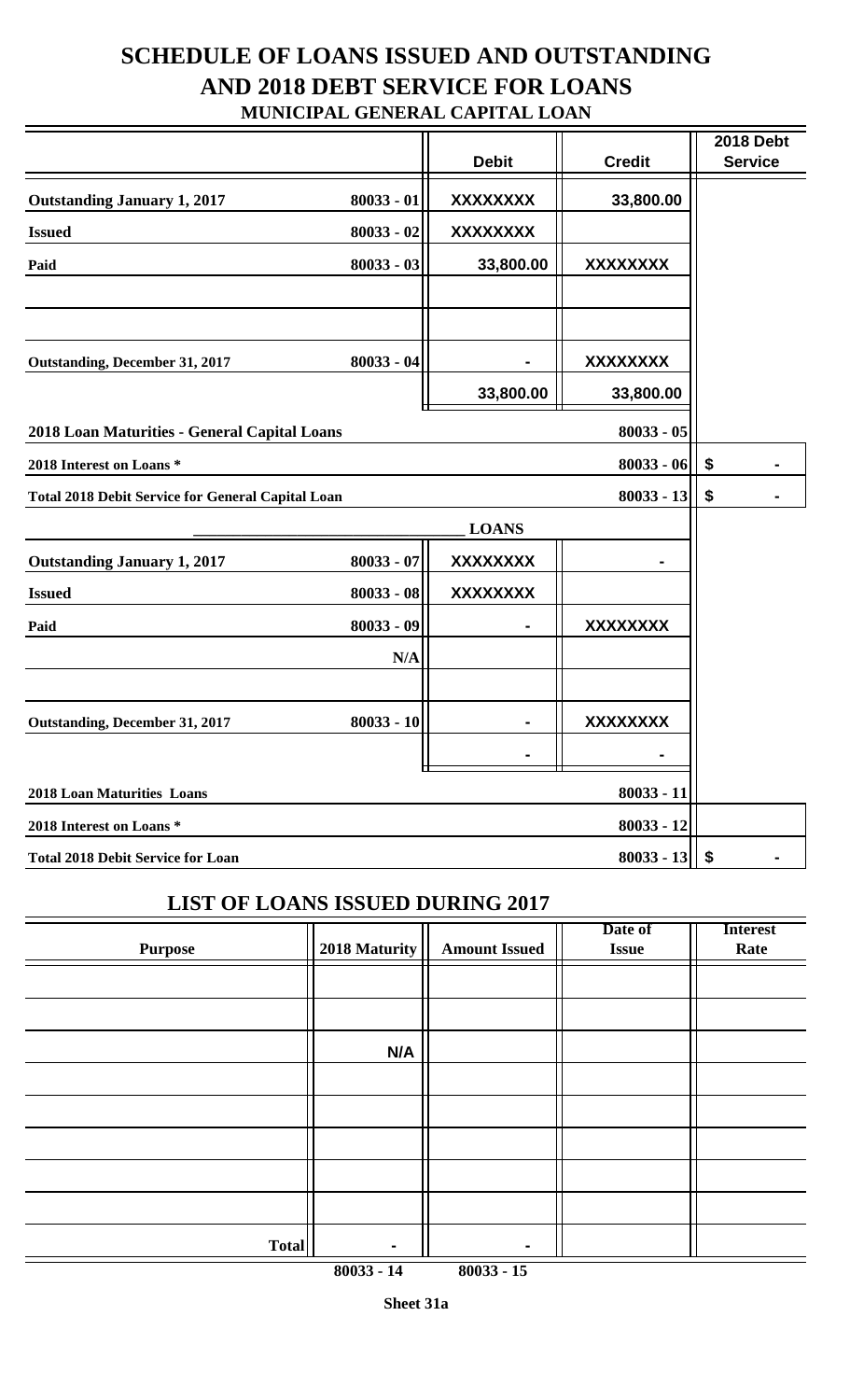# SCHEDULE OF LOANS ISSUED AND OUTSTANDING AND 2018 DEBT SERVICE FOR LOANS

## MUNICIPAL GENERAL CAPITAL LOAN

| | | Debit | Credit | 2018 Debt Service |
|---|---|---|---|---|
| **Outstanding January 1, 2017** | 80033 - 01 | XXXXXXXX | 33,800.00 | |
| **Issued** | 80033 - 02 | XXXXXXXX | | |
| **Paid** | 80033 - 03 | 33,800.00 | XXXXXXXX | |
| | | | | |
| | | | | |
| **Outstanding, December 31, 2017** | 80033 - 04 | - | XXXXXXXX | |
| | | 33,800.00 | 33,800.00 | |
| **2018 Loan Maturities - General Capital Loans** | | | 80033 - 05 | |
| **2018 Interest on Loans *** | | | 80033 - 06 | $ - |
| **Total 2018 Debit Service for General Capital Loan** | | | 80033 - 13 | $ - |
| ______________________________ | | **LOANS** | | |
| **Outstanding January 1, 2017** | 80033 - 07 | XXXXXXXX | - | |
| **Issued** | 80033 - 08 | XXXXXXXX | | |
| **Paid** | 80033 - 09 | - | XXXXXXXX | |
| | N/A | | | |
| | | | | |
| **Outstanding, December 31, 2017** | 80033 - 10 | - | XXXXXXXX | |
| | | - | - | |
| **2018 Loan Maturities Loans** | | | 80033 - 11 | |
| **2018 Interest on Loans *** | | | 80033 - 12 | |
| **Total 2018 Debit Service for Loan** | | | 80033 - 13 | $ - |

## LIST OF LOANS ISSUED DURING 2017

| Purpose | 2018 Maturity | Amount Issued | Date of Issue | Interest Rate |
|---|---|---|---|---|
| | | | | |
| | | | | |
| | N/A | | | |
| | | | | |
| | | | | |
| | | | | |
| | | | | |
| | | | | |
| **Total** | - | - | | |
| | 80033 - 14 | 80033 - 15 | | |

**Sheet 31a**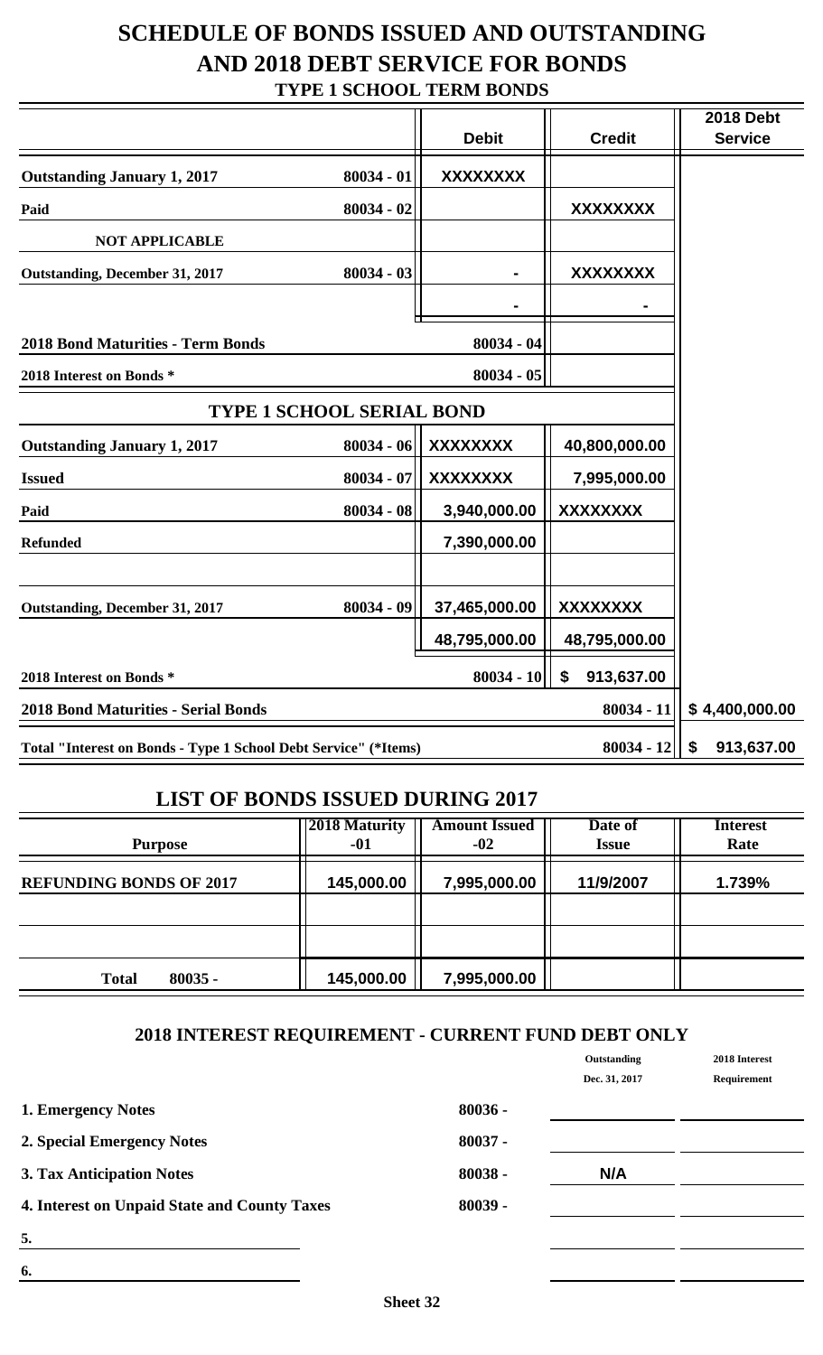# SCHEDULE OF BONDS ISSUED AND OUTSTANDING AND 2018 DEBT SERVICE FOR BONDS

## TYPE 1 SCHOOL TERM BONDS

| | | Debit | Credit | 2018 Debt Service |
|---|---|---|---|---|
| **Outstanding January 1, 2017** | 80034 - 01 | XXXXXXXX | | |
| **Paid** | 80034 - 02 | | XXXXXXXX | |
| **NOT APPLICABLE** | | | | |
| **Outstanding, December 31, 2017** | 80034 - 03 | - | XXXXXXXX | |
| | | - | - | |
| **2018 Bond Maturities - Term Bonds** | | 80034 - 04 | | |
| **2018 Interest on Bonds *** | | 80034 - 05 | | |
| **TYPE 1 SCHOOL SERIAL BOND** | | | | |
| **Outstanding January 1, 2017** | 80034 - 06 | XXXXXXXX | 40,800,000.00 | |
| **Issued** | 80034 - 07 | XXXXXXXX | 7,995,000.00 | |
| **Paid** | 80034 - 08 | 3,940,000.00 | XXXXXXXX | |
| **Refunded** | | 7,390,000.00 | | |
| | | | | |
| **Outstanding, December 31, 2017** | 80034 - 09 | 37,465,000.00 | XXXXXXXX | |
| | | 48,795,000.00 | 48,795,000.00 | |
| **2018 Interest on Bonds *** | | 80034 - 10 | $ 913,637.00 | |
| **2018 Bond Maturities - Serial Bonds** | | | 80034 - 11 | $ 4,400,000.00 |
| **Total "Interest on Bonds - Type 1 School Debt Service" (*Items)** | | | 80034 - 12 | $ 913,637.00 |

## LIST OF BONDS ISSUED DURING 2017

| Purpose | 2018 Maturity -01 | Amount Issued -02 | Date of Issue | Interest Rate |
|---|---|---|---|---|
| **REFUNDING BONDS OF 2017** | 145,000.00 | 7,995,000.00 | 11/9/2007 | 1.739% |
| | | | | |
| | | | | |
| **Total 80035 -** | 145,000.00 | 7,995,000.00 | | |

## 2018 INTEREST REQUIREMENT - CURRENT FUND DEBT ONLY

| | | Outstanding Dec. 31, 2017 | 2018 Interest Requirement |
|---|---|---|---|
| **1. Emergency Notes** | 80036 - | | |
| **2. Special Emergency Notes** | 80037 - | | |
| **3. Tax Anticipation Notes** | 80038 - | N/A | |
| **4. Interest on Unpaid State and County Taxes** | 80039 - | | |
| **5.** | | | |
| **6.** | | | |

Sheet 32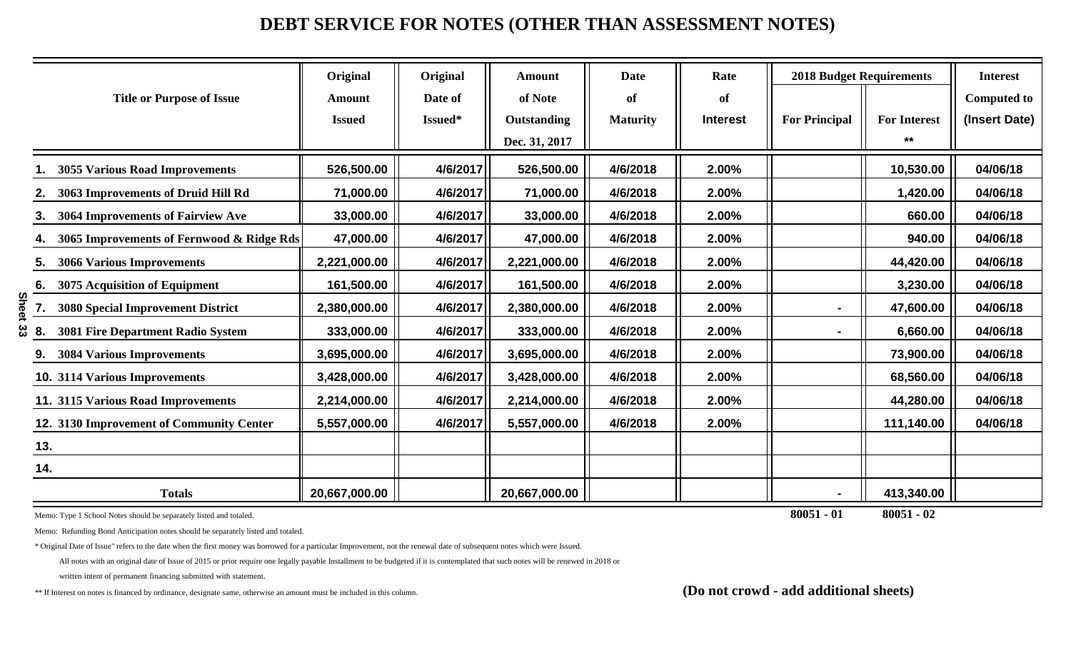# DEBT SERVICE FOR NOTES (OTHER THAN ASSESSMENT NOTES)

| Title or Purpose of Issue | Original Amount Issued | Original Date of Issued* | Amount of Note Outstanding Dec. 31, 2017 | Date of Maturity | Rate of Interest | 2018 Budget Requirements | | Interest Computed to (Insert Date) |
|---|---|---|---|---|---|---|---|---|
| | | | | | | For Principal | For Interest ** | |
| 1. 3055 Various Road Improvements | 526,500.00 | 4/6/2017 | 526,500.00 | 4/6/2018 | 2.00% | | 10,530.00 | 04/06/18 |
| 2. 3063 Improvements of Druid Hill Rd | 71,000.00 | 4/6/2017 | 71,000.00 | 4/6/2018 | 2.00% | | 1,420.00 | 04/06/18 |
| 3. 3064 Improvements of Fairview Ave | 33,000.00 | 4/6/2017 | 33,000.00 | 4/6/2018 | 2.00% | | 660.00 | 04/06/18 |
| 4. 3065 Improvements of Fernwood & Ridge Rds | 47,000.00 | 4/6/2017 | 47,000.00 | 4/6/2018 | 2.00% | | 940.00 | 04/06/18 |
| 5. 3066 Various Improvements | 2,221,000.00 | 4/6/2017 | 2,221,000.00 | 4/6/2018 | 2.00% | | 44,420.00 | 04/06/18 |
| 6. 3075 Acquisition of Equipment | 161,500.00 | 4/6/2017 | 161,500.00 | 4/6/2018 | 2.00% | | 3,230.00 | 04/06/18 |
| 7. 3080 Special Improvement District | 2,380,000.00 | 4/6/2017 | 2,380,000.00 | 4/6/2018 | 2.00% | - | 47,600.00 | 04/06/18 |
| 8. 3081 Fire Department Radio System | 333,000.00 | 4/6/2017 | 333,000.00 | 4/6/2018 | 2.00% | - | 6,660.00 | 04/06/18 |
| 9. 3084 Various Improvements | 3,695,000.00 | 4/6/2017 | 3,695,000.00 | 4/6/2018 | 2.00% | | 73,900.00 | 04/06/18 |
| 10. 3114 Various Improvements | 3,428,000.00 | 4/6/2017 | 3,428,000.00 | 4/6/2018 | 2.00% | | 68,560.00 | 04/06/18 |
| 11. 3115 Various Road Improvements | 2,214,000.00 | 4/6/2017 | 2,214,000.00 | 4/6/2018 | 2.00% | | 44,280.00 | 04/06/18 |
| 12. 3130 Improvement of Community Center | 5,557,000.00 | 4/6/2017 | 5,557,000.00 | 4/6/2018 | 2.00% | | 111,140.00 | 04/06/18 |
| 13. | | | | | | | | |
| 14. | | | | | | | | |
| Totals | 20,667,000.00 | | 20,667,000.00 | | | - | 413,340.00 | |
| | | | | | | 80051 - 01 | 80051 - 02 | |

Memo: Type 1 School Notes should be separately listed and totaled.

Memo: Refunding Bond Anticipation notes should be separately listed and totaled.

* Original Date of Issue" refers to the date when the first money was borrowed for a particular Improvement, not the renewal date of subsequent notes which were Issued.

All notes with an original date of Issue of 2015 or prior require one legally payable Installment to be budgeted if it is contemplated that such notes will be renewed in 2018 or written intent of permanent financing submitted with statement.

** If Interest on notes is financed by ordinance, designate same, otherwise an amount must be included in this column.

**(Do not crowd - add additional sheets)**

Sheet 33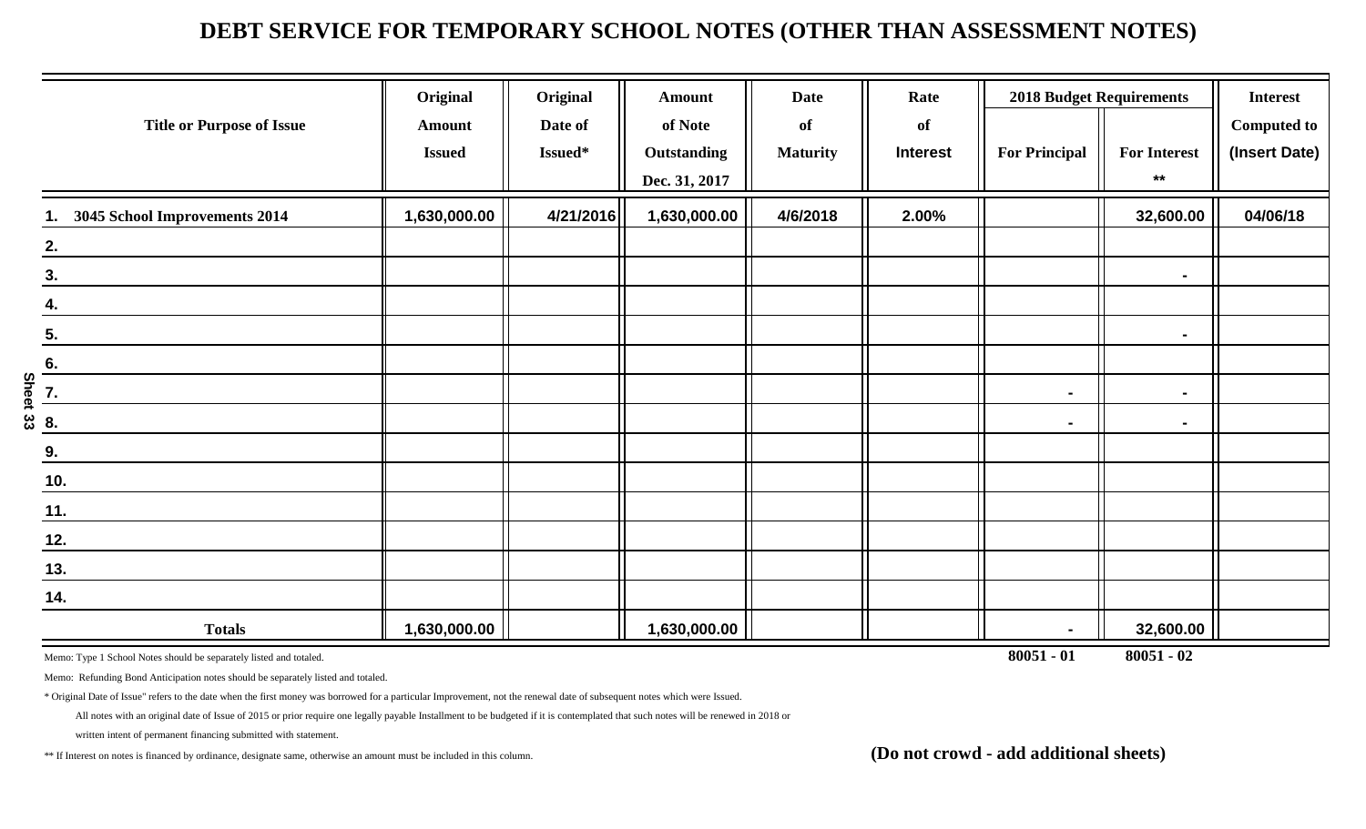# DEBT SERVICE FOR TEMPORARY SCHOOL NOTES (OTHER THAN ASSESSMENT NOTES)

| Title or Purpose of Issue | Original Amount Issued | Original Date of Issued* | Amount of Note Outstanding Dec. 31, 2017 | Date of Maturity | Rate of Interest | 2018 Budget Requirements | | Interest Computed to (Insert Date) |
|---|---|---|---|---|---|---|---|---|
| | | | | | | For Principal | For Interest ** | |
| 1. 3045 School Improvements 2014 | 1,630,000.00 | 4/21/2016 | 1,630,000.00 | 4/6/2018 | 2.00% | | 32,600.00 | 04/06/18 |
| 2. | | | | | | | | |
| 3. | | | | | | | - | |
| 4. | | | | | | | | |
| 5. | | | | | | | - | |
| 6. | | | | | | | | |
| 7. | | | | | | - | - | |
| 8. | | | | | | - | - | |
| 9. | | | | | | | | |
| 10. | | | | | | | | |
| 11. | | | | | | | | |
| 12. | | | | | | | | |
| 13. | | | | | | | | |
| 14. | | | | | | | | |
| Totals | 1,630,000.00 | | 1,630,000.00 | | | - | 32,600.00 | |
| | | | | | | 80051 - 01 | 80051 - 02 | |

Sheet 33

Memo: Type 1 School Notes should be separately listed and totaled.

Memo: Refunding Bond Anticipation notes should be separately listed and totaled.

* Original Date of Issue" refers to the date when the first money was borrowed for a particular Improvement, not the renewal date of subsequent notes which were Issued.

All notes with an original date of Issue of 2015 or prior require one legally payable Installment to be budgeted if it is contemplated that such notes will be renewed in 2018 or written intent of permanent financing submitted with statement.

** If Interest on notes is financed by ordinance, designate same, otherwise an amount must be included in this column.

**(Do not crowd - add additional sheets)**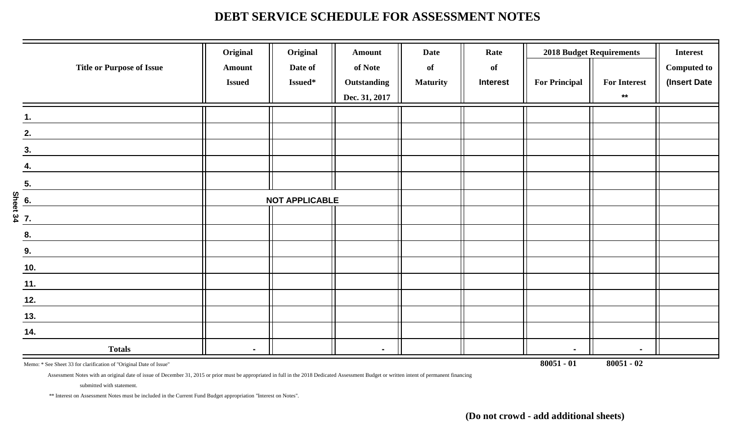# DEBT SERVICE SCHEDULE FOR ASSESSMENT NOTES

| Title or Purpose of Issue | Original Amount Issued | Original Date of Issued* | Amount of Note Outstanding Dec. 31, 2017 | Date of Maturity | Rate of Interest | 2018 Budget Requirements | | Interest Computed to (Insert Date |
|---|---|---|---|---|---|---|---|---|
| | | | | | | For Principal | For Interest ** | |
| 1. | | | | | | | | |
| 2. | | | | | | | | |
| 3. | | | | | | | | |
| 4. | | | | | | | | |
| 5. | | | | | | | | |
| 6. | | NOT APPLICABLE | | | | | | |
| 7. | | | | | | | | |
| 8. | | | | | | | | |
| 9. | | | | | | | | |
| 10. | | | | | | | | |
| 11. | | | | | | | | |
| 12. | | | | | | | | |
| 13. | | | | | | | | |
| 14. | | | | | | | | |
| Totals | - | | - | | | - | - | |
| | | | | | | 80051 - 01 | 80051 - 02 | |

Memo: * See Sheet 33 for clarification of "Original Date of Issue"

Assessment Notes with an original date of issue of December 31, 2015 or prior must be appropriated in full in the 2018 Dedicated Assessment Budget or written intent of permanent financing submitted with statement.

** Interest on Assessment Notes must be included in the Current Fund Budget appropriation "Interest on Notes".

**(Do not crowd - add additional sheets)**

Sheet 34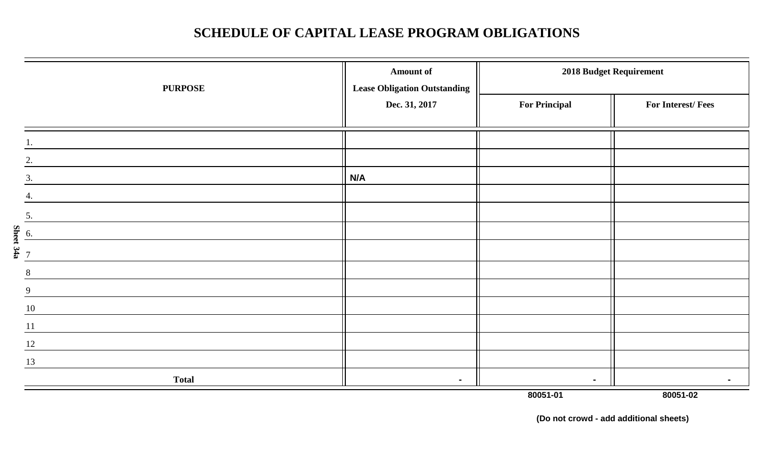# SCHEDULE OF CAPITAL LEASE PROGRAM OBLIGATIONS

| PURPOSE | Amount of Lease Obligation Outstanding Dec. 31, 2017 | 2018 Budget Requirement | |
|---|---|---|---|
| | | For Principal | For Interest/ Fees |
| 1. | | | |
| 2. | | | |
| 3. | N/A | | |
| 4. | | | |
| 5. | | | |
| 6. | | | |
| 7 | | | |
| 8 | | | |
| 9 | | | |
| 10 | | | |
| 11 | | | |
| 12 | | | |
| 13 | | | |
| **Total** | - | - | - |
| | | 80051-01 | 80051-02 |

**(Do not crowd - add additional sheets)**

Sheet 34a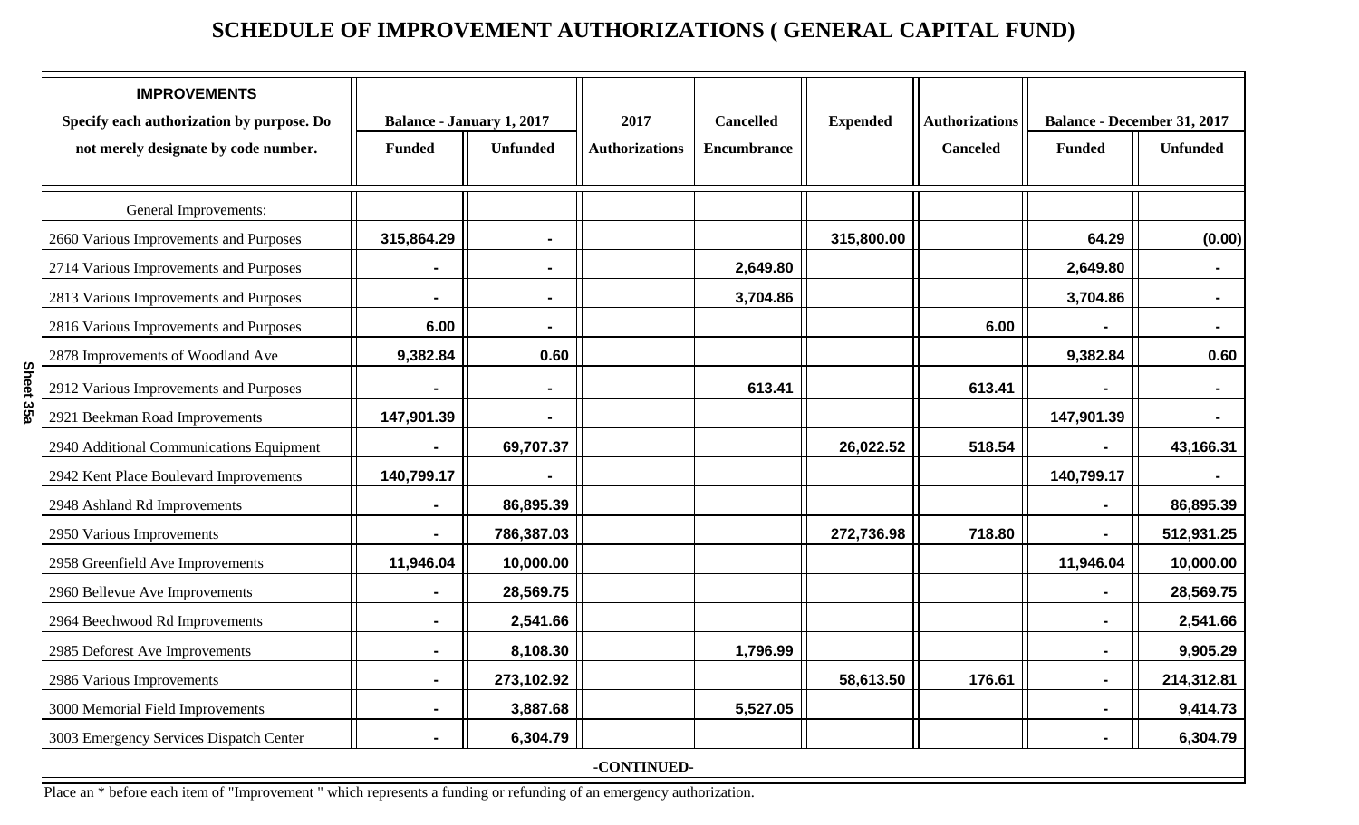# SCHEDULE OF IMPROVEMENT AUTHORIZATIONS ( GENERAL CAPITAL FUND)

| IMPROVEMENTS Specify each authorization by purpose. Do not merely designate by code number. | Balance - January 1, 2017 | | 2017 Authorizations | Cancelled Encumbrance | Expended | Authorizations Canceled | Balance - December 31, 2017 | |
|---|---|---|---|---|---|---|---|---|
| | Funded | Unfunded | | | | | Funded | Unfunded |
| General Improvements: | | | | | | | | |
| 2660 Various Improvements and Purposes | 315,864.29 | - | | | 315,800.00 | | 64.29 | (0.00) |
| 2714 Various Improvements and Purposes | - | - | | 2,649.80 | | | 2,649.80 | - |
| 2813 Various Improvements and Purposes | - | - | | 3,704.86 | | | 3,704.86 | - |
| 2816 Various Improvements and Purposes | 6.00 | - | | | | 6.00 | - | - |
| 2878 Improvements of Woodland Ave | 9,382.84 | 0.60 | | | | | 9,382.84 | 0.60 |
| 2912 Various Improvements and Purposes | - | - | | 613.41 | | 613.41 | - | - |
| 2921 Beekman Road Improvements | 147,901.39 | - | | | | | 147,901.39 | - |
| 2940 Additional Communications Equipment | - | 69,707.37 | | | 26,022.52 | 518.54 | - | 43,166.31 |
| 2942 Kent Place Boulevard Improvements | 140,799.17 | - | | | | | 140,799.17 | - |
| 2948 Ashland Rd Improvements | - | 86,895.39 | | | | | - | 86,895.39 |
| 2950 Various Improvements | - | 786,387.03 | | | 272,736.98 | 718.80 | - | 512,931.25 |
| 2958 Greenfield Ave Improvements | 11,946.04 | 10,000.00 | | | | | 11,946.04 | 10,000.00 |
| 2960 Bellevue Ave Improvements | - | 28,569.75 | | | | | - | 28,569.75 |
| 2964 Beechwood Rd Improvements | - | 2,541.66 | | | | | - | 2,541.66 |
| 2985 Deforest Ave Improvements | - | 8,108.30 | | 1,796.99 | | | - | 9,905.29 |
| 2986 Various Improvements | - | 273,102.92 | | | 58,613.50 | 176.61 | - | 214,312.81 |
| 3000 Memorial Field Improvements | - | 3,887.68 | | 5,527.05 | | | - | 9,414.73 |
| 3003 Emergency Services Dispatch Center | - | 6,304.79 | | | | | - | 6,304.79 |

-CONTINUED-

Place an * before each item of "Improvement " which represents a funding or refunding of an emergency authorization.

Sheet 35a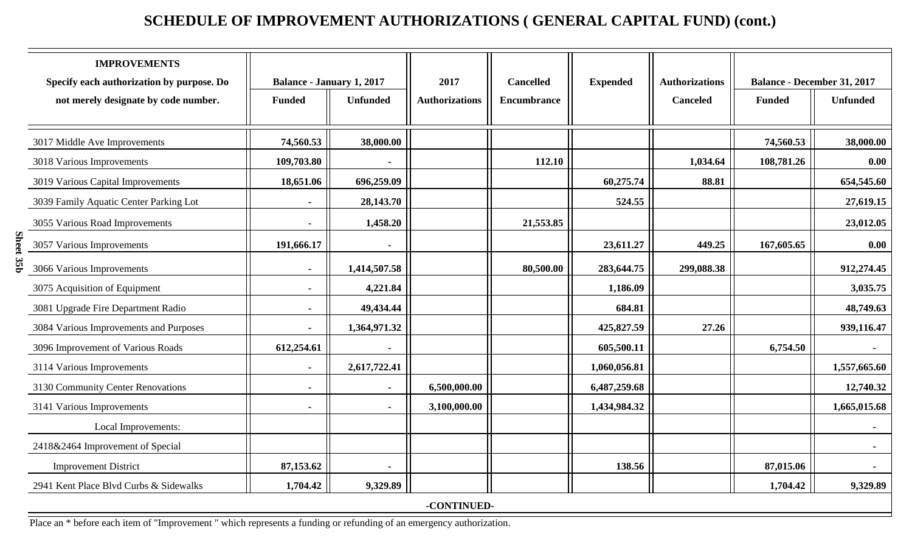# SCHEDULE OF IMPROVEMENT AUTHORIZATIONS ( GENERAL CAPITAL FUND) (cont.)

| IMPROVEMENTS Specify each authorization by purpose. Do not merely designate by code number. | Balance - January 1, 2017 | | 2017 Authorizations | Cancelled Encumbrance | Expended | Authorizations Canceled | Balance - December 31, 2017 | |
|---|---|---|---|---|---|---|---|---|
| | Funded | Unfunded | | | | | Funded | Unfunded |
| 3017 Middle Ave Improvements | 74,560.53 | 38,000.00 | | | | | 74,560.53 | 38,000.00 |
| 3018 Various Improvements | 109,703.80 | - | | 112.10 | | 1,034.64 | 108,781.26 | 0.00 |
| 3019 Various Capital Improvements | 18,651.06 | 696,259.09 | | | 60,275.74 | 88.81 | | 654,545.60 |
| 3039 Family Aquatic Center Parking Lot | - | 28,143.70 | | | 524.55 | | | 27,619.15 |
| 3055 Various Road Improvements | - | 1,458.20 | | 21,553.85 | | | | 23,012.05 |
| 3057 Various Improvements | 191,666.17 | - | | | 23,611.27 | 449.25 | 167,605.65 | 0.00 |
| 3066 Various Improvements | - | 1,414,507.58 | | 80,500.00 | 283,644.75 | 299,088.38 | | 912,274.45 |
| 3075 Acquisition of Equipment | - | 4,221.84 | | | 1,186.09 | | | 3,035.75 |
| 3081 Upgrade Fire Department Radio | - | 49,434.44 | | | 684.81 | | | 48,749.63 |
| 3084 Various Improvements and Purposes | - | 1,364,971.32 | | | 425,827.59 | 27.26 | | 939,116.47 |
| 3096 Improvement of Various Roads | 612,254.61 | - | | | 605,500.11 | | 6,754.50 | - |
| 3114 Various Improvements | - | 2,617,722.41 | | | 1,060,056.81 | | | 1,557,665.60 |
| 3130 Community Center Renovations | - | - | 6,500,000.00 | | 6,487,259.68 | | | 12,740.32 |
| 3141 Various Improvements | - | - | 3,100,000.00 | | 1,434,984.32 | | | 1,665,015.68 |
| Local Improvements: | | | | | | | | - |
| 2418&2464 Improvement of Special | | | | | | | | - |
| Improvement District | 87,153.62 | - | | | 138.56 | | 87,015.06 | - |
| 2941 Kent Place Blvd Curbs & Sidewalks | 1,704.42 | 9,329.89 | | | | | 1,704.42 | 9,329.89 |

-CONTINUED-

Place an * before each item of "Improvement " which represents a funding or refunding of an emergency authorization.

Sheet 35b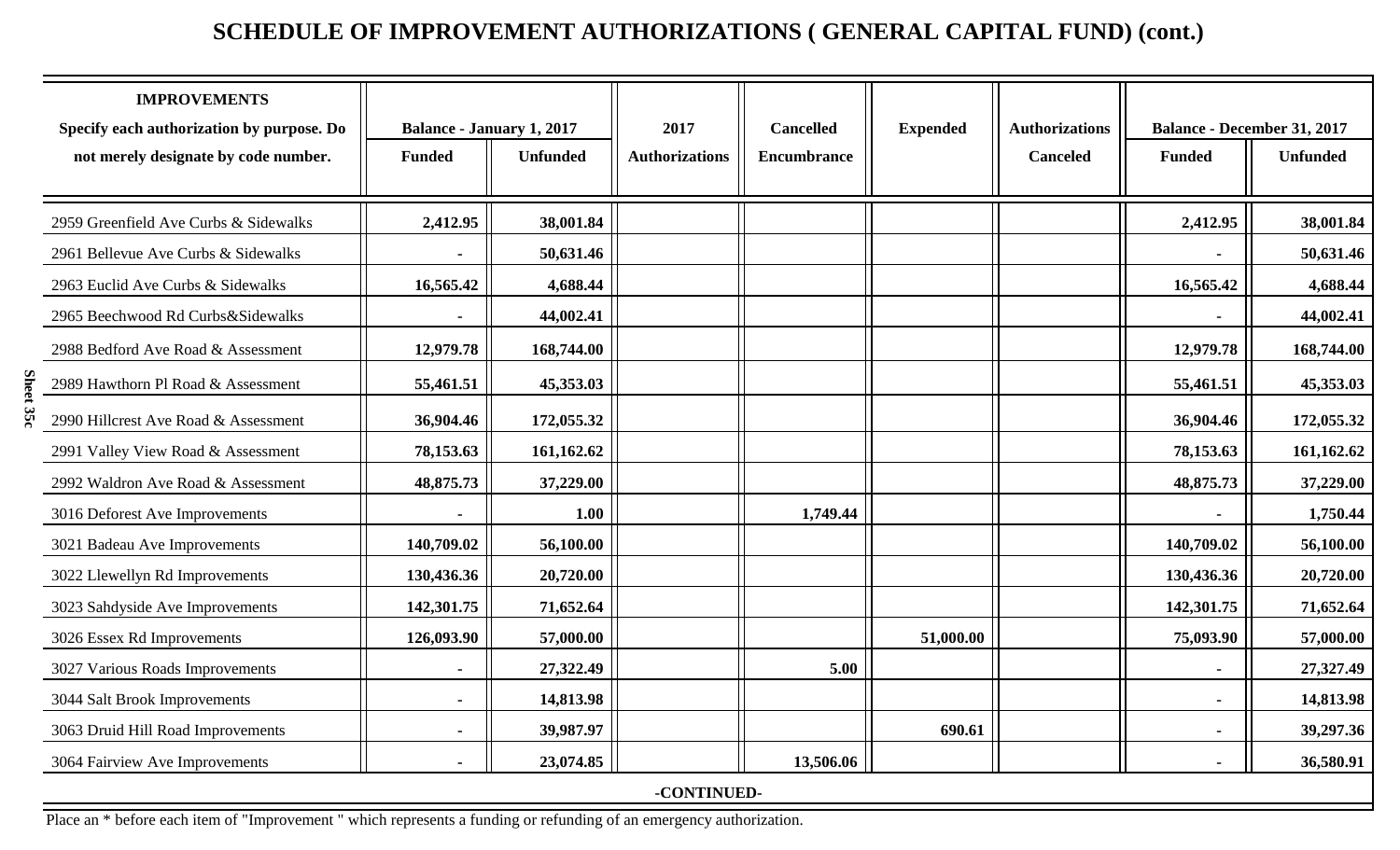## SCHEDULE OF IMPROVEMENT AUTHORIZATIONS ( GENERAL CAPITAL FUND) (cont.)

| IMPROVEMENTS Specify each authorization by purpose. Do not merely designate by code number. | Balance - January 1, 2017 | | 2017 Authorizations | Cancelled Encumbrance | Expended | Authorizations Canceled | Balance - December 31, 2017 | |
|---|---|---|---|---|---|---|---|---|
| | Funded | Unfunded | | | | | Funded | Unfunded |
| 2959 Greenfield Ave Curbs & Sidewalks | 2,412.95 | 38,001.84 | | | | | 2,412.95 | 38,001.84 |
| 2961 Bellevue Ave Curbs & Sidewalks | - | 50,631.46 | | | | | - | 50,631.46 |
| 2963 Euclid Ave Curbs & Sidewalks | 16,565.42 | 4,688.44 | | | | | 16,565.42 | 4,688.44 |
| 2965 Beechwood Rd Curbs&Sidewalks | - | 44,002.41 | | | | | - | 44,002.41 |
| 2988 Bedford Ave Road & Assessment | 12,979.78 | 168,744.00 | | | | | 12,979.78 | 168,744.00 |
| 2989 Hawthorn Pl Road & Assessment | 55,461.51 | 45,353.03 | | | | | 55,461.51 | 45,353.03 |
| 2990 Hillcrest Ave Road & Assessment | 36,904.46 | 172,055.32 | | | | | 36,904.46 | 172,055.32 |
| 2991 Valley View Road & Assessment | 78,153.63 | 161,162.62 | | | | | 78,153.63 | 161,162.62 |
| 2992 Waldron Ave Road & Assessment | 48,875.73 | 37,229.00 | | | | | 48,875.73 | 37,229.00 |
| 3016 Deforest Ave Improvements | - | 1.00 | | 1,749.44 | | | - | 1,750.44 |
| 3021 Badeau Ave Improvements | 140,709.02 | 56,100.00 | | | | | 140,709.02 | 56,100.00 |
| 3022 Llewellyn Rd Improvements | 130,436.36 | 20,720.00 | | | | | 130,436.36 | 20,720.00 |
| 3023 Sahdyside Ave Improvements | 142,301.75 | 71,652.64 | | | | | 142,301.75 | 71,652.64 |
| 3026 Essex Rd Improvements | 126,093.90 | 57,000.00 | | | 51,000.00 | | 75,093.90 | 57,000.00 |
| 3027 Various Roads Improvements | - | 27,322.49 | | 5.00 | | | - | 27,327.49 |
| 3044 Salt Brook Improvements | - | 14,813.98 | | | | | - | 14,813.98 |
| 3063 Druid Hill Road Improvements | - | 39,987.97 | | | 690.61 | | - | 39,297.36 |
| 3064 Fairview Ave Improvements | - | 23,074.85 | | 13,506.06 | | | - | 36,580.91 |

-CONTINUED-

Place an * before each item of "Improvement " which represents a funding or refunding of an emergency authorization.

Sheet 35c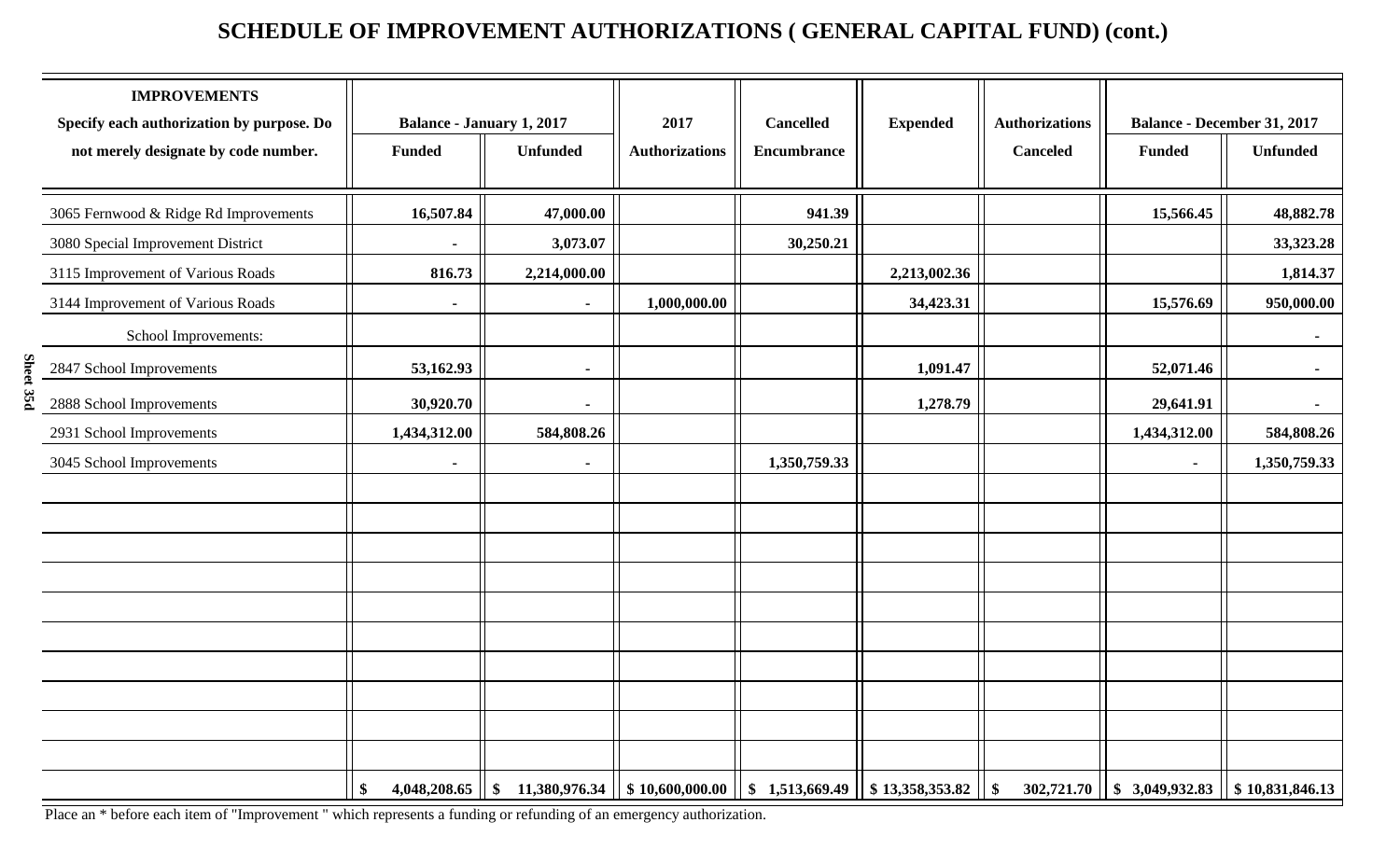# SCHEDULE OF IMPROVEMENT AUTHORIZATIONS ( GENERAL CAPITAL FUND) (cont.)

| IMPROVEMENTS Specify each authorization by purpose. Do not merely designate by code number. | Balance - January 1, 2017 | | 2017 Authorizations | Cancelled Encumbrance | Expended | Authorizations Canceled | Balance - December 31, 2017 | |
|---|---|---|---|---|---|---|---|---|
| | Funded | Unfunded | | | | | Funded | Unfunded |
| 3065 Fernwood & Ridge Rd Improvements | 16,507.84 | 47,000.00 | | 941.39 | | | 15,566.45 | 48,882.78 |
| 3080 Special Improvement District | - | 3,073.07 | | 30,250.21 | | | | 33,323.28 |
| 3115 Improvement of Various Roads | 816.73 | 2,214,000.00 | | | 2,213,002.36 | | | 1,814.37 |
| 3144 Improvement of Various Roads | - | - | 1,000,000.00 | | 34,423.31 | | 15,576.69 | 950,000.00 |
| School Improvements: | | | | | | | | - |
| 2847 School Improvements | 53,162.93 | - | | | 1,091.47 | | 52,071.46 | - |
| 2888 School Improvements | 30,920.70 | - | | | 1,278.79 | | 29,641.91 | - |
| 2931 School Improvements | 1,434,312.00 | 584,808.26 | | | | | 1,434,312.00 | 584,808.26 |
| 3045 School Improvements | - | - | | 1,350,759.33 | | | - | 1,350,759.33 |
| | $ 4,048,208.65 | $ 11,380,976.34 | $ 10,600,000.00 | $ 1,513,669.49 | $ 13,358,353.82 | $ 302,721.70 | $ 3,049,932.83 | $ 10,831,846.13 |

Place an * before each item of "Improvement " which represents a funding or refunding of an emergency authorization.

Sheet 35d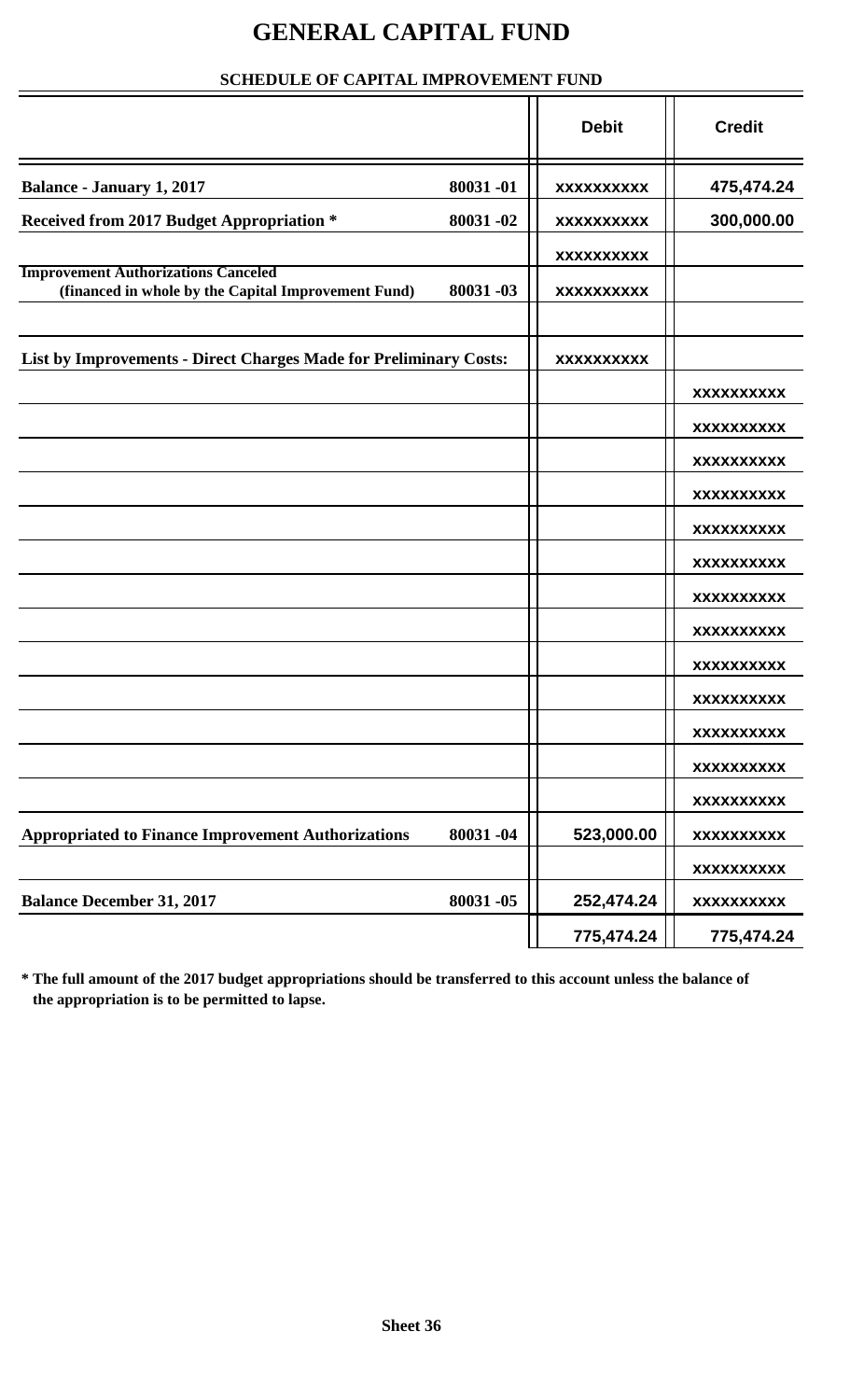# GENERAL CAPITAL FUND

## SCHEDULE OF CAPITAL IMPROVEMENT FUND

| | | Debit | Credit |
|---|---|---|---|
| **Balance - January 1, 2017** | **80031 -01** | xxxxxxxxxx | 475,474.24 |
| **Received from 2017 Budget Appropriation *** | **80031 -02** | xxxxxxxxxx | 300,000.00 |
| | | xxxxxxxxxx | |
| **Improvement Authorizations Canceled (financed in whole by the Capital Improvement Fund)** | **80031 -03** | xxxxxxxxxx | |
| | | | |
| **List by Improvements - Direct Charges Made for Preliminary Costs:** | | xxxxxxxxxx | |
| | | | xxxxxxxxxx |
| | | | xxxxxxxxxx |
| | | | xxxxxxxxxx |
| | | | xxxxxxxxxx |
| | | | xxxxxxxxxx |
| | | | xxxxxxxxxx |
| | | | xxxxxxxxxx |
| | | | xxxxxxxxxx |
| | | | xxxxxxxxxx |
| | | | xxxxxxxxxx |
| | | | xxxxxxxxxx |
| | | | xxxxxxxxxx |
| | | | xxxxxxxxxx |
| **Appropriated to Finance Improvement Authorizations** | **80031 -04** | 523,000.00 | xxxxxxxxxx |
| | | | xxxxxxxxxx |
| **Balance December 31, 2017** | **80031 -05** | 252,474.24 | xxxxxxxxxx |
| | | 775,474.24 | 775,474.24 |

**\* The full amount of the 2017 budget appropriations should be transferred to this account unless the balance of the appropriation is to be permitted to lapse.**

**Sheet 36**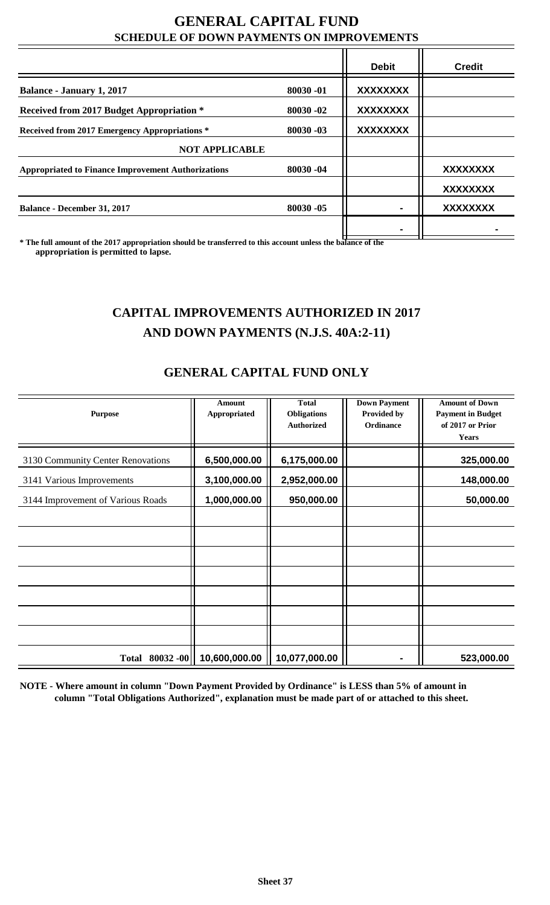# GENERAL CAPITAL FUND

## SCHEDULE OF DOWN PAYMENTS ON IMPROVEMENTS

| | | Debit | Credit |
|---|---|---|---|
| **Balance - January 1, 2017** | **80030 -01** | **XXXXXXXX** | |
| **Received from 2017 Budget Appropriation *** | **80030 -02** | **XXXXXXXX** | |
| **Received from 2017 Emergency Appropriations *** | **80030 -03** | **XXXXXXXX** | |
| **NOT APPLICABLE** | | | |
| **Appropriated to Finance Improvement Authorizations** | **80030 -04** | | **XXXXXXXX** |
| | | | **XXXXXXXX** |
| **Balance - December 31, 2017** | **80030 -05** | - | **XXXXXXXX** |
| | | - | - |

**\* The full amount of the 2017 appropriation should be transferred to this account unless the balance of the appropriation is permitted to lapse.**

## CAPITAL IMPROVEMENTS AUTHORIZED IN 2017 AND DOWN PAYMENTS (N.J.S. 40A:2-11)

## GENERAL CAPITAL FUND ONLY

| Purpose | Amount Appropriated | Total Obligations Authorized | Down Payment Provided by Ordinance | Amount of Down Payment in Budget of 2017 or Prior Years |
|---|---|---|---|---|
| 3130 Community Center Renovations | 6,500,000.00 | 6,175,000.00 | | 325,000.00 |
| 3141 Various Improvements | 3,100,000.00 | 2,952,000.00 | | 148,000.00 |
| 3144 Improvement of Various Roads | 1,000,000.00 | 950,000.00 | | 50,000.00 |
| | | | | |
| | | | | |
| | | | | |
| | | | | |
| | | | | |
| | | | | |
| | | | | |
| Total 80032 -00 | 10,600,000.00 | 10,077,000.00 | - | 523,000.00 |

**NOTE - Where amount in column "Down Payment Provided by Ordinance" is LESS than 5% of amount in column "Total Obligations Authorized", explanation must be made part of or attached to this sheet.**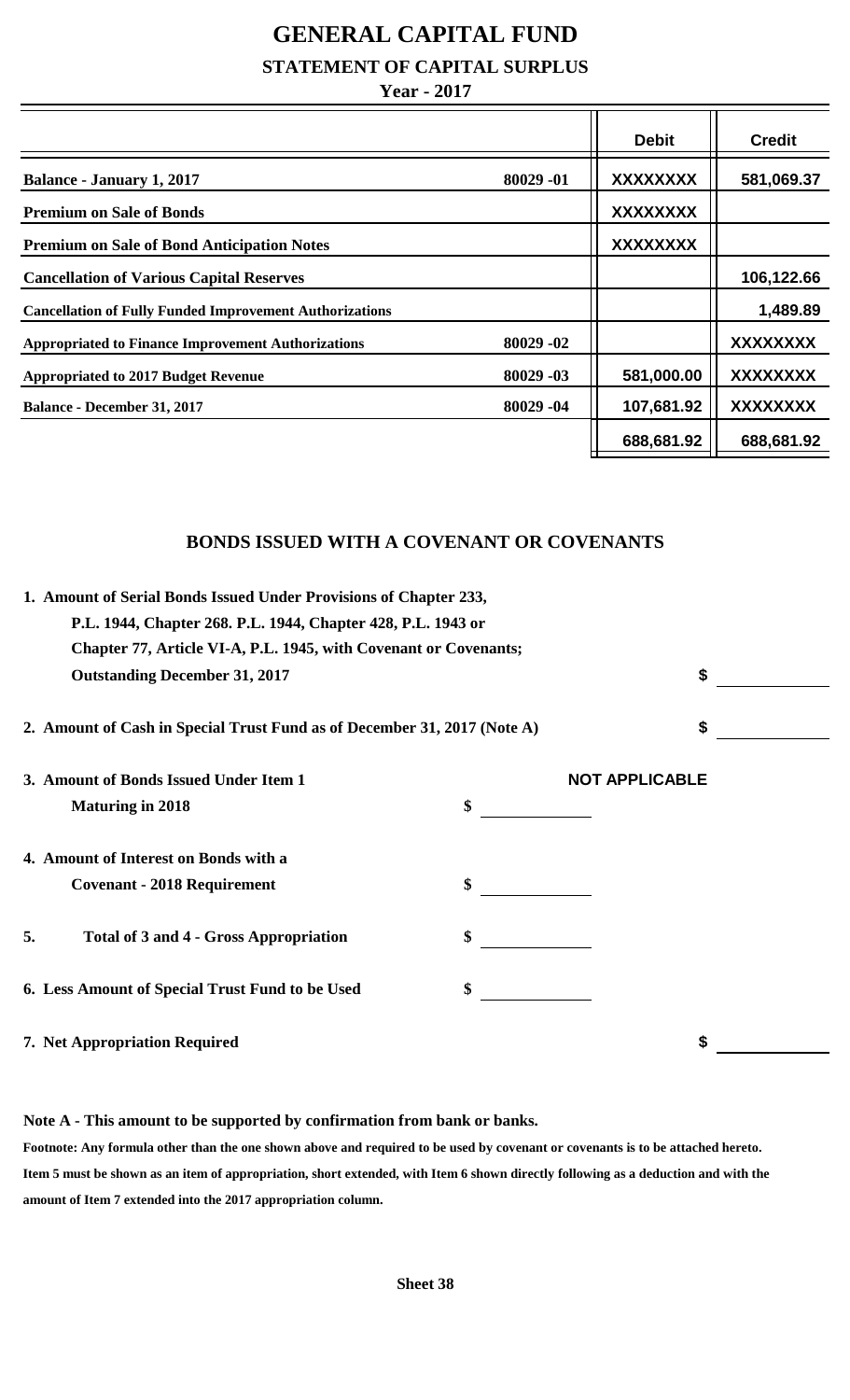# GENERAL CAPITAL FUND

## STATEMENT OF CAPITAL SURPLUS

**Year - 2017**

| | | Debit | Credit |
|---|---|---|---|
| **Balance - January 1, 2017** | 80029 -01 | XXXXXXXX | 581,069.37 |
| **Premium on Sale of Bonds** | | XXXXXXXX | |
| **Premium on Sale of Bond Anticipation Notes** | | XXXXXXXX | |
| **Cancellation of Various Capital Reserves** | | | 106,122.66 |
| **Cancellation of Fully Funded Improvement Authorizations** | | | 1,489.89 |
| **Appropriated to Finance Improvement Authorizations** | 80029 -02 | | XXXXXXXX |
| **Appropriated to 2017 Budget Revenue** | 80029 -03 | 581,000.00 | XXXXXXXX |
| **Balance - December 31, 2017** | 80029 -04 | 107,681.92 | XXXXXXXX |
| | | 688,681.92 | 688,681.92 |

## BONDS ISSUED WITH A COVENANT OR COVENANTS

**1. Amount of Serial Bonds Issued Under Provisions of Chapter 233, P.L. 1944, Chapter 268. P.L. 1944, Chapter 428, P.L. 1943 or Chapter 77, Article VI-A, P.L. 1945, with Covenant or Covenants; Outstanding December 31, 2017** $ ________

**2. Amount of Cash in Special Trust Fund as of December 31, 2017 (Note A)** $ ________

**NOT APPLICABLE**

**3. Amount of Bonds Issued Under Item 1 Maturing in 2018** $ ________

**4. Amount of Interest on Bonds with a Covenant - 2018 Requirement** $ ________

**5. Total of 3 and 4 - Gross Appropriation** $ ________

**6. Less Amount of Special Trust Fund to be Used** $ ________

**7. Net Appropriation Required** $ ________

**Note A - This amount to be supported by confirmation from bank or banks.**

**Footnote: Any formula other than the one shown above and required to be used by covenant or covenants is to be attached hereto. Item 5 must be shown as an item of appropriation, short extended, with Item 6 shown directly following as a deduction and with the amount of Item 7 extended into the 2017 appropriation column.**

**Sheet 38**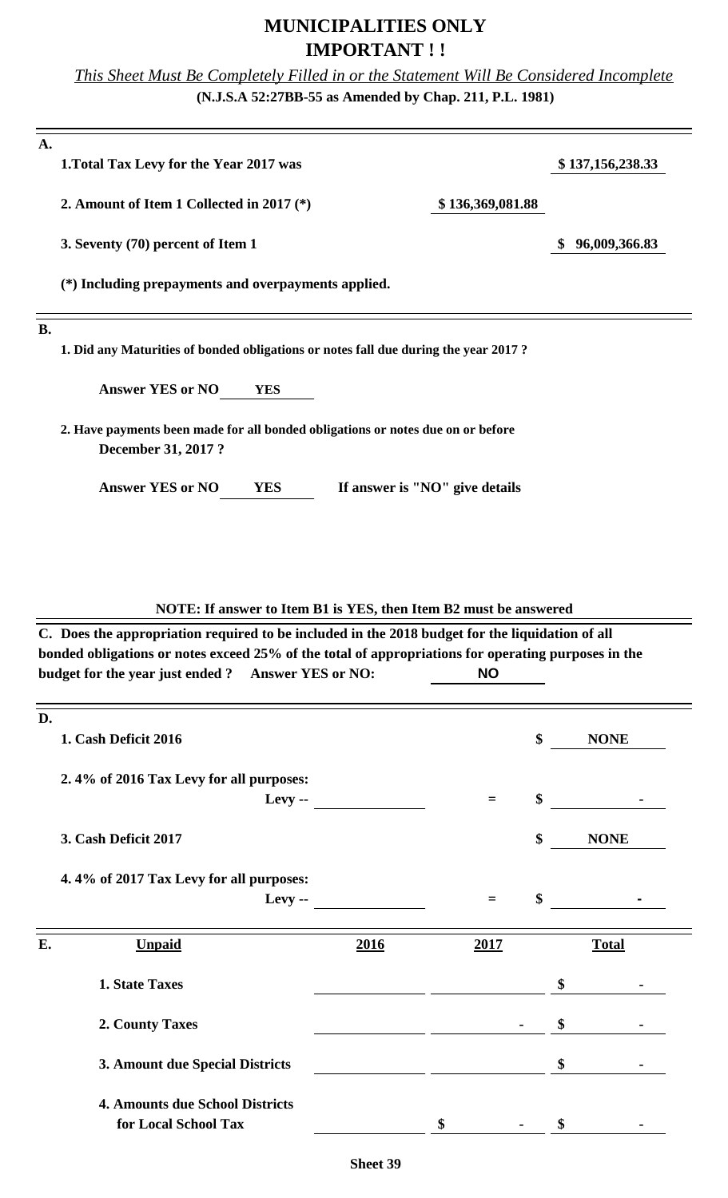# MUNICIPALITIES ONLY

# IMPORTANT ! !

*This Sheet Must Be Completely Filled in or the Statement Will Be Considered Incomplete*

**(N.J.S.A 52:27BB-55 as Amended by Chap. 211, P.L. 1981)**

**A.**

| | | |
|---|---|---|
| **1.Total Tax Levy for the Year 2017 was** | | **$ 137,156,238.33** |
| **2. Amount of Item 1 Collected in 2017 (*)** | **$ 136,369,081.88** | |
| **3. Seventy (70) percent of Item 1** | | **$ 96,009,366.83** |

**(*) Including prepayments and overpayments applied.**

**B.**

**1. Did any Maturities of bonded obligations or notes fall due during the year 2017 ?**

**Answer YES or NO** **YES**

**2. Have payments been made for all bonded obligations or notes due on or before December 31, 2017 ?**

**Answer YES or NO** **YES** **If answer is "NO" give details**

**NOTE: If answer to Item B1 is YES, then Item B2 must be answered**

**C. Does the appropriation required to be included in the 2018 budget for the liquidation of all bonded obligations or notes exceed 25% of the total of appropriations for operating purposes in the budget for the year just ended ? Answer YES or NO:** **NO**

**D.**

| | | | |
|---|---|---|---|
| **1. Cash Deficit 2016** | | | **$ NONE** |
| **2. 4% of 2016 Tax Levy for all purposes:** | **Levy --** | **=** | **$ -** |
| **3. Cash Deficit 2017** | | | **$ NONE** |
| **4. 4% of 2017 Tax Levy for all purposes:** | **Levy --** | **=** | **$ -** |

**E.**

| **Unpaid** | **2016** | **2017** | **Total** |
|---|---|---|---|
| **1. State Taxes** | | | **$ -** |
| **2. County Taxes** | | **-** | **$ -** |
| **3. Amount due Special Districts** | | | **$ -** |
| **4. Amounts due School Districts for Local School Tax** | | **$ -** | **$ -** |

**Sheet 39**